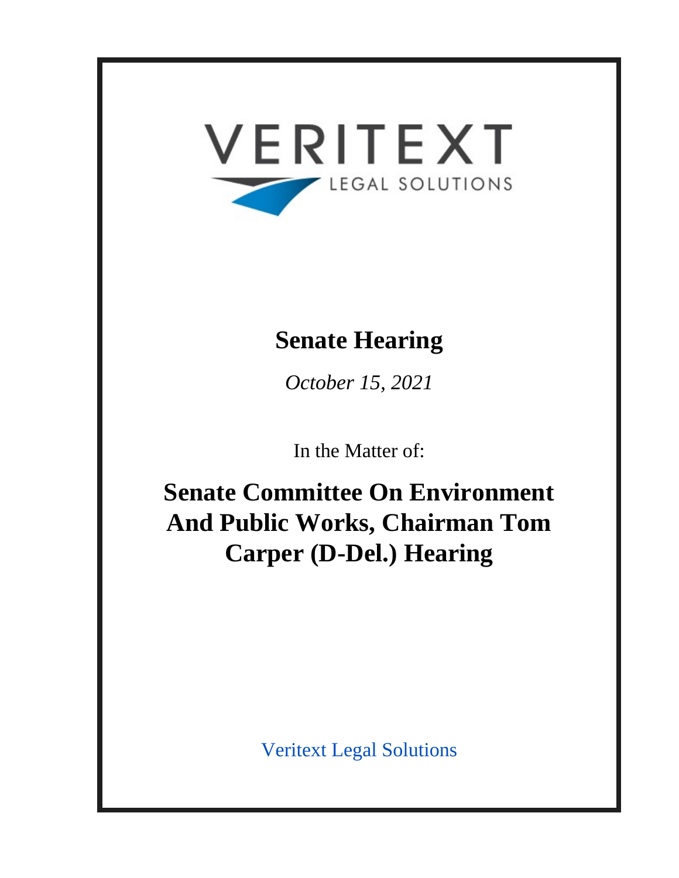VERITEXT
LEGAL SOLUTIONS

# Senate Hearing

*October 15, 2021*

In the Matter of:

# Senate Committee On Environment And Public Works, Chairman Tom Carper (D-Del.) Hearing

Veritext Legal Solutions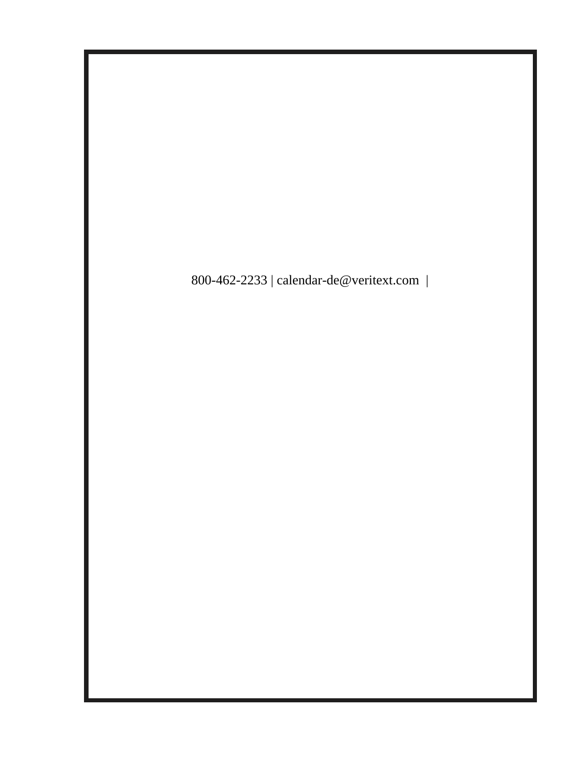800-462-2233 | calendar-de@veritext.com |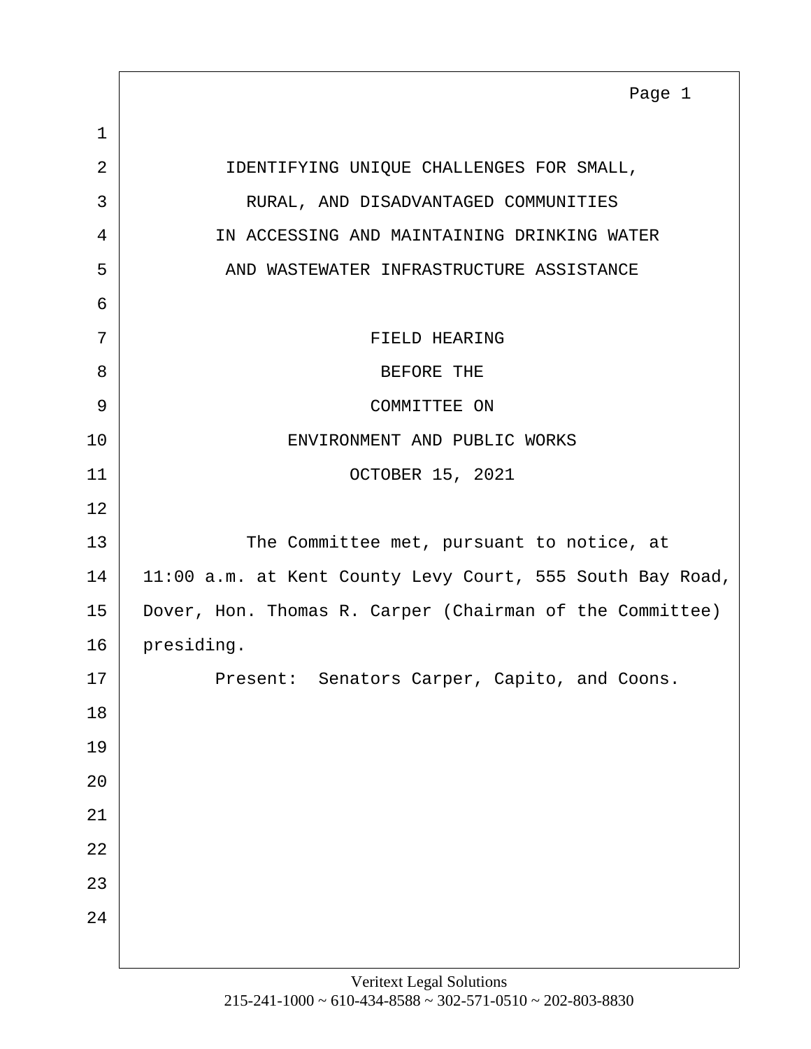IDENTIFYING UNIQUE CHALLENGES FOR SMALL,
RURAL, AND DISADVANTAGED COMMUNITIES
IN ACCESSING AND MAINTAINING DRINKING WATER
AND WASTEWATER INFRASTRUCTURE ASSISTANCE

FIELD HEARING
BEFORE THE
COMMITTEE ON
ENVIRONMENT AND PUBLIC WORKS
OCTOBER 15, 2021

The Committee met, pursuant to notice, at 11:00 a.m. at Kent County Levy Court, 555 South Bay Road, Dover, Hon. Thomas R. Carper (Chairman of the Committee) presiding.

Present: Senators Carper, Capito, and Coons.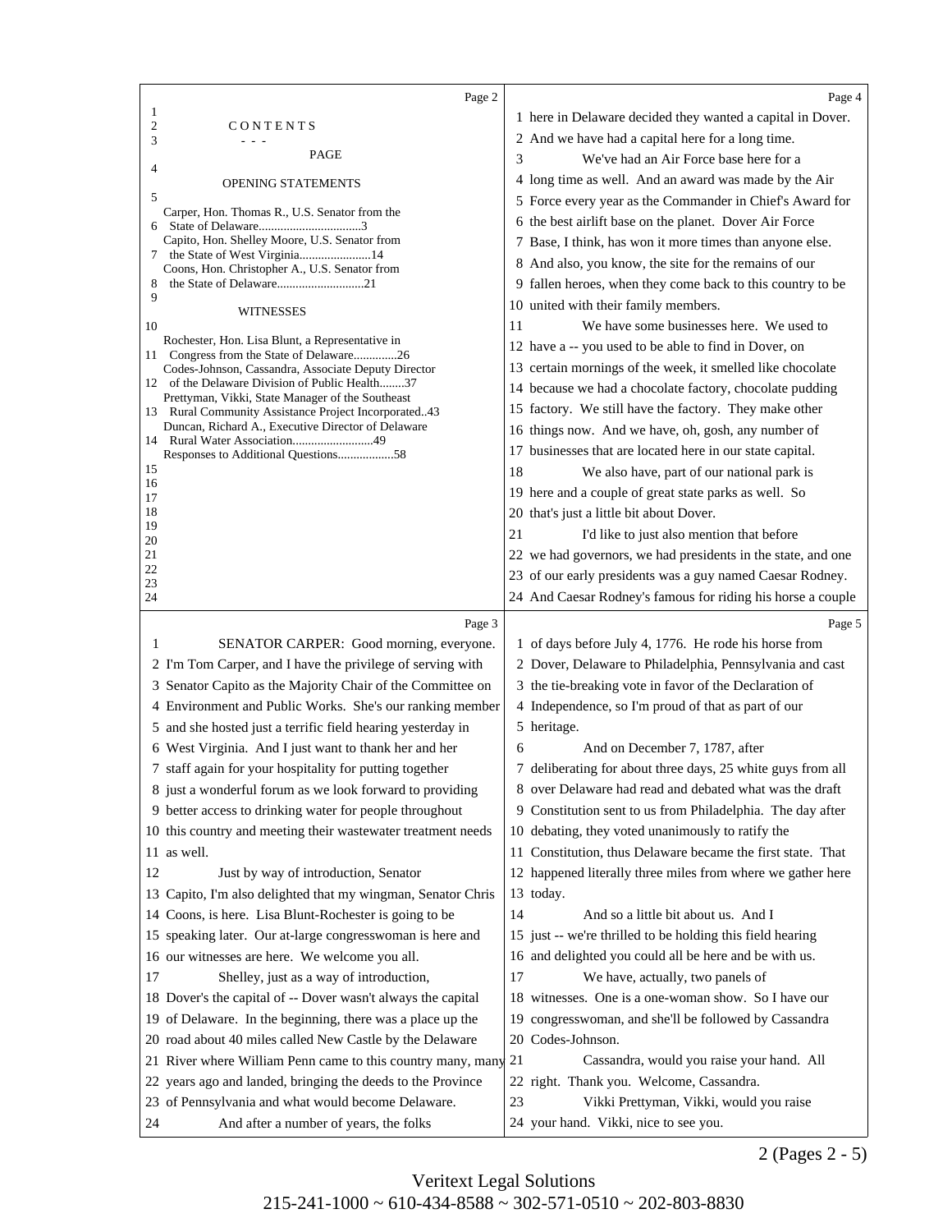CONTENTS

- - -

PAGE

OPENING STATEMENTS

Carper, Hon. Thomas R., U.S. Senator from the State of Delaware.................................3

Capito, Hon. Shelley Moore, U.S. Senator from the State of West Virginia.......................14

Coons, Hon. Christopher A., U.S. Senator from the State of Delaware............................21

WITNESSES

Rochester, Hon. Lisa Blunt, a Representative in Congress from the State of Delaware..............26

Codes-Johnson, Cassandra, Associate Deputy Director of the Delaware Division of Public Health........37

Prettyman, Vikki, State Manager of the Southeast Rural Community Assistance Project Incorporated..43

Duncan, Richard A., Executive Director of Delaware Rural Water Association..........................49

Responses to Additional Questions..................58

SENATOR CARPER: Good morning, everyone. I'm Tom Carper, and I have the privilege of serving with Senator Capito as the Majority Chair of the Committee on Environment and Public Works. She's our ranking member and she hosted just a terrific field hearing yesterday in West Virginia. And I just want to thank her and her staff again for your hospitality for putting together just a wonderful forum as we look forward to providing better access to drinking water for people throughout this country and meeting their wastewater treatment needs as well.

Just by way of introduction, Senator Capito, I'm also delighted that my wingman, Senator Chris Coons, is here. Lisa Blunt-Rochester is going to be speaking later. Our at-large congresswoman is here and our witnesses are here. We welcome you all.

Shelley, just as a way of introduction, Dover's the capital of -- Dover wasn't always the capital of Delaware. In the beginning, there was a place up the road about 40 miles called New Castle by the Delaware River where William Penn came to this country many, many years ago and landed, bringing the deeds to the Province of Pennsylvania and what would become Delaware.

And after a number of years, the folks here in Delaware decided they wanted a capital in Dover. And we have had a capital here for a long time.

We've had an Air Force base here for a long time as well. And an award was made by the Air Force every year as the Commander in Chief's Award for the best airlift base on the planet. Dover Air Force Base, I think, has won it more times than anyone else. And also, you know, the site for the remains of our fallen heroes, when they come back to this country to be united with their family members.

We have some businesses here. We used to have a -- you used to be able to find in Dover, on certain mornings of the week, it smelled like chocolate because we had a chocolate factory, chocolate pudding factory. We still have the factory. They make other things now. And we have, oh, gosh, any number of businesses that are located here in our state capital.

We also have, part of our national park is here and a couple of great state parks as well. So that's just a little bit about Dover.

I'd like to just also mention that before we had governors, we had presidents in the state, and one of our early presidents was a guy named Caesar Rodney. And Caesar Rodney's famous for riding his horse a couple of days before July 4, 1776. He rode his horse from Dover, Delaware to Philadelphia, Pennsylvania and cast the tie-breaking vote in favor of the Declaration of Independence, so I'm proud of that as part of our heritage.

And on December 7, 1787, after deliberating for about three days, 25 white guys from all over Delaware had read and debated what was the draft Constitution sent to us from Philadelphia. The day after debating, they voted unanimously to ratify the Constitution, thus Delaware became the first state. That happened literally three miles from where we gather here today.

And so a little bit about us. And I just -- we're thrilled to be holding this field hearing and delighted you could all be here and be with us.

We have, actually, two panels of witnesses. One is a one-woman show. So I have our congresswoman, and she'll be followed by Cassandra Codes-Johnson.

Cassandra, would you raise your hand. All right. Thank you. Welcome, Cassandra.

Vikki Prettyman, Vikki, would you raise your hand. Vikki, nice to see you.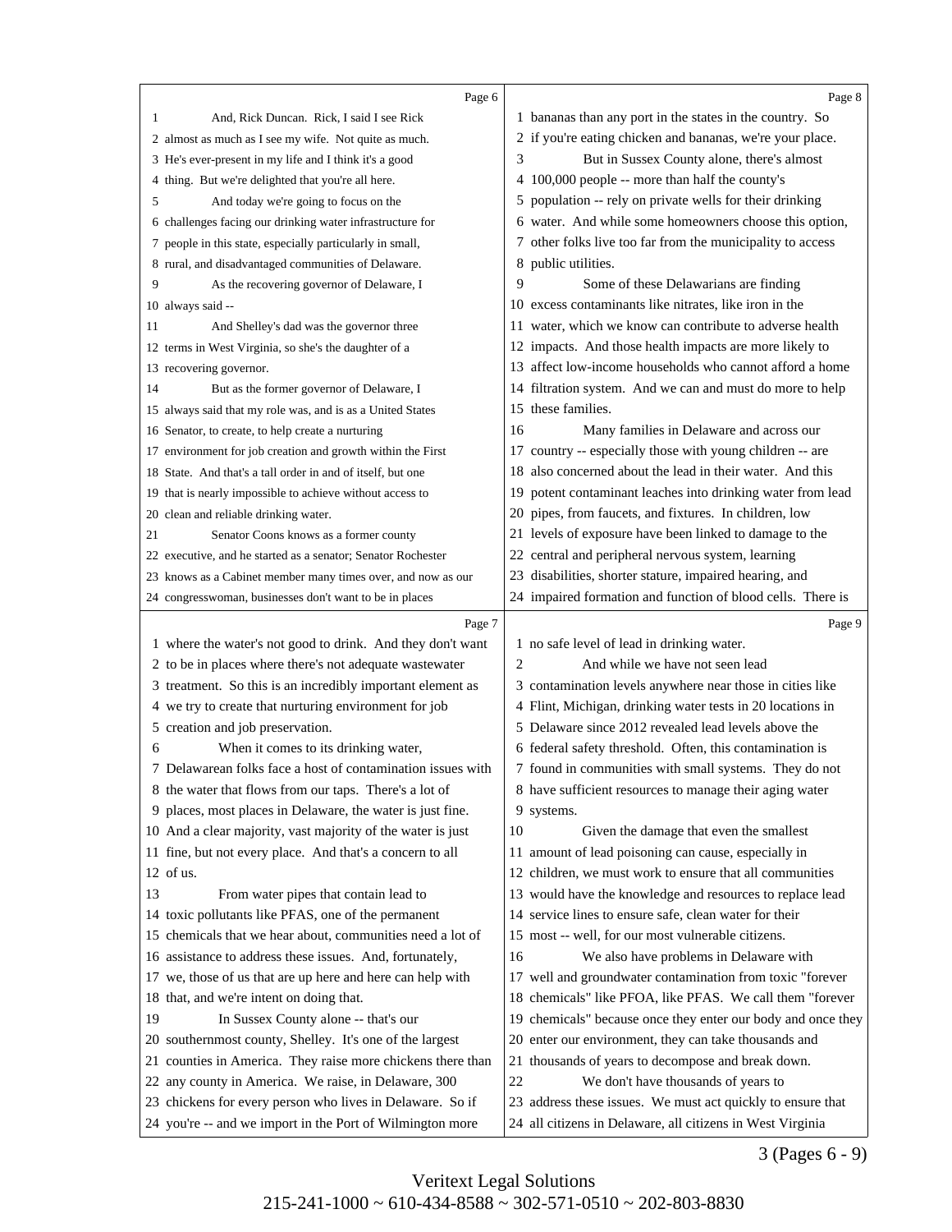Page 6

1 And, Rick Duncan. Rick, I said I see Rick
2 almost as much as I see my wife. Not quite as much.
3 He's ever-present in my life and I think it's a good
4 thing. But we're delighted that you're all here.
5 And today we're going to focus on the
6 challenges facing our drinking water infrastructure for
7 people in this state, especially particularly in small,
8 rural, and disadvantaged communities of Delaware.
9 As the recovering governor of Delaware, I
10 always said --
11 And Shelley's dad was the governor three
12 terms in West Virginia, so she's the daughter of a
13 recovering governor.
14 But as the former governor of Delaware, I
15 always said that my role was, and is as a United States
16 Senator, to create, to help create a nurturing
17 environment for job creation and growth within the First
18 State. And that's a tall order in and of itself, but one
19 that is nearly impossible to achieve without access to
20 clean and reliable drinking water.
21 Senator Coons knows as a former county
22 executive, and he started as a senator; Senator Rochester
23 knows as a Cabinet member many times over, and now as our
24 congresswoman, businesses don't want to be in places

Page 7

1 where the water's not good to drink. And they don't want
2 to be in places where there's not adequate wastewater
3 treatment. So this is an incredibly important element as
4 we try to create that nurturing environment for job
5 creation and job preservation.
6 When it comes to its drinking water,
7 Delawarean folks face a host of contamination issues with
8 the water that flows from our taps. There's a lot of
9 places, most places in Delaware, the water is just fine.
10 And a clear majority, vast majority of the water is just
11 fine, but not every place. And that's a concern to all
12 of us.
13 From water pipes that contain lead to
14 toxic pollutants like PFAS, one of the permanent
15 chemicals that we hear about, communities need a lot of
16 assistance to address these issues. And, fortunately,
17 we, those of us that are up here and here can help with
18 that, and we're intent on doing that.
19 In Sussex County alone -- that's our
20 southernmost county, Shelley. It's one of the largest
21 counties in America. They raise more chickens there than
22 any county in America. We raise, in Delaware, 300
23 chickens for every person who lives in Delaware. So if
24 you're -- and we import in the Port of Wilmington more

Page 8

1 bananas than any port in the states in the country. So
2 if you're eating chicken and bananas, we're your place.
3 But in Sussex County alone, there's almost
4 100,000 people -- more than half the county's
5 population -- rely on private wells for their drinking
6 water. And while some homeowners choose this option,
7 other folks live too far from the municipality to access
8 public utilities.
9 Some of these Delawarians are finding
10 excess contaminants like nitrates, like iron in the
11 water, which we know can contribute to adverse health
12 impacts. And those health impacts are more likely to
13 affect low-income households who cannot afford a home
14 filtration system. And we can and must do more to help
15 these families.
16 Many families in Delaware and across our
17 country -- especially those with young children -- are
18 also concerned about the lead in their water. And this
19 potent contaminant leaches into drinking water from lead
20 pipes, from faucets, and fixtures. In children, low
21 levels of exposure have been linked to damage to the
22 central and peripheral nervous system, learning
23 disabilities, shorter stature, impaired hearing, and
24 impaired formation and function of blood cells. There is

Page 9

1 no safe level of lead in drinking water.
2 And while we have not seen lead
3 contamination levels anywhere near those in cities like
4 Flint, Michigan, drinking water tests in 20 locations in
5 Delaware since 2012 revealed lead levels above the
6 federal safety threshold. Often, this contamination is
7 found in communities with small systems. They do not
8 have sufficient resources to manage their aging water
9 systems.
10 Given the damage that even the smallest
11 amount of lead poisoning can cause, especially in
12 children, we must work to ensure that all communities
13 would have the knowledge and resources to replace lead
14 service lines to ensure safe, clean water for their
15 most -- well, for our most vulnerable citizens.
16 We also have problems in Delaware with
17 well and groundwater contamination from toxic "forever
18 chemicals" like PFOA, like PFAS. We call them "forever
19 chemicals" because once they enter our body and once they
20 enter our environment, they can take thousands and
21 thousands of years to decompose and break down.
22 We don't have thousands of years to
23 address these issues. We must act quickly to ensure that
24 all citizens in Delaware, all citizens in West Virginia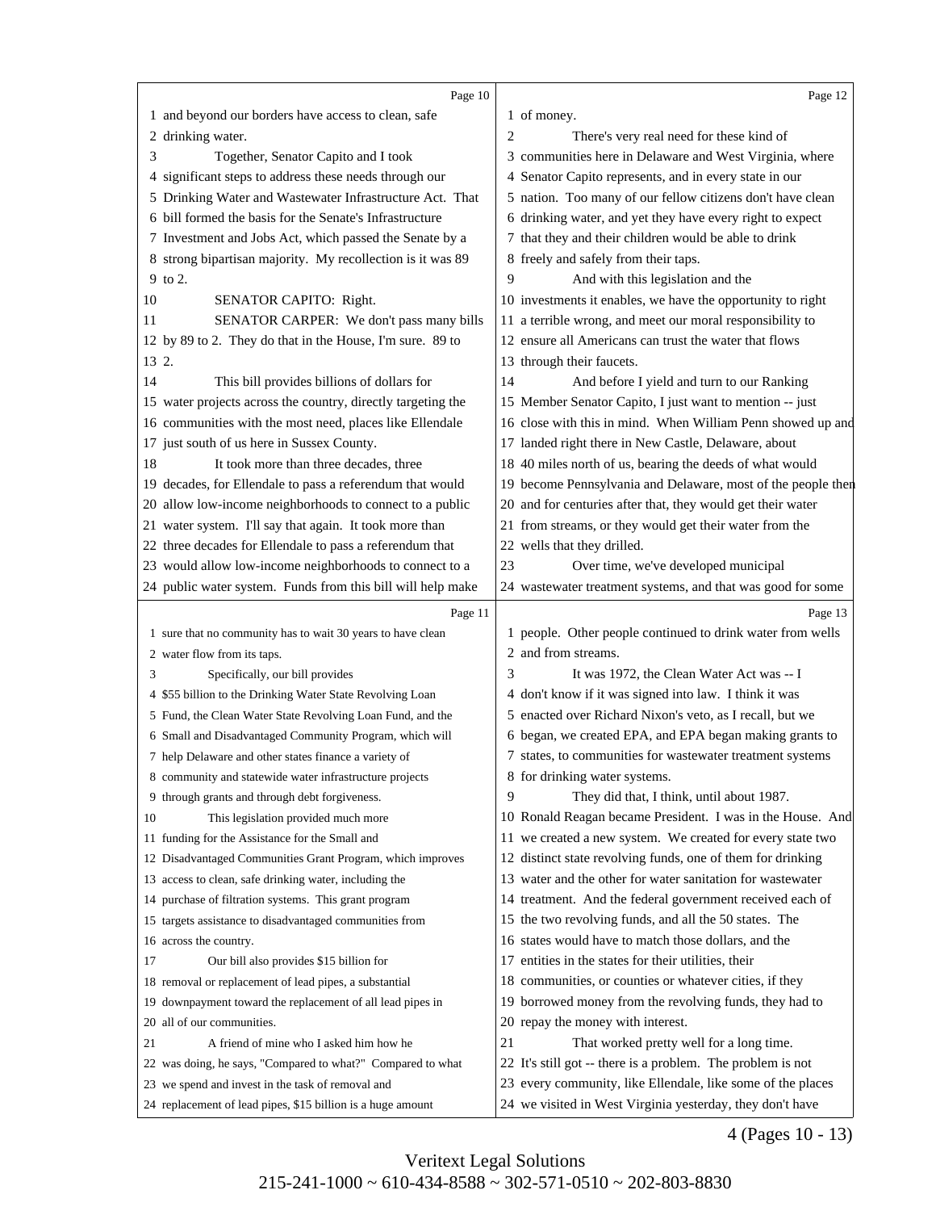and beyond our borders have access to clean, safe drinking water.

Together, Senator Capito and I took significant steps to address these needs through our Drinking Water and Wastewater Infrastructure Act. That bill formed the basis for the Senate's Infrastructure Investment and Jobs Act, which passed the Senate by a strong bipartisan majority. My recollection is it was 89 to 2.

SENATOR CAPITO: Right.

SENATOR CARPER: We don't pass many bills by 89 to 2. They do that in the House, I'm sure. 89 to 2.

This bill provides billions of dollars for water projects across the country, directly targeting the communities with the most need, places like Ellendale just south of us here in Sussex County.

It took more than three decades, three decades, for Ellendale to pass a referendum that would allow low-income neighborhoods to connect to a public water system. I'll say that again. It took more than three decades for Ellendale to pass a referendum that would allow low-income neighborhoods to connect to a public water system. Funds from this bill will help make sure that no community has to wait 30 years to have clean water flow from its taps.

Specifically, our bill provides $55 billion to the Drinking Water State Revolving Loan Fund, the Clean Water State Revolving Loan Fund, and the Small and Disadvantaged Community Program, which will help Delaware and other states finance a variety of community and statewide water infrastructure projects through grants and through debt forgiveness.

This legislation provided much more funding for the Assistance for the Small and Disadvantaged Communities Grant Program, which improves access to clean, safe drinking water, including the purchase of filtration systems. This grant program targets assistance to disadvantaged communities from across the country.

Our bill also provides $15 billion for removal or replacement of lead pipes, a substantial downpayment toward the replacement of all lead pipes in all of our communities.

A friend of mine who I asked him how he was doing, he says, "Compared to what?" Compared to what we spend and invest in the task of removal and replacement of lead pipes, $15 billion is a huge amount of money.

There's very real need for these kind of communities here in Delaware and West Virginia, where Senator Capito represents, and in every state in our nation. Too many of our fellow citizens don't have clean drinking water, and yet they have every right to expect that they and their children would be able to drink freely and safely from their taps.

And with this legislation and the investments it enables, we have the opportunity to right a terrible wrong, and meet our moral responsibility to ensure all Americans can trust the water that flows through their faucets.

And before I yield and turn to our Ranking Member Senator Capito, I just want to mention -- just close with this in mind. When William Penn showed up and landed right there in New Castle, Delaware, about 40 miles north of us, bearing the deeds of what would become Pennsylvania and Delaware, most of the people then and for centuries after that, they would get their water from streams, or they would get their water from the wells that they drilled.

Over time, we've developed municipal wastewater treatment systems, and that was good for some people. Other people continued to drink water from wells and from streams.

It was 1972, the Clean Water Act was -- I don't know if it was signed into law. I think it was enacted over Richard Nixon's veto, as I recall, but we began, we created EPA, and EPA began making grants to states, to communities for wastewater treatment systems for drinking water systems.

They did that, I think, until about 1987. Ronald Reagan became President. I was in the House. And we created a new system. We created for every state two distinct state revolving funds, one of them for drinking water and the other for water sanitation for wastewater treatment. And the federal government received each of the two revolving funds, and all the 50 states. The states would have to match those dollars, and the entities in the states for their utilities, their communities, or counties or whatever cities, if they borrowed money from the revolving funds, they had to repay the money with interest.

That worked pretty well for a long time. It's still got -- there is a problem. The problem is not every community, like Ellendale, like some of the places we visited in West Virginia yesterday, they don't have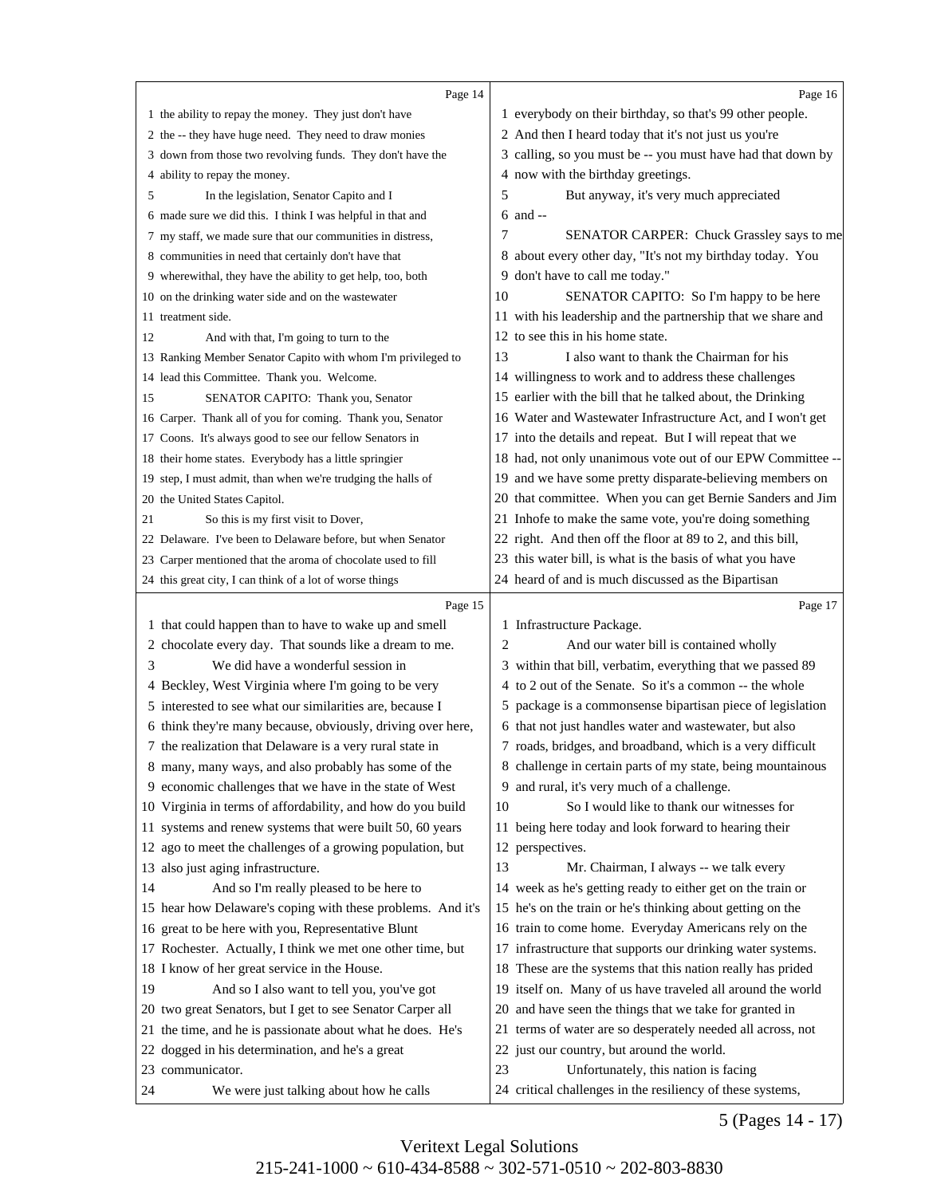Page 14

1 the ability to repay the money. They just don't have
2 the -- they have huge need. They need to draw monies
3 down from those two revolving funds. They don't have the
4 ability to repay the money.
5 In the legislation, Senator Capito and I
6 made sure we did this. I think I was helpful in that and
7 my staff, we made sure that our communities in distress,
8 communities in need that certainly don't have that
9 wherewithal, they have the ability to get help, too, both
10 on the drinking water side and on the wastewater
11 treatment side.
12 And with that, I'm going to turn to the
13 Ranking Member Senator Capito with whom I'm privileged to
14 lead this Committee. Thank you. Welcome.
15 SENATOR CAPITO: Thank you, Senator
16 Carper. Thank all of you for coming. Thank you, Senator
17 Coons. It's always good to see our fellow Senators in
18 their home states. Everybody has a little springier
19 step, I must admit, than when we're trudging the halls of
20 the United States Capitol.
21 So this is my first visit to Dover,
22 Delaware. I've been to Delaware before, but when Senator
23 Carper mentioned that the aroma of chocolate used to fill
24 this great city, I can think of a lot of worse things

Page 15

1 that could happen than to have to wake up and smell
2 chocolate every day. That sounds like a dream to me.
3 We did have a wonderful session in
4 Beckley, West Virginia where I'm going to be very
5 interested to see what our similarities are, because I
6 think they're many because, obviously, driving over here,
7 the realization that Delaware is a very rural state in
8 many, many ways, and also probably has some of the
9 economic challenges that we have in the state of West
10 Virginia in terms of affordability, and how do you build
11 systems and renew systems that were built 50, 60 years
12 ago to meet the challenges of a growing population, but
13 also just aging infrastructure.
14 And so I'm really pleased to be here to
15 hear how Delaware's coping with these problems. And it's
16 great to be here with you, Representative Blunt
17 Rochester. Actually, I think we met one other time, but
18 I know of her great service in the House.
19 And so I also want to tell you, you've got
20 two great Senators, but I get to see Senator Carper all
21 the time, and he is passionate about what he does. He's
22 dogged in his determination, and he's a great
23 communicator.
24 We were just talking about how he calls

Page 16

1 everybody on their birthday, so that's 99 other people.
2 And then I heard today that it's not just us you're
3 calling, so you must be -- you must have had that down by
4 now with the birthday greetings.
5 But anyway, it's very much appreciated
6 and --
7 SENATOR CARPER: Chuck Grassley says to me
8 about every other day, "It's not my birthday today. You
9 don't have to call me today."
10 SENATOR CAPITO: So I'm happy to be here
11 with his leadership and the partnership that we share and
12 to see this in his home state.
13 I also want to thank the Chairman for his
14 willingness to work and to address these challenges
15 earlier with the bill that he talked about, the Drinking
16 Water and Wastewater Infrastructure Act, and I won't get
17 into the details and repeat. But I will repeat that we
18 had, not only unanimous vote out of our EPW Committee --
19 and we have some pretty disparate-believing members on
20 that committee. When you can get Bernie Sanders and Jim
21 Inhofe to make the same vote, you're doing something
22 right. And then off the floor at 89 to 2, and this bill,
23 this water bill, is what is the basis of what you have
24 heard of and is much discussed as the Bipartisan

Page 17

1 Infrastructure Package.
2 And our water bill is contained wholly
3 within that bill, verbatim, everything that we passed 89
4 to 2 out of the Senate. So it's a common -- the whole
5 package is a commonsense bipartisan piece of legislation
6 that not just handles water and wastewater, but also
7 roads, bridges, and broadband, which is a very difficult
8 challenge in certain parts of my state, being mountainous
9 and rural, it's very much of a challenge.
10 So I would like to thank our witnesses for
11 being here today and look forward to hearing their
12 perspectives.
13 Mr. Chairman, I always -- we talk every
14 week as he's getting ready to either get on the train or
15 he's on the train or he's thinking about getting on the
16 train to come home. Everyday Americans rely on the
17 infrastructure that supports our drinking water systems.
18 These are the systems that this nation really has prided
19 itself on. Many of us have traveled all around the world
20 and have seen the things that we take for granted in
21 terms of water are so desperately needed all across, not
22 just our country, but around the world.
23 Unfortunately, this nation is facing
24 critical challenges in the resiliency of these systems,

5 (Pages 14 - 17)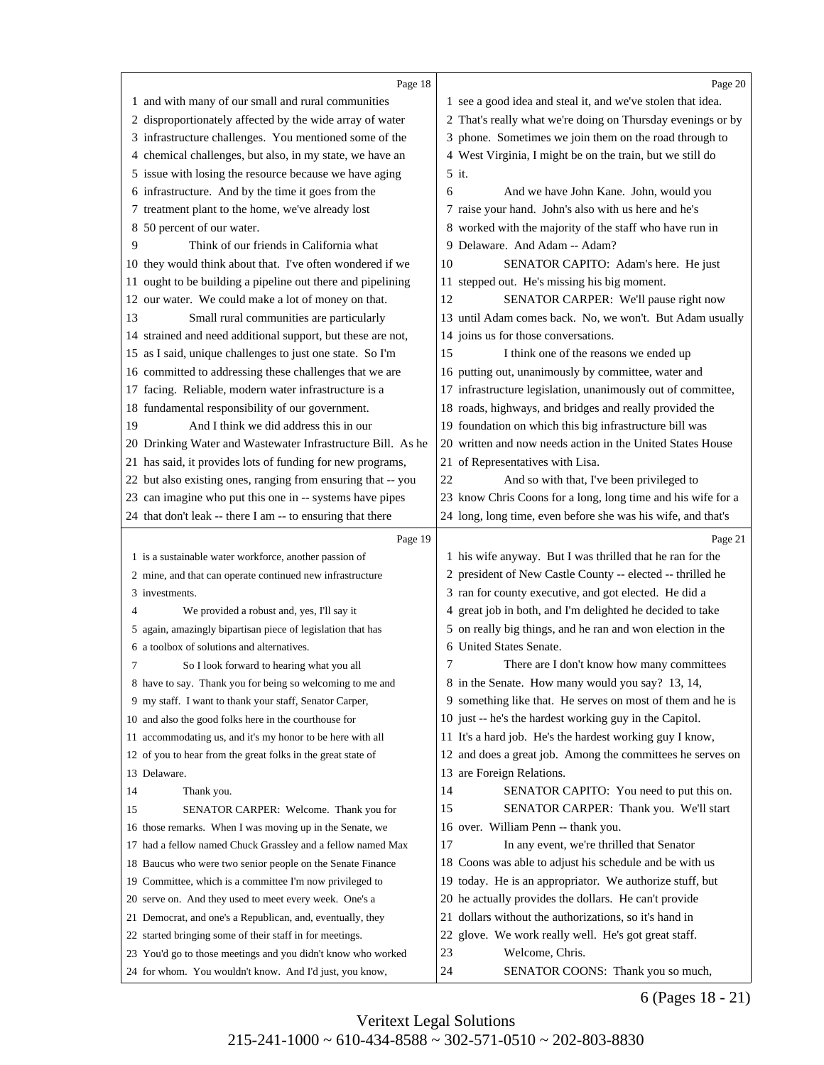Page 18

1 and with many of our small and rural communities
2 disproportionately affected by the wide array of water
3 infrastructure challenges. You mentioned some of the
4 chemical challenges, but also, in my state, we have an
5 issue with losing the resource because we have aging
6 infrastructure. And by the time it goes from the
7 treatment plant to the home, we've already lost
8 50 percent of our water.
9 Think of our friends in California what
10 they would think about that. I've often wondered if we
11 ought to be building a pipeline out there and pipelining
12 our water. We could make a lot of money on that.
13 Small rural communities are particularly
14 strained and need additional support, but these are not,
15 as I said, unique challenges to just one state. So I'm
16 committed to addressing these challenges that we are
17 facing. Reliable, modern water infrastructure is a
18 fundamental responsibility of our government.
19 And I think we did address this in our
20 Drinking Water and Wastewater Infrastructure Bill. As he
21 has said, it provides lots of funding for new programs,
22 but also existing ones, ranging from ensuring that -- you
23 can imagine who put this one in -- systems have pipes
24 that don't leak -- there I am -- to ensuring that there

Page 19

1 is a sustainable water workforce, another passion of
2 mine, and that can operate continued new infrastructure
3 investments.
4 We provided a robust and, yes, I'll say it
5 again, amazingly bipartisan piece of legislation that has
6 a toolbox of solutions and alternatives.
7 So I look forward to hearing what you all
8 have to say. Thank you for being so welcoming to me and
9 my staff. I want to thank your staff, Senator Carper,
10 and also the good folks here in the courthouse for
11 accommodating us, and it's my honor to be here with all
12 of you to hear from the great folks in the great state of
13 Delaware.
14 Thank you.
15 SENATOR CARPER: Welcome. Thank you for
16 those remarks. When I was moving up in the Senate, we
17 had a fellow named Chuck Grassley and a fellow named Max
18 Baucus who were two senior people on the Senate Finance
19 Committee, which is a committee I'm now privileged to
20 serve on. And they used to meet every week. One's a
21 Democrat, and one's a Republican, and, eventually, they
22 started bringing some of their staff in for meetings.
23 You'd go to those meetings and you didn't know who worked
24 for whom. You wouldn't know. And I'd just, you know,

Page 20

1 see a good idea and steal it, and we've stolen that idea.
2 That's really what we're doing on Thursday evenings or by
3 phone. Sometimes we join them on the road through to
4 West Virginia, I might be on the train, but we still do
5 it.
6 And we have John Kane. John, would you
7 raise your hand. John's also with us here and he's
8 worked with the majority of the staff who have run in
9 Delaware. And Adam -- Adam?
10 SENATOR CAPITO: Adam's here. He just
11 stepped out. He's missing his big moment.
12 SENATOR CARPER: We'll pause right now
13 until Adam comes back. No, we won't. But Adam usually
14 joins us for those conversations.
15 I think one of the reasons we ended up
16 putting out, unanimously by committee, water and
17 infrastructure legislation, unanimously out of committee,
18 roads, highways, and bridges and really provided the
19 foundation on which this big infrastructure bill was
20 written and now needs action in the United States House
21 of Representatives with Lisa.
22 And so with that, I've been privileged to
23 know Chris Coons for a long, long time and his wife for a
24 long, long time, even before she was his wife, and that's

Page 21

1 his wife anyway. But I was thrilled that he ran for the
2 president of New Castle County -- elected -- thrilled he
3 ran for county executive, and got elected. He did a
4 great job in both, and I'm delighted he decided to take
5 on really big things, and he ran and won election in the
6 United States Senate.
7 There are I don't know how many committees
8 in the Senate. How many would you say? 13, 14,
9 something like that. He serves on most of them and he is
10 just -- he's the hardest working guy in the Capitol.
11 It's a hard job. He's the hardest working guy I know,
12 and does a great job. Among the committees he serves on
13 are Foreign Relations.
14 SENATOR CAPITO: You need to put this on.
15 SENATOR CARPER: Thank you. We'll start
16 over. William Penn -- thank you.
17 In any event, we're thrilled that Senator
18 Coons was able to adjust his schedule and be with us
19 today. He is an appropriator. We authorize stuff, but
20 he actually provides the dollars. He can't provide
21 dollars without the authorizations, so it's hand in
22 glove. We work really well. He's got great staff.
23 Welcome, Chris.
24 SENATOR COONS: Thank you so much,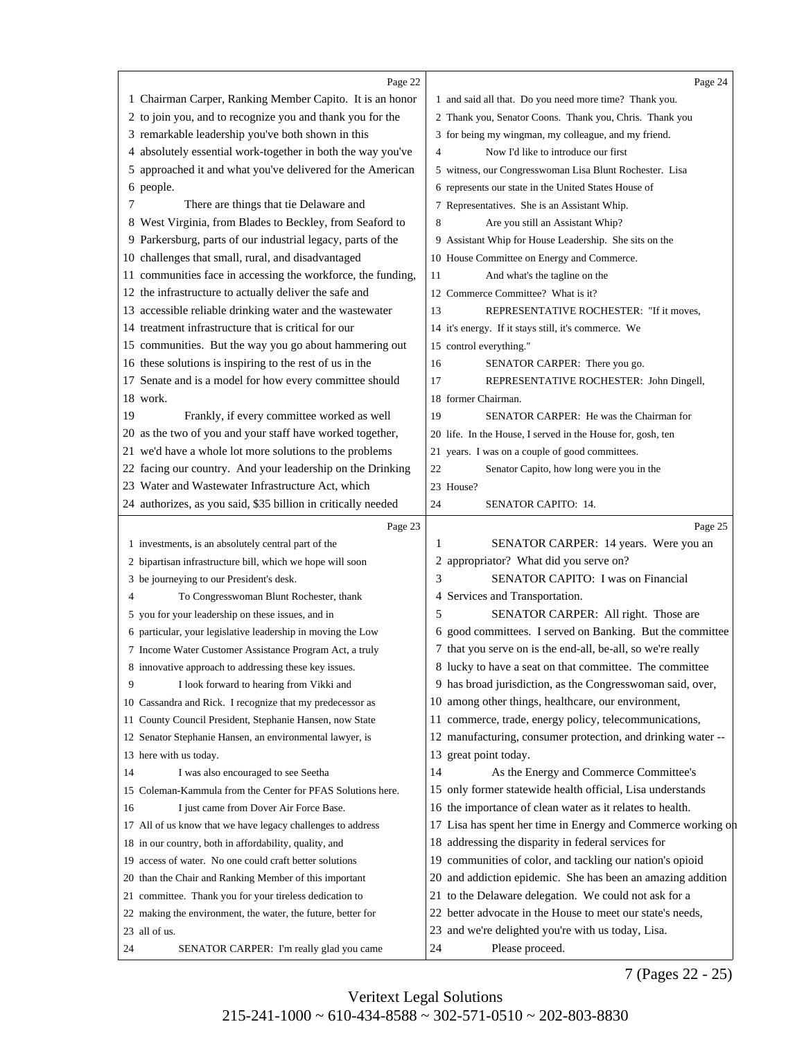Page 22

1 Chairman Carper, Ranking Member Capito. It is an honor
2 to join you, and to recognize you and thank you for the
3 remarkable leadership you've both shown in this
4 absolutely essential work-together in both the way you've
5 approached it and what you've delivered for the American
6 people.
7 There are things that tie Delaware and
8 West Virginia, from Blades to Beckley, from Seaford to
9 Parkersburg, parts of our industrial legacy, parts of the
10 challenges that small, rural, and disadvantaged
11 communities face in accessing the workforce, the funding,
12 the infrastructure to actually deliver the safe and
13 accessible reliable drinking water and the wastewater
14 treatment infrastructure that is critical for our
15 communities. But the way you go about hammering out
16 these solutions is inspiring to the rest of us in the
17 Senate and is a model for how every committee should
18 work.
19 Frankly, if every committee worked as well
20 as the two of you and your staff have worked together,
21 we'd have a whole lot more solutions to the problems
22 facing our country. And your leadership on the Drinking
23 Water and Wastewater Infrastructure Act, which
24 authorizes, as you said, $35 billion in critically needed

Page 23

1 investments, is an absolutely central part of the
2 bipartisan infrastructure bill, which we hope will soon
3 be journeying to our President's desk.
4 To Congresswoman Blunt Rochester, thank
5 you for your leadership on these issues, and in
6 particular, your legislative leadership in moving the Low
7 Income Water Customer Assistance Program Act, a truly
8 innovative approach to addressing these key issues.
9 I look forward to hearing from Vikki and
10 Cassandra and Rick. I recognize that my predecessor as
11 County Council President, Stephanie Hansen, now State
12 Senator Stephanie Hansen, an environmental lawyer, is
13 here with us today.
14 I was also encouraged to see Seetha
15 Coleman-Kammula from the Center for PFAS Solutions here.
16 I just came from Dover Air Force Base.
17 All of us know that we have legacy challenges to address
18 in our country, both in affordability, quality, and
19 access of water. No one could craft better solutions
20 than the Chair and Ranking Member of this important
21 committee. Thank you for your tireless dedication to
22 making the environment, the water, the future, better for
23 all of us.
24 SENATOR CARPER: I'm really glad you came

Page 24

1 and said all that. Do you need more time? Thank you.
2 Thank you, Senator Coons. Thank you, Chris. Thank you
3 for being my wingman, my colleague, and my friend.
4 Now I'd like to introduce our first
5 witness, our Congresswoman Lisa Blunt Rochester. Lisa
6 represents our state in the United States House of
7 Representatives. She is an Assistant Whip.
8 Are you still an Assistant Whip?
9 Assistant Whip for House Leadership. She sits on the
10 House Committee on Energy and Commerce.
11 And what's the tagline on the
12 Commerce Committee? What is it?
13 REPRESENTATIVE ROCHESTER: "If it moves,
14 it's energy. If it stays still, it's commerce. We
15 control everything."
16 SENATOR CARPER: There you go.
17 REPRESENTATIVE ROCHESTER: John Dingell,
18 former Chairman.
19 SENATOR CARPER: He was the Chairman for
20 life. In the House, I served in the House for, gosh, ten
21 years. I was on a couple of good committees.
22 Senator Capito, how long were you in the
23 House?
24 SENATOR CAPITO: 14.

Page 25

1 SENATOR CARPER: 14 years. Were you an
2 appropriator? What did you serve on?
3 SENATOR CAPITO: I was on Financial
4 Services and Transportation.
5 SENATOR CARPER: All right. Those are
6 good committees. I served on Banking. But the committee
7 that you serve on is the end-all, be-all, so we're really
8 lucky to have a seat on that committee. The committee
9 has broad jurisdiction, as the Congresswoman said, over,
10 among other things, healthcare, our environment,
11 commerce, trade, energy policy, telecommunications,
12 manufacturing, consumer protection, and drinking water --
13 great point today.
14 As the Energy and Commerce Committee's
15 only former statewide health official, Lisa understands
16 the importance of clean water as it relates to health.
17 Lisa has spent her time in Energy and Commerce working on
18 addressing the disparity in federal services for
19 communities of color, and tackling our nation's opioid
20 and addiction epidemic. She has been an amazing addition
21 to the Delaware delegation. We could not ask for a
22 better advocate in the House to meet our state's needs,
23 and we're delighted you're with us today, Lisa.
24 Please proceed.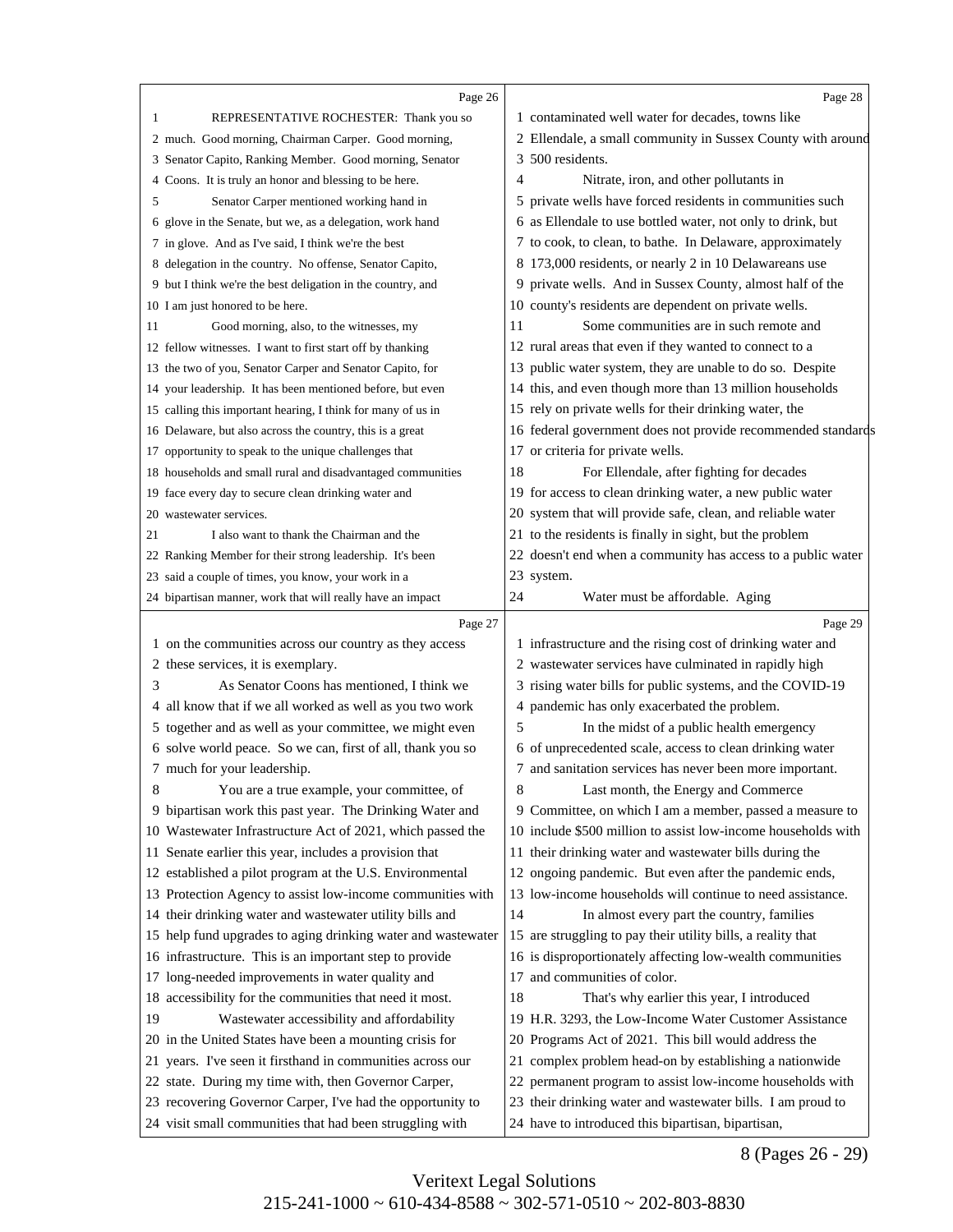Page 26

REPRESENTATIVE ROCHESTER: Thank you so much. Good morning, Chairman Carper. Good morning, Senator Capito, Ranking Member. Good morning, Senator Coons. It is truly an honor and blessing to be here.

Senator Carper mentioned working hand in glove in the Senate, but we, as a delegation, work hand in glove. And as I've said, I think we're the best delegation in the country. No offense, Senator Capito, but I think we're the best deligation in the country, and I am just honored to be here.

Good morning, also, to the witnesses, my fellow witnesses. I want to first start off by thanking the two of you, Senator Carper and Senator Capito, for your leadership. It has been mentioned before, but even calling this important hearing, I think for many of us in Delaware, but also across the country, this is a great opportunity to speak to the unique challenges that households and small rural and disadvantaged communities face every day to secure clean drinking water and wastewater services.

I also want to thank the Chairman and the Ranking Member for their strong leadership. It's been said a couple of times, you know, your work in a bipartisan manner, work that will really have an impact

Page 27

on the communities across our country as they access these services, it is exemplary.

As Senator Coons has mentioned, I think we all know that if we all worked as well as you two work together and as well as your committee, we might even solve world peace. So we can, first of all, thank you so much for your leadership.

You are a true example, your committee, of bipartisan work this past year. The Drinking Water and Wastewater Infrastructure Act of 2021, which passed the Senate earlier this year, includes a provision that established a pilot program at the U.S. Environmental Protection Agency to assist low-income communities with their drinking water and wastewater utility bills and help fund upgrades to aging drinking water and wastewater infrastructure. This is an important step to provide long-needed improvements in water quality and accessibility for the communities that need it most.

Wastewater accessibility and affordability in the United States have been a mounting crisis for years. I've seen it firsthand in communities across our state. During my time with, then Governor Carper, recovering Governor Carper, I've had the opportunity to visit small communities that had been struggling with

Page 28

contaminated well water for decades, towns like Ellendale, a small community in Sussex County with around 500 residents.

Nitrate, iron, and other pollutants in private wells have forced residents in communities such as Ellendale to use bottled water, not only to drink, but to cook, to clean, to bathe. In Delaware, approximately 173,000 residents, or nearly 2 in 10 Delawareans use private wells. And in Sussex County, almost half of the county's residents are dependent on private wells.

Some communities are in such remote and rural areas that even if they wanted to connect to a public water system, they are unable to do so. Despite this, and even though more than 13 million households rely on private wells for their drinking water, the federal government does not provide recommended standards or criteria for private wells.

For Ellendale, after fighting for decades for access to clean drinking water, a new public water system that will provide safe, clean, and reliable water to the residents is finally in sight, but the problem doesn't end when a community has access to a public water system.

Water must be affordable. Aging

Page 29

infrastructure and the rising cost of drinking water and wastewater services have culminated in rapidly high rising water bills for public systems, and the COVID-19 pandemic has only exacerbated the problem.

In the midst of a public health emergency of unprecedented scale, access to clean drinking water and sanitation services has never been more important.

Last month, the Energy and Commerce Committee, on which I am a member, passed a measure to include $500 million to assist low-income households with their drinking water and wastewater bills during the ongoing pandemic. But even after the pandemic ends, low-income households will continue to need assistance.

In almost every part the country, families are struggling to pay their utility bills, a reality that is disproportionately affecting low-wealth communities and communities of color.

That's why earlier this year, I introduced H.R. 3293, the Low-Income Water Customer Assistance Programs Act of 2021. This bill would address the complex problem head-on by establishing a nationwide permanent program to assist low-income households with their drinking water and wastewater bills. I am proud to have to introduced this bipartisan, bipartisan,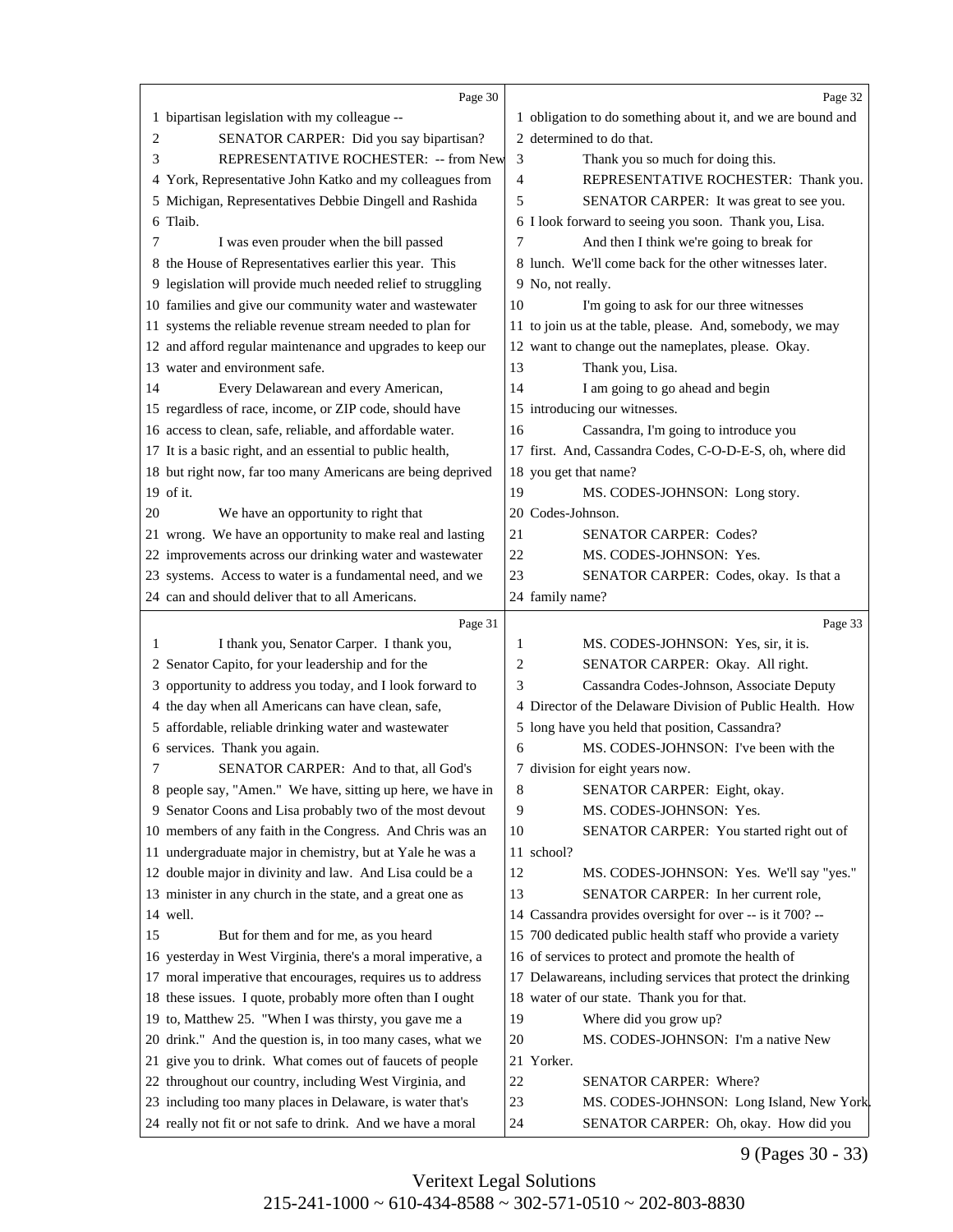Page 30

1 bipartisan legislation with my colleague --
2 SENATOR CARPER: Did you say bipartisan?
3 REPRESENTATIVE ROCHESTER: -- from New
4 York, Representative John Katko and my colleagues from
5 Michigan, Representatives Debbie Dingell and Rashida
6 Tlaib.
7 I was even prouder when the bill passed
8 the House of Representatives earlier this year. This
9 legislation will provide much needed relief to struggling
10 families and give our community water and wastewater
11 systems the reliable revenue stream needed to plan for
12 and afford regular maintenance and upgrades to keep our
13 water and environment safe.
14 Every Delawarean and every American,
15 regardless of race, income, or ZIP code, should have
16 access to clean, safe, reliable, and affordable water.
17 It is a basic right, and an essential to public health,
18 but right now, far too many Americans are being deprived
19 of it.
20 We have an opportunity to right that
21 wrong. We have an opportunity to make real and lasting
22 improvements across our drinking water and wastewater
23 systems. Access to water is a fundamental need, and we
24 can and should deliver that to all Americans.

Page 31

1 I thank you, Senator Carper. I thank you,
2 Senator Capito, for your leadership and for the
3 opportunity to address you today, and I look forward to
4 the day when all Americans can have clean, safe,
5 affordable, reliable drinking water and wastewater
6 services. Thank you again.
7 SENATOR CARPER: And to that, all God's
8 people say, "Amen." We have, sitting up here, we have in
9 Senator Coons and Lisa probably two of the most devout
10 members of any faith in the Congress. And Chris was an
11 undergraduate major in chemistry, but at Yale he was a
12 double major in divinity and law. And Lisa could be a
13 minister in any church in the state, and a great one as
14 well.
15 But for them and for me, as you heard
16 yesterday in West Virginia, there's a moral imperative, a
17 moral imperative that encourages, requires us to address
18 these issues. I quote, probably more often than I ought
19 to, Matthew 25. "When I was thirsty, you gave me a
20 drink." And the question is, in too many cases, what we
21 give you to drink. What comes out of faucets of people
22 throughout our country, including West Virginia, and
23 including too many places in Delaware, is water that's
24 really not fit or not safe to drink. And we have a moral

Page 32

1 obligation to do something about it, and we are bound and
2 determined to do that.
3 Thank you so much for doing this.
4 REPRESENTATIVE ROCHESTER: Thank you.
5 SENATOR CARPER: It was great to see you.
6 I look forward to seeing you soon. Thank you, Lisa.
7 And then I think we're going to break for
8 lunch. We'll come back for the other witnesses later.
9 No, not really.
10 I'm going to ask for our three witnesses
11 to join us at the table, please. And, somebody, we may
12 want to change out the nameplates, please. Okay.
13 Thank you, Lisa.
14 I am going to go ahead and begin
15 introducing our witnesses.
16 Cassandra, I'm going to introduce you
17 first. And, Cassandra Codes, C-O-D-E-S, oh, where did
18 you get that name?
19 MS. CODES-JOHNSON: Long story.
20 Codes-Johnson.
21 SENATOR CARPER: Codes?
22 MS. CODES-JOHNSON: Yes.
23 SENATOR CARPER: Codes, okay. Is that a
24 family name?

Page 33

1 MS. CODES-JOHNSON: Yes, sir, it is.
2 SENATOR CARPER: Okay. All right.
3 Cassandra Codes-Johnson, Associate Deputy
4 Director of the Delaware Division of Public Health. How
5 long have you held that position, Cassandra?
6 MS. CODES-JOHNSON: I've been with the
7 division for eight years now.
8 SENATOR CARPER: Eight, okay.
9 MS. CODES-JOHNSON: Yes.
10 SENATOR CARPER: You started right out of
11 school?
12 MS. CODES-JOHNSON: Yes. We'll say "yes."
13 SENATOR CARPER: In her current role,
14 Cassandra provides oversight for over -- is it 700? --
15 700 dedicated public health staff who provide a variety
16 of services to protect and promote the health of
17 Delawareans, including services that protect the drinking
18 water of our state. Thank you for that.
19 Where did you grow up?
20 MS. CODES-JOHNSON: I'm a native New
21 Yorker.
22 SENATOR CARPER: Where?
23 MS. CODES-JOHNSON: Long Island, New York.
24 SENATOR CARPER: Oh, okay. How did you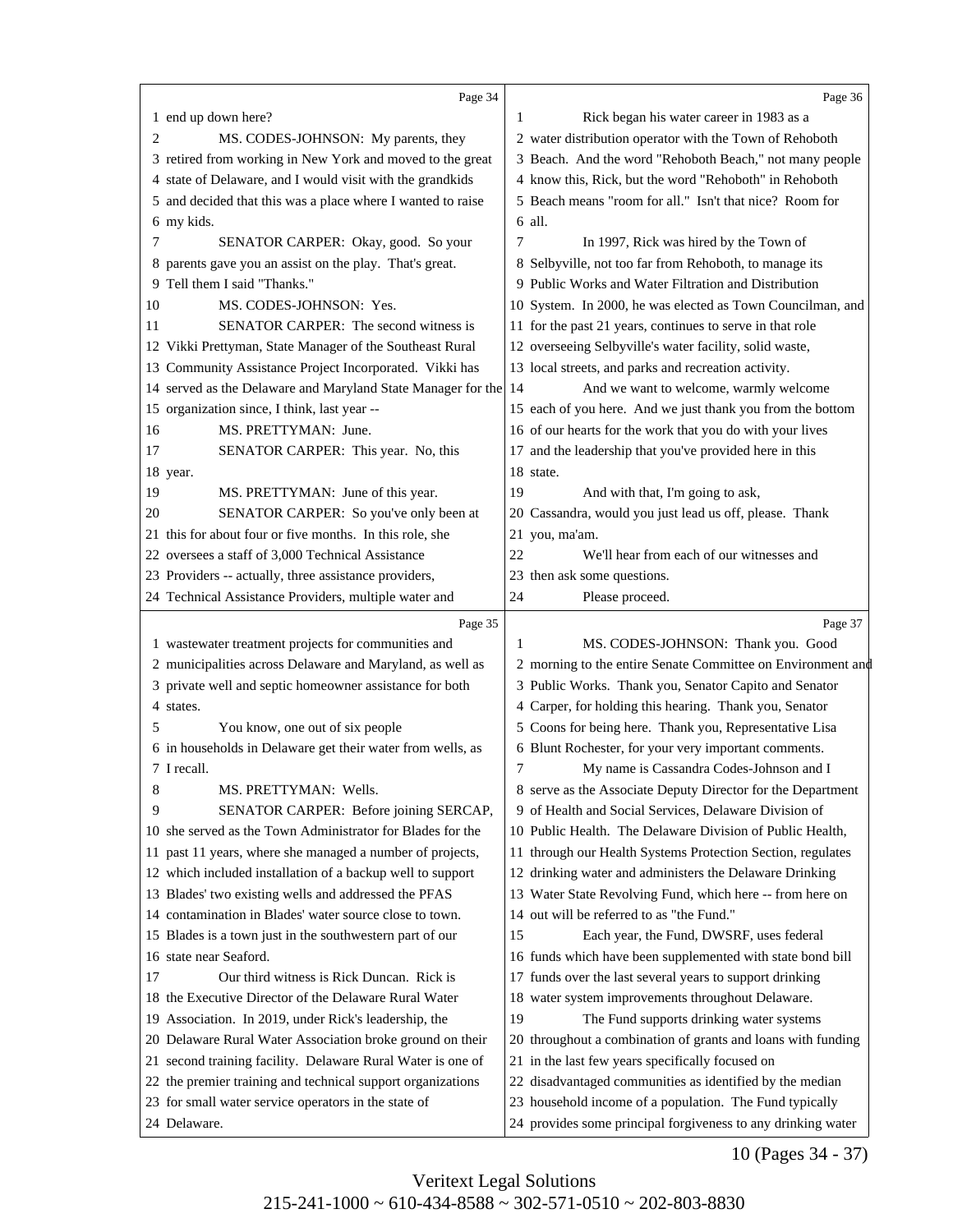Page 34

1 end up down here?

2 MS. CODES-JOHNSON: My parents, they
3 retired from working in New York and moved to the great
4 state of Delaware, and I would visit with the grandkids
5 and decided that this was a place where I wanted to raise
6 my kids.

7 SENATOR CARPER: Okay, good. So your
8 parents gave you an assist on the play. That's great.
9 Tell them I said "Thanks."

10 MS. CODES-JOHNSON: Yes.

11 SENATOR CARPER: The second witness is
12 Vikki Prettyman, State Manager of the Southeast Rural
13 Community Assistance Project Incorporated. Vikki has
14 served as the Delaware and Maryland State Manager for the
15 organization since, I think, last year --

16 MS. PRETTYMAN: June.

17 SENATOR CARPER: This year. No, this
18 year.

19 MS. PRETTYMAN: June of this year.

20 SENATOR CARPER: So you've only been at
21 this for about four or five months. In this role, she
22 oversees a staff of 3,000 Technical Assistance
23 Providers -- actually, three assistance providers,
24 Technical Assistance Providers, multiple water and

Page 35

1 wastewater treatment projects for communities and
2 municipalities across Delaware and Maryland, as well as
3 private well and septic homeowner assistance for both
4 states.

5 You know, one out of six people
6 in households in Delaware get their water from wells, as
7 I recall.

8 MS. PRETTYMAN: Wells.

9 SENATOR CARPER: Before joining SERCAP,
10 she served as the Town Administrator for Blades for the
11 past 11 years, where she managed a number of projects,
12 which included installation of a backup well to support
13 Blades' two existing wells and addressed the PFAS
14 contamination in Blades' water source close to town.
15 Blades is a town just in the southwestern part of our
16 state near Seaford.

17 Our third witness is Rick Duncan. Rick is
18 the Executive Director of the Delaware Rural Water
19 Association. In 2019, under Rick's leadership, the
20 Delaware Rural Water Association broke ground on their
21 second training facility. Delaware Rural Water is one of
22 the premier training and technical support organizations
23 for small water service operators in the state of
24 Delaware.

Page 36

1 Rick began his water career in 1983 as a
2 water distribution operator with the Town of Rehoboth
3 Beach. And the word "Rehoboth Beach," not many people
4 know this, Rick, but the word "Rehoboth" in Rehoboth
5 Beach means "room for all." Isn't that nice? Room for
6 all.

7 In 1997, Rick was hired by the Town of
8 Selbyville, not too far from Rehoboth, to manage its
9 Public Works and Water Filtration and Distribution
10 System. In 2000, he was elected as Town Councilman, and
11 for the past 21 years, continues to serve in that role
12 overseeing Selbyville's water facility, solid waste,
13 local streets, and parks and recreation activity.

14 And we want to welcome, warmly welcome
15 each of you here. And we just thank you from the bottom
16 of our hearts for the work that you do with your lives
17 and the leadership that you've provided here in this
18 state.

19 And with that, I'm going to ask,
20 Cassandra, would you just lead us off, please. Thank
21 you, ma'am.

22 We'll hear from each of our witnesses and
23 then ask some questions.

24 Please proceed.

Page 37

1 MS. CODES-JOHNSON: Thank you. Good
2 morning to the entire Senate Committee on Environment and
3 Public Works. Thank you, Senator Capito and Senator
4 Carper, for holding this hearing. Thank you, Senator
5 Coons for being here. Thank you, Representative Lisa
6 Blunt Rochester, for your very important comments.

7 My name is Cassandra Codes-Johnson and I
8 serve as the Associate Deputy Director for the Department
9 of Health and Social Services, Delaware Division of
10 Public Health. The Delaware Division of Public Health,
11 through our Health Systems Protection Section, regulates
12 drinking water and administers the Delaware Drinking
13 Water State Revolving Fund, which here -- from here on
14 out will be referred to as "the Fund."

15 Each year, the Fund, DWSRF, uses federal
16 funds which have been supplemented with state bond bill
17 funds over the last several years to support drinking
18 water system improvements throughout Delaware.

19 The Fund supports drinking water systems
20 throughout a combination of grants and loans with funding
21 in the last few years specifically focused on
22 disadvantaged communities as identified by the median
23 household income of a population. The Fund typically
24 provides some principal forgiveness to any drinking water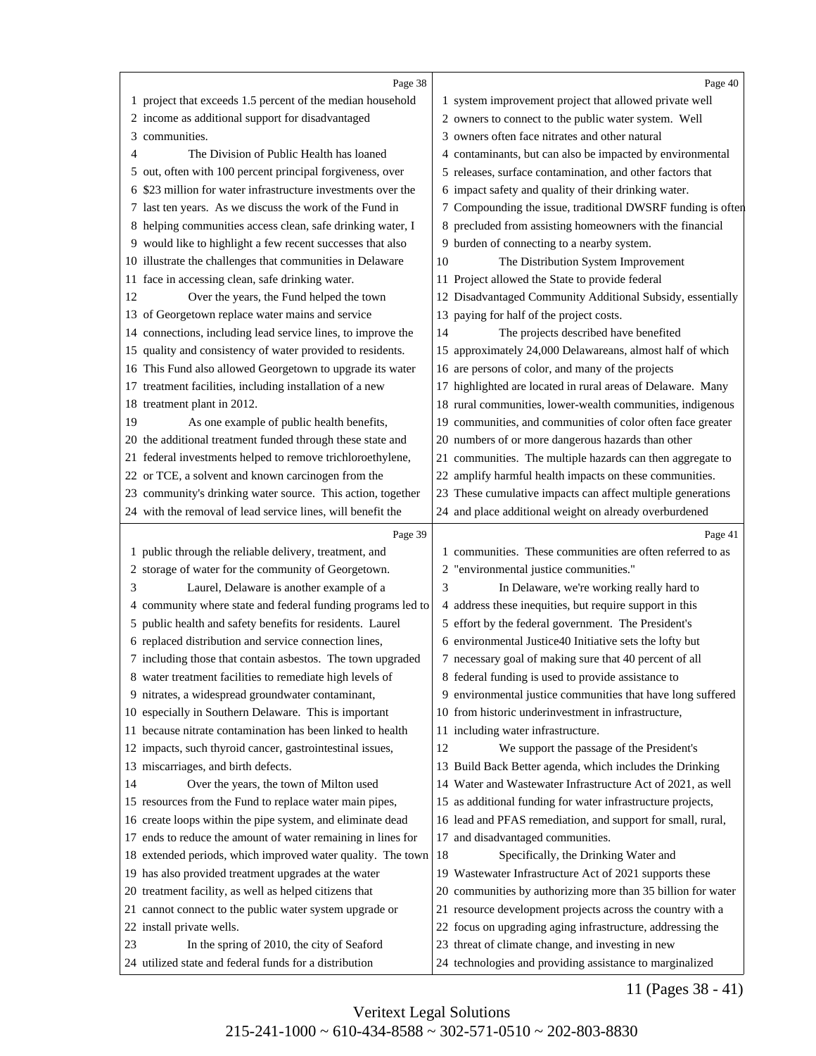project that exceeds 1.5 percent of the median household income as additional support for disadvantaged communities.

The Division of Public Health has loaned out, often with 100 percent principal forgiveness, over $23 million for water infrastructure investments over the last ten years. As we discuss the work of the Fund in helping communities access clean, safe drinking water, I would like to highlight a few recent successes that also illustrate the challenges that communities in Delaware face in accessing clean, safe drinking water.

Over the years, the Fund helped the town of Georgetown replace water mains and service connections, including lead service lines, to improve the quality and consistency of water provided to residents. This Fund also allowed Georgetown to upgrade its water treatment facilities, including installation of a new treatment plant in 2012.

As one example of public health benefits, the additional treatment funded through these state and federal investments helped to remove trichloroethylene, or TCE, a solvent and known carcinogen from the community's drinking water source. This action, together with the removal of lead service lines, will benefit the public through the reliable delivery, treatment, and storage of water for the community of Georgetown.

Laurel, Delaware is another example of a community where state and federal funding programs led to public health and safety benefits for residents. Laurel replaced distribution and service connection lines, including those that contain asbestos. The town upgraded water treatment facilities to remediate high levels of nitrates, a widespread groundwater contaminant, especially in Southern Delaware. This is important because nitrate contamination has been linked to health impacts, such thyroid cancer, gastrointestinal issues, miscarriages, and birth defects.

Over the years, the town of Milton used resources from the Fund to replace water main pipes, create loops within the pipe system, and eliminate dead ends to reduce the amount of water remaining in lines for extended periods, which improved water quality. The town has also provided treatment upgrades at the water treatment facility, as well as helped citizens that cannot connect to the public water system upgrade or install private wells.

In the spring of 2010, the city of Seaford utilized state and federal funds for a distribution system improvement project that allowed private well owners to connect to the public water system. Well owners often face nitrates and other natural contaminants, but can also be impacted by environmental releases, surface contamination, and other factors that impact safety and quality of their drinking water. Compounding the issue, traditional DWSRF funding is often precluded from assisting homeowners with the financial burden of connecting to a nearby system.

The Distribution System Improvement Project allowed the State to provide federal Disadvantaged Community Additional Subsidy, essentially paying for half of the project costs.

The projects described have benefited approximately 24,000 Delawareans, almost half of which are persons of color, and many of the projects highlighted are located in rural areas of Delaware. Many rural communities, lower-wealth communities, indigenous communities, and communities of color often face greater numbers of or more dangerous hazards than other communities. The multiple hazards can then aggregate to amplify harmful health impacts on these communities. These cumulative impacts can affect multiple generations and place additional weight on already overburdened communities. These communities are often referred to as "environmental justice communities."

In Delaware, we're working really hard to address these inequities, but require support in this effort by the federal government. The President's environmental Justice40 Initiative sets the lofty but necessary goal of making sure that 40 percent of all federal funding is used to provide assistance to environmental justice communities that have long suffered from historic underinvestment in infrastructure, including water infrastructure.

We support the passage of the President's Build Back Better agenda, which includes the Drinking Water and Wastewater Infrastructure Act of 2021, as well as additional funding for water infrastructure projects, lead and PFAS remediation, and support for small, rural, and disadvantaged communities.

Specifically, the Drinking Water and Wastewater Infrastructure Act of 2021 supports these communities by authorizing more than 35 billion for water resource development projects across the country with a focus on upgrading aging infrastructure, addressing the threat of climate change, and investing in new technologies and providing assistance to marginalized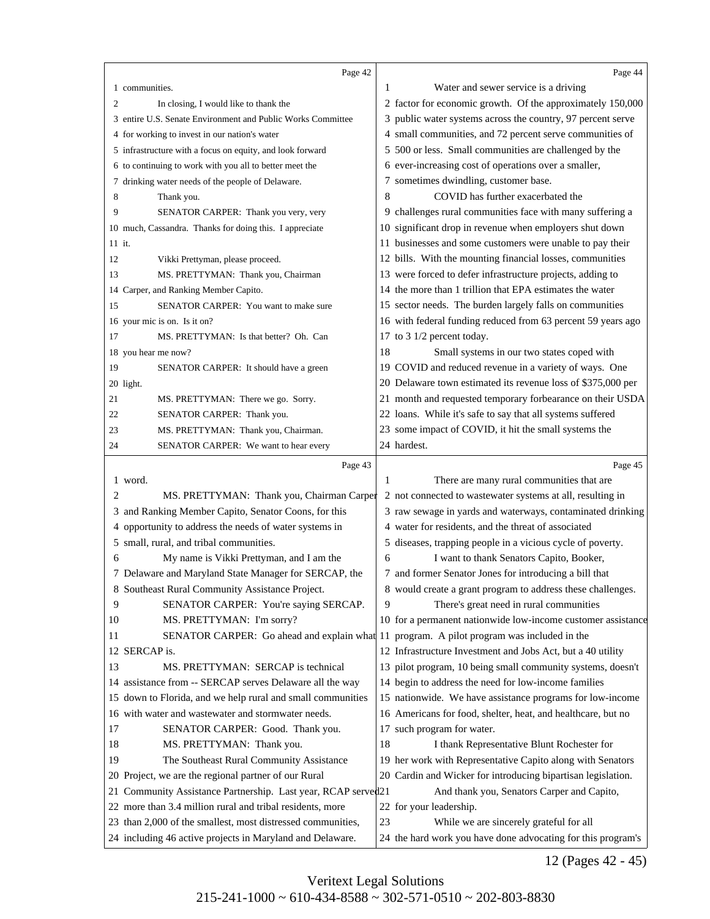communities.

In closing, I would like to thank the entire U.S. Senate Environment and Public Works Committee for working to invest in our nation's water infrastructure with a focus on equity, and look forward to continuing to work with you all to better meet the drinking water needs of the people of Delaware.

Thank you.

SENATOR CARPER: Thank you very, very much, Cassandra. Thanks for doing this. I appreciate it.

Vikki Prettyman, please proceed.

MS. PRETTYMAN: Thank you, Chairman Carper, and Ranking Member Capito.

SENATOR CARPER: You want to make sure your mic is on. Is it on?

MS. PRETTYMAN: Is that better? Oh. Can you hear me now?

SENATOR CARPER: It should have a green light.

MS. PRETTYMAN: There we go. Sorry.

SENATOR CARPER: Thank you.

MS. PRETTYMAN: Thank you, Chairman.

SENATOR CARPER: We want to hear every word.

MS. PRETTYMAN: Thank you, Chairman Carper and Ranking Member Capito, Senator Coons, for this opportunity to address the needs of water systems in small, rural, and tribal communities.

My name is Vikki Prettyman, and I am the Delaware and Maryland State Manager for SERCAP, the Southeast Rural Community Assistance Project.

SENATOR CARPER: You're saying SERCAP.

MS. PRETTYMAN: I'm sorry?

SENATOR CARPER: Go ahead and explain what SERCAP is.

MS. PRETTYMAN: SERCAP is technical assistance from -- SERCAP serves Delaware all the way down to Florida, and we help rural and small communities with water and wastewater and stormwater needs.

SENATOR CARPER: Good. Thank you.

MS. PRETTYMAN: Thank you.

The Southeast Rural Community Assistance Project, we are the regional partner of our Rural Community Assistance Partnership. Last year, RCAP served more than 3.4 million rural and tribal residents, more than 2,000 of the smallest, most distressed communities, including 46 active projects in Maryland and Delaware.

Water and sewer service is a driving factor for economic growth. Of the approximately 150,000 public water systems across the country, 97 percent serve small communities, and 72 percent serve communities of 500 or less. Small communities are challenged by the ever-increasing cost of operations over a smaller, sometimes dwindling, customer base.

COVID has further exacerbated the challenges rural communities face with many suffering a significant drop in revenue when employers shut down businesses and some customers were unable to pay their bills. With the mounting financial losses, communities were forced to defer infrastructure projects, adding to the more than 1 trillion that EPA estimates the water sector needs. The burden largely falls on communities with federal funding reduced from 63 percent 59 years ago to 3 1/2 percent today.

Small systems in our two states coped with COVID and reduced revenue in a variety of ways. One Delaware town estimated its revenue loss of $375,000 per month and requested temporary forbearance on their USDA loans. While it's safe to say that all systems suffered some impact of COVID, it hit the small systems the hardest.

There are many rural communities that are not connected to wastewater systems at all, resulting in raw sewage in yards and waterways, contaminated drinking water for residents, and the threat of associated diseases, trapping people in a vicious cycle of poverty.

I want to thank Senators Capito, Booker, and former Senator Jones for introducing a bill that would create a grant program to address these challenges.

There's great need in rural communities for a permanent nationwide low-income customer assistance program. A pilot program was included in the Infrastructure Investment and Jobs Act, but a 40 utility pilot program, 10 being small community systems, doesn't begin to address the need for low-income families nationwide. We have assistance programs for low-income Americans for food, shelter, heat, and healthcare, but no such program for water.

I thank Representative Blunt Rochester for her work with Representative Capito along with Senators Cardin and Wicker for introducing bipartisan legislation.

And thank you, Senators Carper and Capito, for your leadership.

While we are sincerely grateful for all the hard work you have done advocating for this program's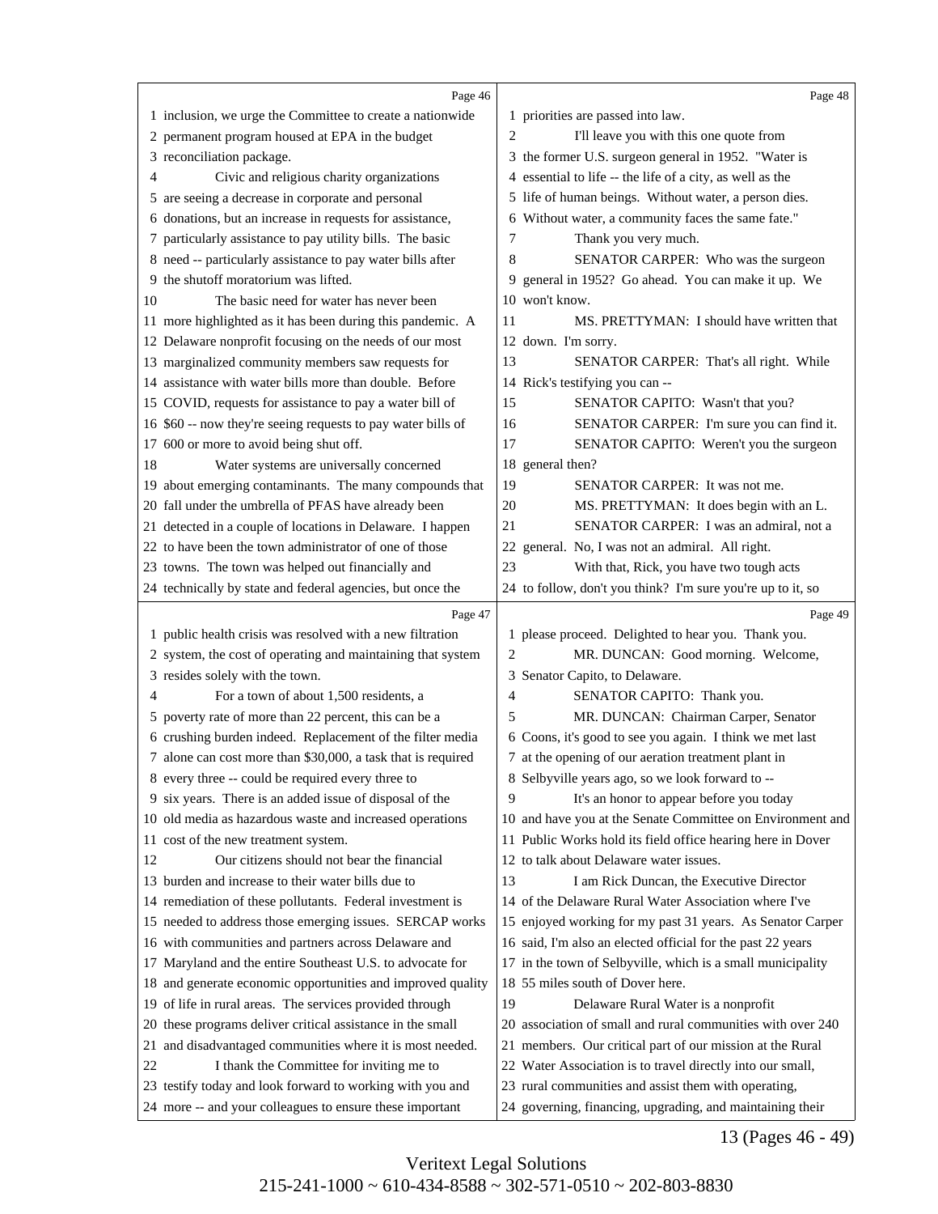inclusion, we urge the Committee to create a nationwide permanent program housed at EPA in the budget reconciliation package.

Civic and religious charity organizations are seeing a decrease in corporate and personal donations, but an increase in requests for assistance, particularly assistance to pay utility bills. The basic need -- particularly assistance to pay water bills after the shutoff moratorium was lifted.

The basic need for water has never been more highlighted as it has been during this pandemic. A Delaware nonprofit focusing on the needs of our most marginalized community members saw requests for assistance with water bills more than double. Before COVID, requests for assistance to pay a water bill of $60 -- now they're seeing requests to pay water bills of 600 or more to avoid being shut off.

Water systems are universally concerned about emerging contaminants. The many compounds that fall under the umbrella of PFAS have already been detected in a couple of locations in Delaware. I happen to have been the town administrator of one of those towns. The town was helped out financially and technically by state and federal agencies, but once the public health crisis was resolved with a new filtration system, the cost of operating and maintaining that system resides solely with the town.

For a town of about 1,500 residents, a poverty rate of more than 22 percent, this can be a crushing burden indeed. Replacement of the filter media alone can cost more than $30,000, a task that is required every three -- could be required every three to six years. There is an added issue of disposal of the old media as hazardous waste and increased operations cost of the new treatment system.

Our citizens should not bear the financial burden and increase to their water bills due to remediation of these pollutants. Federal investment is needed to address those emerging issues. SERCAP works with communities and partners across Delaware and Maryland and the entire Southeast U.S. to advocate for and generate economic opportunities and improved quality of life in rural areas. The services provided through these programs deliver critical assistance in the small and disadvantaged communities where it is most needed.

I thank the Committee for inviting me to testify today and look forward to working with you and more -- and your colleagues to ensure these important priorities are passed into law.

I'll leave you with this one quote from the former U.S. surgeon general in 1952. "Water is essential to life -- the life of a city, as well as the life of human beings. Without water, a person dies. Without water, a community faces the same fate."

Thank you very much.

SENATOR CARPER: Who was the surgeon general in 1952? Go ahead. You can make it up. We won't know.

MS. PRETTYMAN: I should have written that down. I'm sorry.

SENATOR CARPER: That's all right. While Rick's testifying you can --

SENATOR CAPITO: Wasn't that you?

SENATOR CARPER: I'm sure you can find it.

SENATOR CAPITO: Weren't you the surgeon general then?

SENATOR CARPER: It was not me.

MS. PRETTYMAN: It does begin with an L.

SENATOR CARPER: I was an admiral, not a general. No, I was not an admiral. All right.

With that, Rick, you have two tough acts to follow, don't you think? I'm sure you're up to it, so please proceed. Delighted to hear you. Thank you.

MR. DUNCAN: Good morning. Welcome, Senator Capito, to Delaware.

SENATOR CAPITO: Thank you.

MR. DUNCAN: Chairman Carper, Senator Coons, it's good to see you again. I think we met last at the opening of our aeration treatment plant in Selbyville years ago, so we look forward to --

It's an honor to appear before you today and have you at the Senate Committee on Environment and Public Works hold its field office hearing here in Dover to talk about Delaware water issues.

I am Rick Duncan, the Executive Director of the Delaware Rural Water Association where I've enjoyed working for my past 31 years. As Senator Carper said, I'm also an elected official for the past 22 years in the town of Selbyville, which is a small municipality 55 miles south of Dover here.

Delaware Rural Water is a nonprofit association of small and rural communities with over 240 members. Our critical part of our mission at the Rural Water Association is to travel directly into our small, rural communities and assist them with operating, governing, financing, upgrading, and maintaining their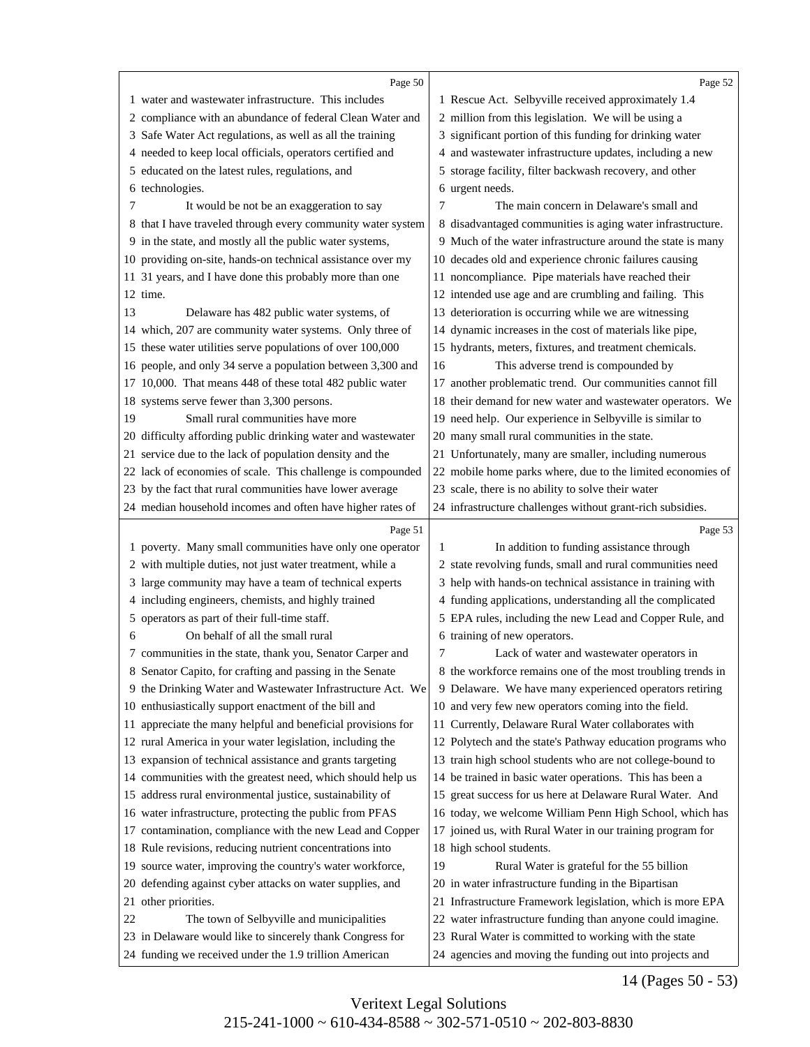water and wastewater infrastructure. This includes compliance with an abundance of federal Clean Water and Safe Water Act regulations, as well as all the training needed to keep local officials, operators certified and educated on the latest rules, regulations, and technologies.

It would be not be an exaggeration to say that I have traveled through every community water system in the state, and mostly all the public water systems, providing on-site, hands-on technical assistance over my 31 years, and I have done this probably more than one time.

Delaware has 482 public water systems, of which, 207 are community water systems. Only three of these water utilities serve populations of over 100,000 people, and only 34 serve a population between 3,300 and 10,000. That means 448 of these total 482 public water systems serve fewer than 3,300 persons.

Small rural communities have more difficulty affording public drinking water and wastewater service due to the lack of population density and the lack of economies of scale. This challenge is compounded by the fact that rural communities have lower average median household incomes and often have higher rates of poverty. Many small communities have only one operator with multiple duties, not just water treatment, while a large community may have a team of technical experts including engineers, chemists, and highly trained operators as part of their full-time staff.

On behalf of all the small rural communities in the state, thank you, Senator Carper and Senator Capito, for crafting and passing in the Senate the Drinking Water and Wastewater Infrastructure Act. We enthusiastically support enactment of the bill and appreciate the many helpful and beneficial provisions for rural America in your water legislation, including the expansion of technical assistance and grants targeting communities with the greatest need, which should help us address rural environmental justice, sustainability of water infrastructure, protecting the public from PFAS contamination, compliance with the new Lead and Copper Rule revisions, reducing nutrient concentrations into source water, improving the country's water workforce, defending against cyber attacks on water supplies, and other priorities.

The town of Selbyville and municipalities in Delaware would like to sincerely thank Congress for funding we received under the 1.9 trillion American Rescue Act. Selbyville received approximately 1.4 million from this legislation. We will be using a significant portion of this funding for drinking water and wastewater infrastructure updates, including a new storage facility, filter backwash recovery, and other urgent needs.

The main concern in Delaware's small and disadvantaged communities is aging water infrastructure. Much of the water infrastructure around the state is many decades old and experience chronic failures causing noncompliance. Pipe materials have reached their intended use age and are crumbling and failing. This deterioration is occurring while we are witnessing dynamic increases in the cost of materials like pipe, hydrants, meters, fixtures, and treatment chemicals.

This adverse trend is compounded by another problematic trend. Our communities cannot fill their demand for new water and wastewater operators. We need help. Our experience in Selbyville is similar to many small rural communities in the state. Unfortunately, many are smaller, including numerous mobile home parks where, due to the limited economies of scale, there is no ability to solve their water infrastructure challenges without grant-rich subsidies.

In addition to funding assistance through state revolving funds, small and rural communities need help with hands-on technical assistance in training with funding applications, understanding all the complicated EPA rules, including the new Lead and Copper Rule, and training of new operators.

Lack of water and wastewater operators in the workforce remains one of the most troubling trends in Delaware. We have many experienced operators retiring and very few new operators coming into the field. Currently, Delaware Rural Water collaborates with Polytech and the state's Pathway education programs who train high school students who are not college-bound to be trained in basic water operations. This has been a great success for us here at Delaware Rural Water. And today, we welcome William Penn High School, which has joined us, with Rural Water in our training program for high school students.

Rural Water is grateful for the 55 billion in water infrastructure funding in the Bipartisan Infrastructure Framework legislation, which is more EPA water infrastructure funding than anyone could imagine. Rural Water is committed to working with the state agencies and moving the funding out into projects and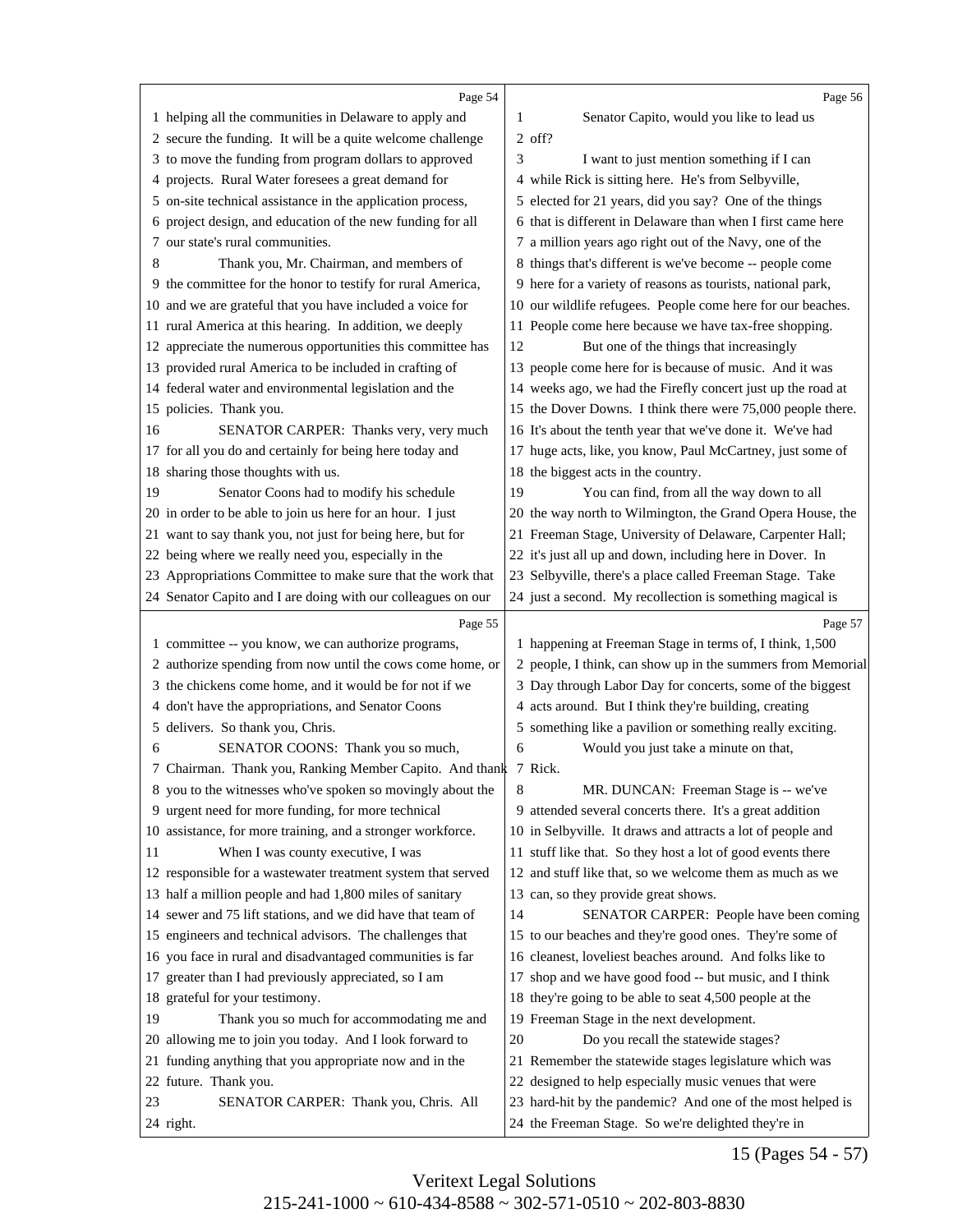helping all the communities in Delaware to apply and secure the funding. It will be a quite welcome challenge to move the funding from program dollars to approved projects. Rural Water foresees a great demand for on-site technical assistance in the application process, project design, and education of the new funding for all our state's rural communities.

Thank you, Mr. Chairman, and members of the committee for the honor to testify for rural America, and we are grateful that you have included a voice for rural America at this hearing. In addition, we deeply appreciate the numerous opportunities this committee has provided rural America to be included in crafting of federal water and environmental legislation and the policies. Thank you.

SENATOR CARPER: Thanks very, very much for all you do and certainly for being here today and sharing those thoughts with us.

Senator Coons had to modify his schedule in order to be able to join us here for an hour. I just want to say thank you, not just for being here, but for being where we really need you, especially in the Appropriations Committee to make sure that the work that Senator Capito and I are doing with our colleagues on our committee -- you know, we can authorize programs, authorize spending from now until the cows come home, or the chickens come home, and it would be for not if we don't have the appropriations, and Senator Coons delivers. So thank you, Chris.

SENATOR COONS: Thank you so much, Chairman. Thank you, Ranking Member Capito. And thank you to the witnesses who've spoken so movingly about the urgent need for more funding, for more technical assistance, for more training, and a stronger workforce.

When I was county executive, I was responsible for a wastewater treatment system that served half a million people and had 1,800 miles of sanitary sewer and 75 lift stations, and we did have that team of engineers and technical advisors. The challenges that you face in rural and disadvantaged communities is far greater than I had previously appreciated, so I am grateful for your testimony.

Thank you so much for accommodating me and allowing me to join you today. And I look forward to funding anything that you appropriate now and in the future. Thank you.

SENATOR CARPER: Thank you, Chris. All right.

Senator Capito, would you like to lead us off?

I want to just mention something if I can while Rick is sitting here. He's from Selbyville, elected for 21 years, did you say? One of the things that is different in Delaware than when I first came here a million years ago right out of the Navy, one of the things that's different is we've become -- people come here for a variety of reasons as tourists, national park, our wildlife refugees. People come here for our beaches. People come here because we have tax-free shopping.

But one of the things that increasingly people come here for is because of music. And it was weeks ago, we had the Firefly concert just up the road at the Dover Downs. I think there were 75,000 people there. It's about the tenth year that we've done it. We've had huge acts, like, you know, Paul McCartney, just some of the biggest acts in the country.

You can find, from all the way down to all the way north to Wilmington, the Grand Opera House, the Freeman Stage, University of Delaware, Carpenter Hall; it's just all up and down, including here in Dover. In Selbyville, there's a place called Freeman Stage. Take just a second. My recollection is something magical is happening at Freeman Stage in terms of, I think, 1,500 people, I think, can show up in the summers from Memorial Day through Labor Day for concerts, some of the biggest acts around. But I think they're building, creating something like a pavilion or something really exciting.

Would you just take a minute on that, Rick.

MR. DUNCAN: Freeman Stage is -- we've attended several concerts there. It's a great addition in Selbyville. It draws and attracts a lot of people and stuff like that. So they host a lot of good events there and stuff like that, so we welcome them as much as we can, so they provide great shows.

SENATOR CARPER: People have been coming to our beaches and they're good ones. They're some of the cleanest, loveliest beaches around. And folks like to shop and we have good food -- but music, and I think they're going to be able to seat 4,500 people at the Freeman Stage in the next development.

Do you recall the statewide stages? Remember the statewide stages legislature which was designed to help especially music venues that were hard-hit by the pandemic? And one of the most helped is the Freeman Stage. So we're delighted they're in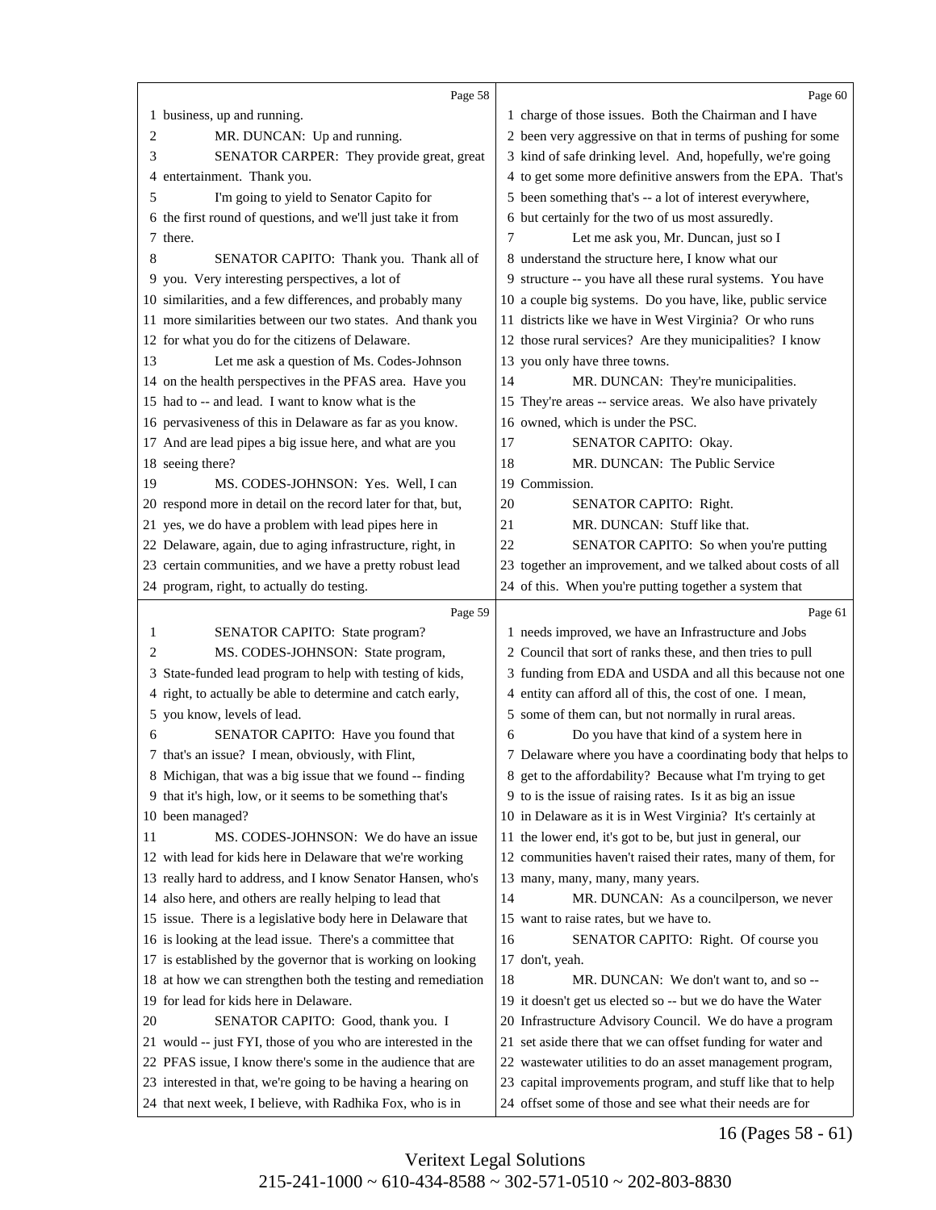Page 58

1 business, up and running.
2 MR. DUNCAN: Up and running.
3 SENATOR CARPER: They provide great, great
4 entertainment. Thank you.
5 I'm going to yield to Senator Capito for
6 the first round of questions, and we'll just take it from
7 there.
8 SENATOR CAPITO: Thank you. Thank all of
9 you. Very interesting perspectives, a lot of
10 similarities, and a few differences, and probably many
11 more similarities between our two states. And thank you
12 for what you do for the citizens of Delaware.
13 Let me ask a question of Ms. Codes-Johnson
14 on the health perspectives in the PFAS area. Have you
15 had to -- and lead. I want to know what is the
16 pervasiveness of this in Delaware as far as you know.
17 And are lead pipes a big issue here, and what are you
18 seeing there?
19 MS. CODES-JOHNSON: Yes. Well, I can
20 respond more in detail on the record later for that, but,
21 yes, we do have a problem with lead pipes here in
22 Delaware, again, due to aging infrastructure, right, in
23 certain communities, and we have a pretty robust lead
24 program, right, to actually do testing.

Page 59

1 SENATOR CAPITO: State program?
2 MS. CODES-JOHNSON: State program,
3 State-funded lead program to help with testing of kids,
4 right, to actually be able to determine and catch early,
5 you know, levels of lead.
6 SENATOR CAPITO: Have you found that
7 that's an issue? I mean, obviously, with Flint,
8 Michigan, that was a big issue that we found -- finding
9 that it's high, low, or it seems to be something that's
10 been managed?
11 MS. CODES-JOHNSON: We do have an issue
12 with lead for kids here in Delaware that we're working
13 really hard to address, and I know Senator Hansen, who's
14 also here, and others are really helping to lead that
15 issue. There is a legislative body here in Delaware that
16 is looking at the lead issue. There's a committee that
17 is established by the governor that is working on looking
18 at how we can strengthen both the testing and remediation
19 for lead for kids here in Delaware.
20 SENATOR CAPITO: Good, thank you. I
21 would -- just FYI, those of you who are interested in the
22 PFAS issue, I know there's some in the audience that are
23 interested in that, we're going to be having a hearing on
24 that next week, I believe, with Radhika Fox, who is in

Page 60

1 charge of those issues. Both the Chairman and I have
2 been very aggressive on that in terms of pushing for some
3 kind of safe drinking level. And, hopefully, we're going
4 to get some more definitive answers from the EPA. That's
5 been something that's -- a lot of interest everywhere,
6 but certainly for the two of us most assuredly.
7 Let me ask you, Mr. Duncan, just so I
8 understand the structure here, I know what our
9 structure -- you have all these rural systems. You have
10 a couple big systems. Do you have, like, public service
11 districts like we have in West Virginia? Or who runs
12 those rural services? Are they municipalities? I know
13 you only have three towns.
14 MR. DUNCAN: They're municipalities.
15 They're areas -- service areas. We also have privately
16 owned, which is under the PSC.
17 SENATOR CAPITO: Okay.
18 MR. DUNCAN: The Public Service
19 Commission.
20 SENATOR CAPITO: Right.
21 MR. DUNCAN: Stuff like that.
22 SENATOR CAPITO: So when you're putting
23 together an improvement, and we talked about costs of all
24 of this. When you're putting together a system that

Page 61

1 needs improved, we have an Infrastructure and Jobs
2 Council that sort of ranks these, and then tries to pull
3 funding from EDA and USDA and all this because not one
4 entity can afford all of this, the cost of one. I mean,
5 some of them can, but not normally in rural areas.
6 Do you have that kind of a system here in
7 Delaware where you have a coordinating body that helps to
8 get to the affordability? Because what I'm trying to get
9 to is the issue of raising rates. Is it as big an issue
10 in Delaware as it is in West Virginia? It's certainly at
11 the lower end, it's got to be, but just in general, our
12 communities haven't raised their rates, many of them, for
13 many, many, many, many years.
14 MR. DUNCAN: As a councilperson, we never
15 want to raise rates, but we have to.
16 SENATOR CAPITO: Right. Of course you
17 don't, yeah.
18 MR. DUNCAN: We don't want to, and so --
19 it doesn't get us elected so -- but we do have the Water
20 Infrastructure Advisory Council. We do have a program
21 set aside there that we can offset funding for water and
22 wastewater utilities to do an asset management program,
23 capital improvements program, and stuff like that to help
24 offset some of those and see what their needs are for

16 (Pages 58 - 61)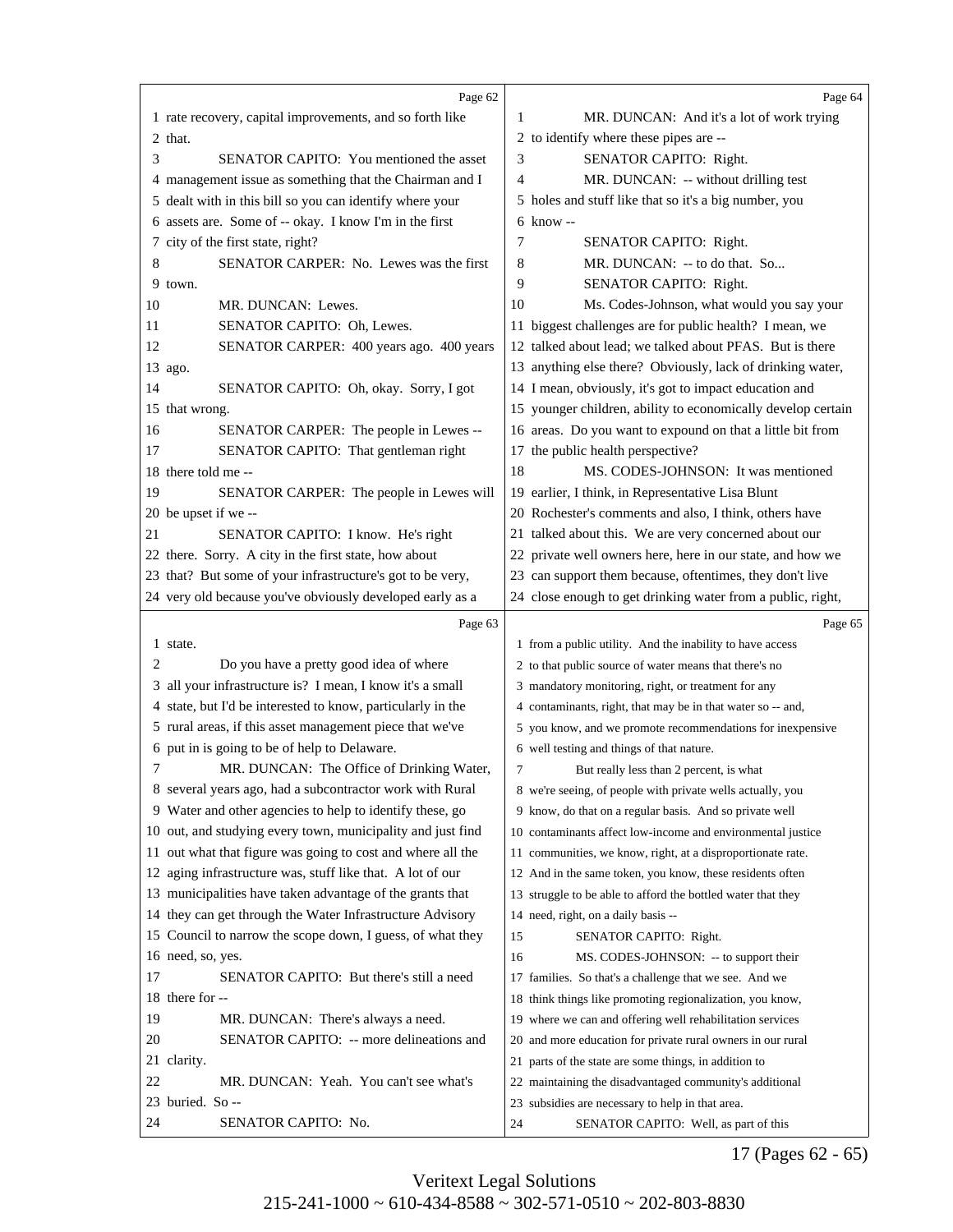rate recovery, capital improvements, and so forth like that.

SENATOR CAPITO: You mentioned the asset management issue as something that the Chairman and I dealt with in this bill so you can identify where your assets are. Some of -- okay. I know I'm in the first city of the first state, right?

SENATOR CARPER: No. Lewes was the first town.

MR. DUNCAN: Lewes.

SENATOR CAPITO: Oh, Lewes.

SENATOR CARPER: 400 years ago. 400 years ago.

SENATOR CAPITO: Oh, okay. Sorry, I got that wrong.

SENATOR CARPER: The people in Lewes --

SENATOR CAPITO: That gentleman right there told me --

SENATOR CARPER: The people in Lewes will be upset if we --

SENATOR CAPITO: I know. He's right there. Sorry. A city in the first state, how about that? But some of your infrastructure's got to be very, very old because you've obviously developed early as a state.

Do you have a pretty good idea of where all your infrastructure is? I mean, I know it's a small state, but I'd be interested to know, particularly in the rural areas, if this asset management piece that we've put in is going to be of help to Delaware.

MR. DUNCAN: The Office of Drinking Water, several years ago, had a subcontractor work with Rural Water and other agencies to help to identify these, go out, and studying every town, municipality and just find out what that figure was going to cost and where all the aging infrastructure was, stuff like that. A lot of our municipalities have taken advantage of the grants that they can get through the Water Infrastructure Advisory Council to narrow the scope down, I guess, of what they need, so, yes.

SENATOR CAPITO: But there's still a need there for --

MR. DUNCAN: There's always a need.

SENATOR CAPITO: -- more delineations and clarity.

MR. DUNCAN: Yeah. You can't see what's buried. So --

SENATOR CAPITO: No.

MR. DUNCAN: And it's a lot of work trying to identify where these pipes are --

SENATOR CAPITO: Right.

MR. DUNCAN: -- without drilling test holes and stuff like that so it's a big number, you know --

SENATOR CAPITO: Right.

MR. DUNCAN: -- to do that. So...

SENATOR CAPITO: Right.

Ms. Codes-Johnson, what would you say your biggest challenges are for public health? I mean, we talked about lead; we talked about PFAS. But is there anything else there? Obviously, lack of drinking water, I mean, obviously, it's got to impact education and younger children, ability to economically develop certain areas. Do you want to expound on that a little bit from the public health perspective?

MS. CODES-JOHNSON: It was mentioned earlier, I think, in Representative Lisa Blunt Rochester's comments and also, I think, others have talked about this. We are very concerned about our private well owners here, here in our state, and how we can support them because, oftentimes, they don't live close enough to get drinking water from a public, right, from a public utility. And the inability to have access to that public source of water means that there's no mandatory monitoring, right, or treatment for any contaminants, right, that may be in that water so -- and, you know, and we promote recommendations for inexpensive well testing and things of that nature.

But really less than 2 percent, is what we're seeing, of people with private wells actually, you know, do that on a regular basis. And so private well contaminants affect low-income and environmental justice communities, we know, right, at a disproportionate rate. And in the same token, you know, these residents often struggle to be able to afford the bottled water that they need, right, on a daily basis --

SENATOR CAPITO: Right.

MS. CODES-JOHNSON: -- to support their families. So that's a challenge that we see. And we think things like promoting regionalization, you know, where we can and offering well rehabilitation services and more education for private rural owners in our rural parts of the state are some things, in addition to maintaining the disadvantaged community's additional subsidies are necessary to help in that area.

SENATOR CAPITO: Well, as part of this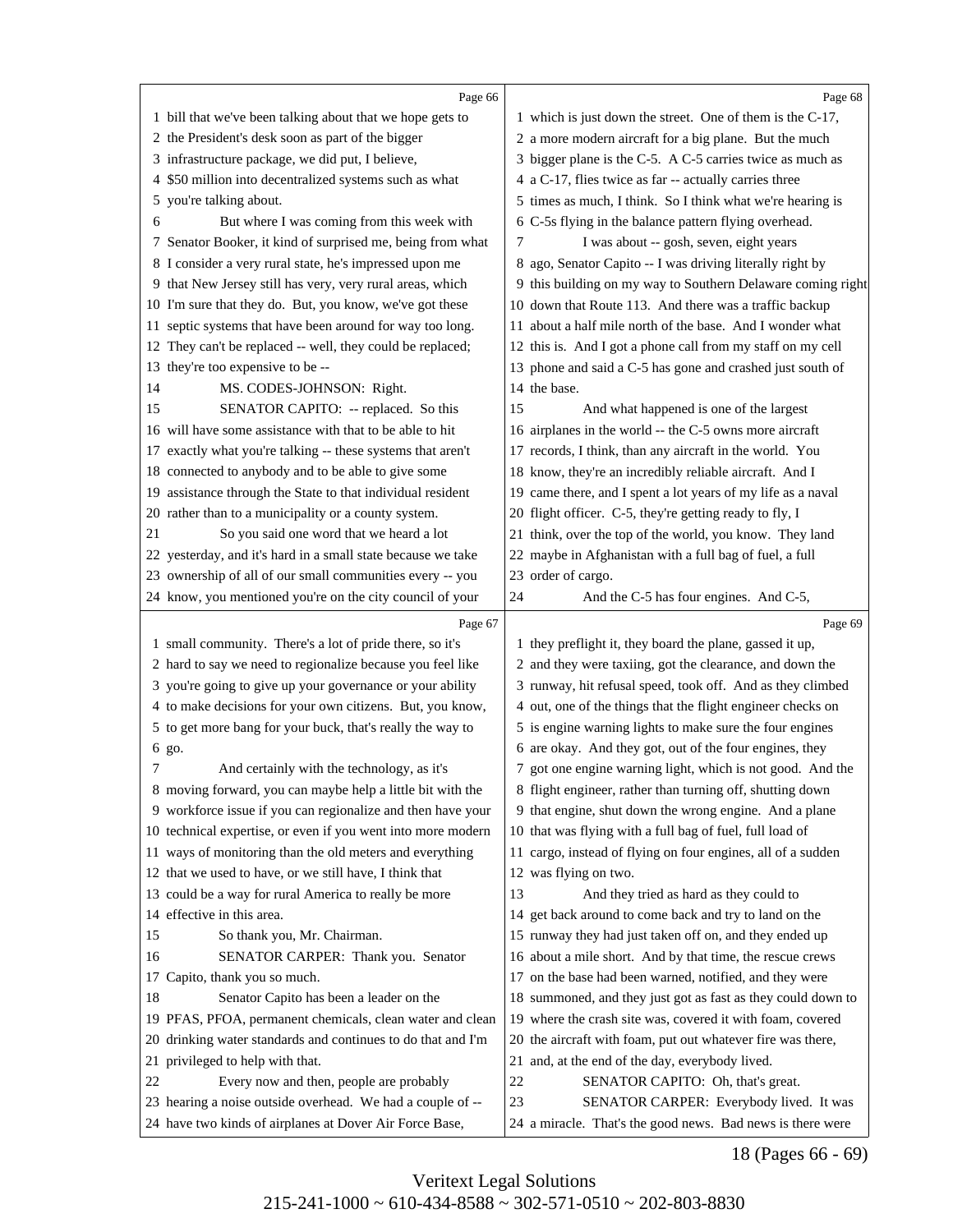bill that we've been talking about that we hope gets to the President's desk soon as part of the bigger infrastructure package, we did put, I believe, $50 million into decentralized systems such as what you're talking about.

But where I was coming from this week with Senator Booker, it kind of surprised me, being from what I consider a very rural state, he's impressed upon me that New Jersey still has very, very rural areas, which I'm sure that they do. But, you know, we've got these septic systems that have been around for way too long. They can't be replaced -- well, they could be replaced; they're too expensive to be --

MS. CODES-JOHNSON: Right.

SENATOR CAPITO: -- replaced. So this will have some assistance with that to be able to hit exactly what you're talking -- these systems that aren't connected to anybody and to be able to give some assistance through the State to that individual resident rather than to a municipality or a county system.

So you said one word that we heard a lot yesterday, and it's hard in a small state because we take ownership of all of our small communities every -- you know, you mentioned you're on the city council of your small community. There's a lot of pride there, so it's hard to say we need to regionalize because you feel like you're going to give up your governance or your ability to make decisions for your own citizens. But, you know, to get more bang for your buck, that's really the way to go.

And certainly with the technology, as it's moving forward, you can maybe help a little bit with the workforce issue if you can regionalize and then have your technical expertise, or even if you went into more modern ways of monitoring than the old meters and everything that we used to have, or we still have, I think that could be a way for rural America to really be more effective in this area.

So thank you, Mr. Chairman.

SENATOR CARPER: Thank you. Senator Capito, thank you so much.

Senator Capito has been a leader on the PFAS, PFOA, permanent chemicals, clean water and clean drinking water standards and continues to do that and I'm privileged to help with that.

Every now and then, people are probably hearing a noise outside overhead. We had a couple of -- have two kinds of airplanes at Dover Air Force Base, which is just down the street. One of them is the C-17, a more modern aircraft for a big plane. But the much bigger plane is the C-5. A C-5 carries twice as much as a C-17, flies twice as far -- actually carries three times as much, I think. So I think what we're hearing is C-5s flying in the balance pattern flying overhead.

I was about -- gosh, seven, eight years ago, Senator Capito -- I was driving literally right by this building on my way to Southern Delaware coming right down that Route 113. And there was a traffic backup about a half mile north of the base. And I wonder what this is. And I got a phone call from my staff on my cell phone and said a C-5 has gone and crashed just south of the base.

And what happened is one of the largest airplanes in the world -- the C-5 owns more aircraft records, I think, than any aircraft in the world. You know, they're an incredibly reliable aircraft. And I came there, and I spent a lot years of my life as a naval flight officer. C-5, they're getting ready to fly, I think, over the top of the world, you know. They land maybe in Afghanistan with a full bag of fuel, a full order of cargo.

And the C-5 has four engines. And C-5, they preflight it, they board the plane, gassed it up, and they were taxiing, got the clearance, and down the runway, hit refusal speed, took off. And as they climbed out, one of the things that the flight engineer checks on is engine warning lights to make sure the four engines are okay. And they got, out of the four engines, they got one engine warning light, which is not good. And the flight engineer, rather than turning off, shutting down that engine, shut down the wrong engine. And a plane that was flying with a full bag of fuel, full load of cargo, instead of flying on four engines, all of a sudden was flying on two.

And they tried as hard as they could to get back around to come back and try to land on the runway they had just taken off on, and they ended up about a mile short. And by that time, the rescue crews on the base had been warned, notified, and they were summoned, and they just got as fast as they could down to where the crash site was, covered it with foam, covered the aircraft with foam, put out whatever fire was there, and, at the end of the day, everybody lived.

SENATOR CAPITO: Oh, that's great.

SENATOR CARPER: Everybody lived. It was a miracle. That's the good news. Bad news is there were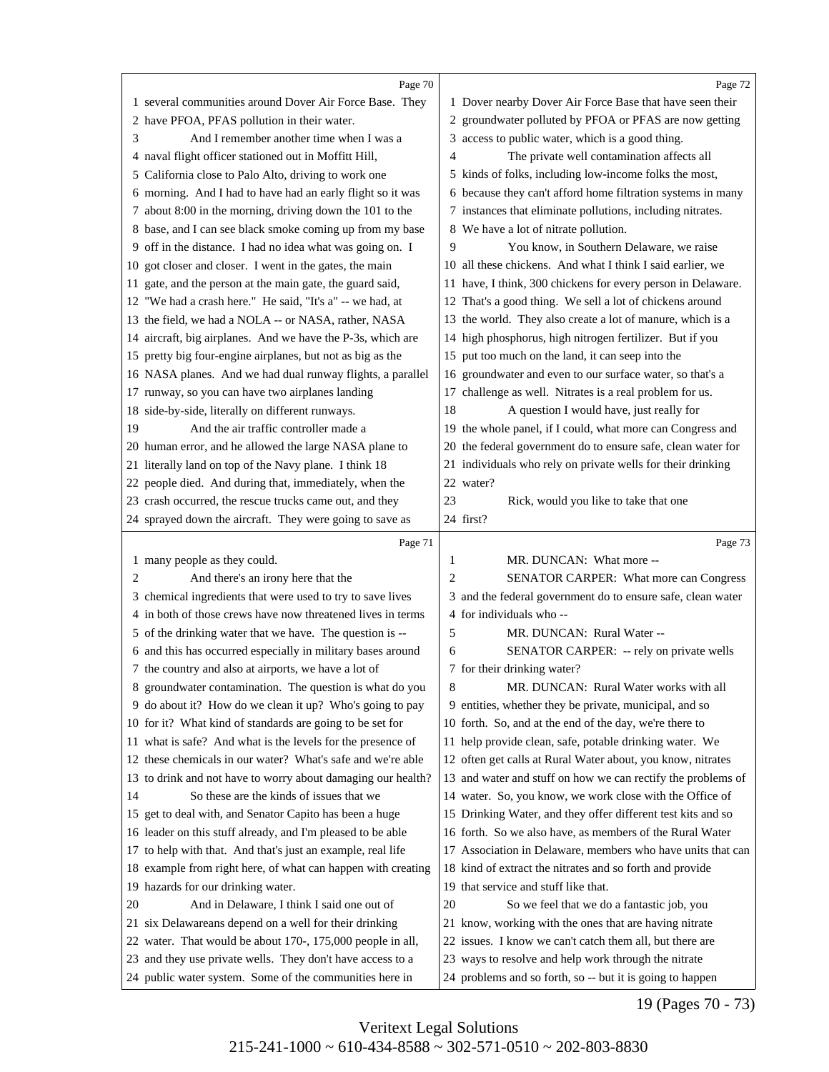Page 70

1 several communities around Dover Air Force Base. They
2 have PFOA, PFAS pollution in their water.
3 And I remember another time when I was a
4 naval flight officer stationed out in Moffitt Hill,
5 California close to Palo Alto, driving to work one
6 morning. And I had to have had an early flight so it was
7 about 8:00 in the morning, driving down the 101 to the
8 base, and I can see black smoke coming up from my base
9 off in the distance. I had no idea what was going on. I
10 got closer and closer. I went in the gates, the main
11 gate, and the person at the main gate, the guard said,
12 "We had a crash here." He said, "It's a" -- we had, at
13 the field, we had a NOLA -- or NASA, rather, NASA
14 aircraft, big airplanes. And we have the P-3s, which are
15 pretty big four-engine airplanes, but not as big as the
16 NASA planes. And we had dual runway flights, a parallel
17 runway, so you can have two airplanes landing
18 side-by-side, literally on different runways.
19 And the air traffic controller made a
20 human error, and he allowed the large NASA plane to
21 literally land on top of the Navy plane. I think 18
22 people died. And during that, immediately, when the
23 crash occurred, the rescue trucks came out, and they
24 sprayed down the aircraft. They were going to save as

Page 71

1 many people as they could.
2 And there's an irony here that the
3 chemical ingredients that were used to try to save lives
4 in both of those crews have now threatened lives in terms
5 of the drinking water that we have. The question is --
6 and this has occurred especially in military bases around
7 the country and also at airports, we have a lot of
8 groundwater contamination. The question is what do you
9 do about it? How do we clean it up? Who's going to pay
10 for it? What kind of standards are going to be set for
11 what is safe? And what is the levels for the presence of
12 these chemicals in our water? What's safe and we're able
13 to drink and not have to worry about damaging our health?
14 So these are the kinds of issues that we
15 get to deal with, and Senator Capito has been a huge
16 leader on this stuff already, and I'm pleased to be able
17 to help with that. And that's just an example, real life
18 example from right here, of what can happen with creating
19 hazards for our drinking water.
20 And in Delaware, I think I said one out of
21 six Delawareans depend on a well for their drinking
22 water. That would be about 170-, 175,000 people in all,
23 and they use private wells. They don't have access to a
24 public water system. Some of the communities here in

Page 72

1 Dover nearby Dover Air Force Base that have seen their
2 groundwater polluted by PFOA or PFAS are now getting
3 access to public water, which is a good thing.
4 The private well contamination affects all
5 kinds of folks, including low-income folks the most,
6 because they can't afford home filtration systems in many
7 instances that eliminate pollutions, including nitrates.
8 We have a lot of nitrate pollution.
9 You know, in Southern Delaware, we raise
10 all these chickens. And what I think I said earlier, we
11 have, I think, 300 chickens for every person in Delaware.
12 That's a good thing. We sell a lot of chickens around
13 the world. They also create a lot of manure, which is a
14 high phosphorus, high nitrogen fertilizer. But if you
15 put too much on the land, it can seep into the
16 groundwater and even to our surface water, so that's a
17 challenge as well. Nitrates is a real problem for us.
18 A question I would have, just really for
19 the whole panel, if I could, what more can Congress and
20 the federal government do to ensure safe, clean water for
21 individuals who rely on private wells for their drinking
22 water?
23 Rick, would you like to take that one
24 first?

Page 73

1 MR. DUNCAN: What more --
2 SENATOR CARPER: What more can Congress
3 and the federal government do to ensure safe, clean water
4 for individuals who --
5 MR. DUNCAN: Rural Water --
6 SENATOR CARPER: -- rely on private wells
7 for their drinking water?
8 MR. DUNCAN: Rural Water works with all
9 entities, whether they be private, municipal, and so
10 forth. So, and at the end of the day, we're there to
11 help provide clean, safe, potable drinking water. We
12 often get calls at Rural Water about, you know, nitrates
13 and water and stuff on how we can rectify the problems of
14 water. So, you know, we work close with the Office of
15 Drinking Water, and they offer different test kits and so
16 forth. So we also have, as members of the Rural Water
17 Association in Delaware, members who have units that can
18 kind of extract the nitrates and so forth and provide
19 that service and stuff like that.
20 So we feel that we do a fantastic job, you
21 know, working with the ones that are having nitrate
22 issues. I know we can't catch them all, but there are
23 ways to resolve and help work through the nitrate
24 problems and so forth, so -- but it is going to happen

19 (Pages 70 - 73)

Veritext Legal Solutions
215-241-1000 ~ 610-434-8588 ~ 302-571-0510 ~ 202-803-8830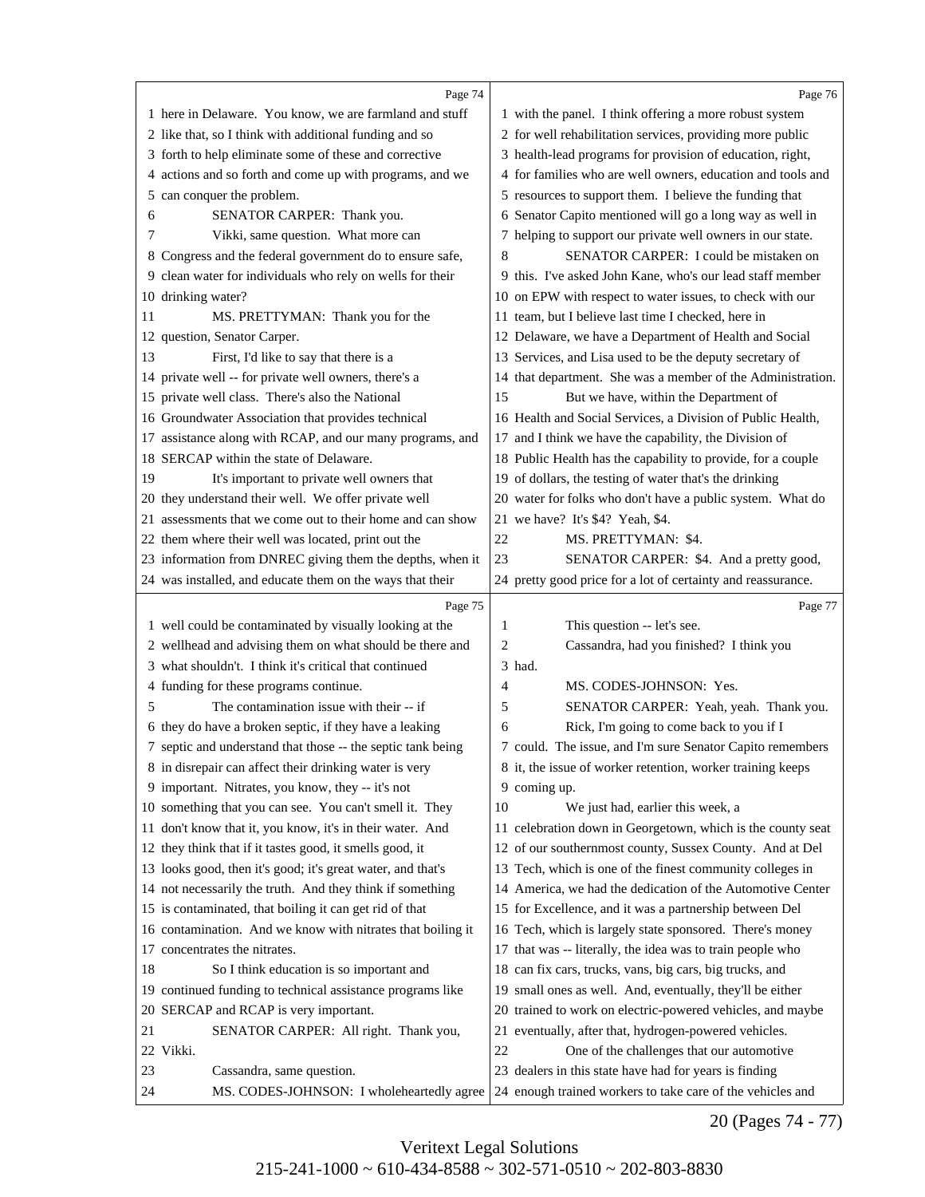Page 74

1 here in Delaware. You know, we are farmland and stuff
2 like that, so I think with additional funding and so
3 forth to help eliminate some of these and corrective
4 actions and so forth and come up with programs, and we
5 can conquer the problem.
6 SENATOR CARPER: Thank you.
7 Vikki, same question. What more can
8 Congress and the federal government do to ensure safe,
9 clean water for individuals who rely on wells for their
10 drinking water?
11 MS. PRETTYMAN: Thank you for the
12 question, Senator Carper.
13 First, I'd like to say that there is a
14 private well -- for private well owners, there's a
15 private well class. There's also the National
16 Groundwater Association that provides technical
17 assistance along with RCAP, and our many programs, and
18 SERCAP within the state of Delaware.
19 It's important to private well owners that
20 they understand their well. We offer private well
21 assessments that we come out to their home and can show
22 them where their well was located, print out the
23 information from DNREC giving them the depths, when it
24 was installed, and educate them on the ways that their

Page 75

1 well could be contaminated by visually looking at the
2 wellhead and advising them on what should be there and
3 what shouldn't. I think it's critical that continued
4 funding for these programs continue.
5 The contamination issue with their -- if
6 they do have a broken septic, if they have a leaking
7 septic and understand that those -- the septic tank being
8 in disrepair can affect their drinking water is very
9 important. Nitrates, you know, they -- it's not
10 something that you can see. You can't smell it. They
11 don't know that it, you know, it's in their water. And
12 they think that if it tastes good, it smells good, it
13 looks good, then it's good; it's great water, and that's
14 not necessarily the truth. And they think if something
15 is contaminated, that boiling it can get rid of that
16 contamination. And we know with nitrates that boiling it
17 concentrates the nitrates.
18 So I think education is so important and
19 continued funding to technical assistance programs like
20 SERCAP and RCAP is very important.
21 SENATOR CARPER: All right. Thank you,
22 Vikki.
23 Cassandra, same question.
24 MS. CODES-JOHNSON: I wholeheartedly agree

Page 76

1 with the panel. I think offering a more robust system
2 for well rehabilitation services, providing more public
3 health-lead programs for provision of education, right,
4 for families who are well owners, education and tools and
5 resources to support them. I believe the funding that
6 Senator Capito mentioned will go a long way as well in
7 helping to support our private well owners in our state.
8 SENATOR CARPER: I could be mistaken on
9 this. I've asked John Kane, who's our lead staff member
10 on EPW with respect to water issues, to check with our
11 team, but I believe last time I checked, here in
12 Delaware, we have a Department of Health and Social
13 Services, and Lisa used to be the deputy secretary of
14 that department. She was a member of the Administration.
15 But we have, within the Department of
16 Health and Social Services, a Division of Public Health,
17 and I think we have the capability, the Division of
18 Public Health has the capability to provide, for a couple
19 of dollars, the testing of water that's the drinking
20 water for folks who don't have a public system. What do
21 we have? It's $4? Yeah, $4.
22 MS. PRETTYMAN: $4.
23 SENATOR CARPER: $4. And a pretty good,
24 pretty good price for a lot of certainty and reassurance.

Page 77

1 This question -- let's see.
2 Cassandra, had you finished? I think you
3 had.
4 MS. CODES-JOHNSON: Yes.
5 SENATOR CARPER: Yeah, yeah. Thank you.
6 Rick, I'm going to come back to you if I
7 could. The issue, and I'm sure Senator Capito remembers
8 it, the issue of worker retention, worker training keeps
9 coming up.
10 We just had, earlier this week, a
11 celebration down in Georgetown, which is the county seat
12 of our southernmost county, Sussex County. And at Del
13 Tech, which is one of the finest community colleges in
14 America, we had the dedication of the Automotive Center
15 for Excellence, and it was a partnership between Del
16 Tech, which is largely state sponsored. There's money
17 that was -- literally, the idea was to train people who
18 can fix cars, trucks, vans, big cars, big trucks, and
19 small ones as well. And, eventually, they'll be either
20 trained to work on electric-powered vehicles, and maybe
21 eventually, after that, hydrogen-powered vehicles.
22 One of the challenges that our automotive
23 dealers in this state have had for years is finding
24 enough trained workers to take care of the vehicles and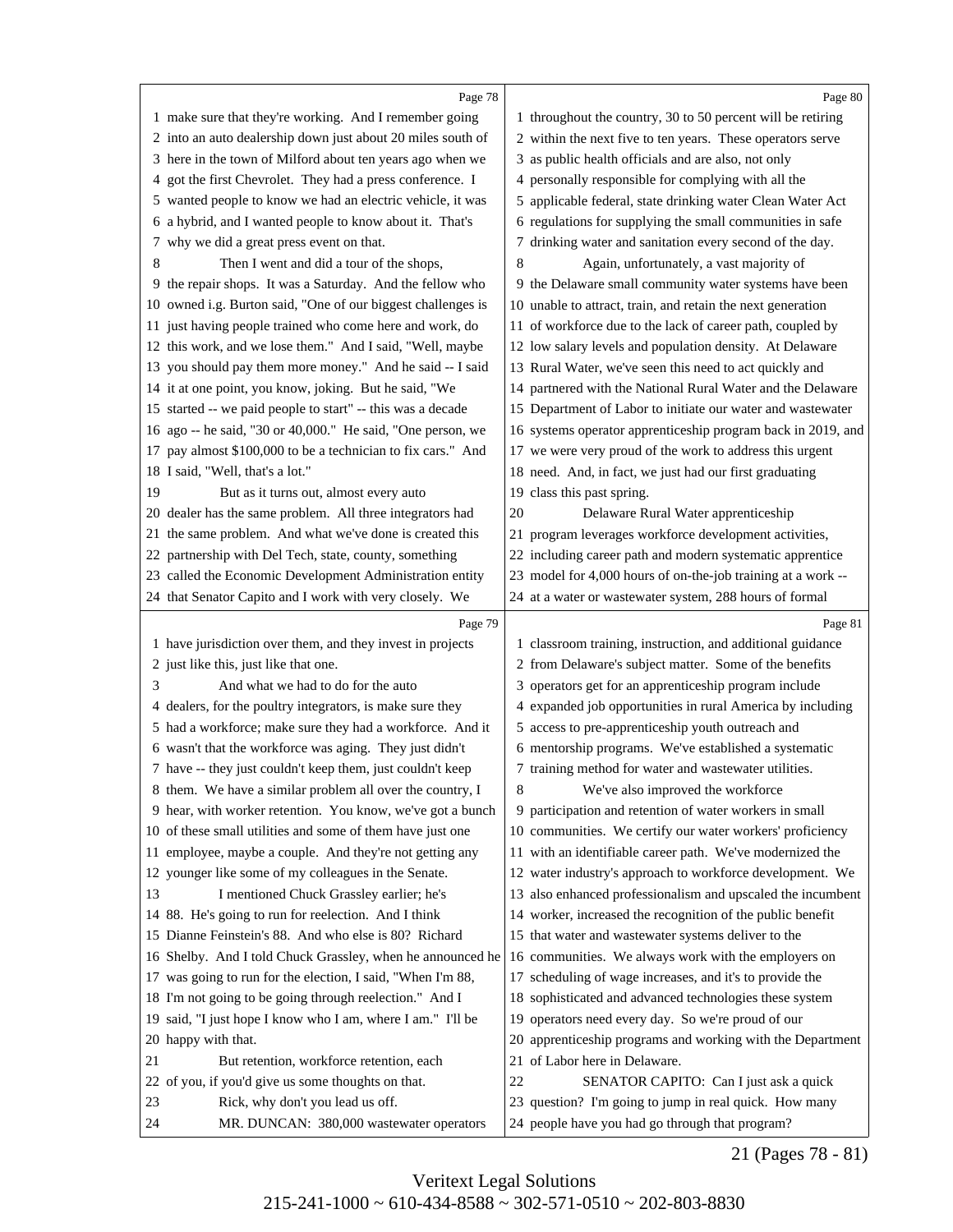Page 78

make sure that they're working. And I remember going into an auto dealership down just about 20 miles south of here in the town of Milford about ten years ago when we got the first Chevrolet. They had a press conference. I wanted people to know we had an electric vehicle, it was a hybrid, and I wanted people to know about it. That's why we did a great press event on that.

Then I went and did a tour of the shops, the repair shops. It was a Saturday. And the fellow who owned i.g. Burton said, "One of our biggest challenges is just having people trained who come here and work, do this work, and we lose them." And I said, "Well, maybe you should pay them more money." And he said -- I said it at one point, you know, joking. But he said, "We started -- we paid people to start" -- this was a decade ago -- he said, "30 or 40,000." He said, "One person, we pay almost $100,000 to be a technician to fix cars." And I said, "Well, that's a lot."

But as it turns out, almost every auto dealer has the same problem. All three integrators had the same problem. And what we've done is created this partnership with Del Tech, state, county, something called the Economic Development Administration entity that Senator Capito and I work with very closely. We

Page 79

have jurisdiction over them, and they invest in projects just like this, just like that one.

And what we had to do for the auto dealers, for the poultry integrators, is make sure they had a workforce; make sure they had a workforce. And it wasn't that the workforce was aging. They just didn't have -- they just couldn't keep them, just couldn't keep them. We have a similar problem all over the country, I hear, with worker retention. You know, we've got a bunch of these small utilities and some of them have just one employee, maybe a couple. And they're not getting any younger like some of my colleagues in the Senate.

I mentioned Chuck Grassley earlier; he's 88. He's going to run for reelection. And I think Dianne Feinstein's 88. And who else is 80? Richard Shelby. And I told Chuck Grassley, when he announced he was going to run for the election, I said, "When I'm 88, I'm not going to be going through reelection." And I said, "I just hope I know who I am, where I am." I'll be happy with that.

But retention, workforce retention, each of you, if you'd give us some thoughts on that.

Rick, why don't you lead us off.

MR. DUNCAN: 380,000 wastewater operators

Page 80

throughout the country, 30 to 50 percent will be retiring within the next five to ten years. These operators serve as public health officials and are also, not only personally responsible for complying with all the applicable federal, state drinking water Clean Water Act regulations for supplying the small communities in safe drinking water and sanitation every second of the day.

Again, unfortunately, a vast majority of the Delaware small community water systems have been unable to attract, train, and retain the next generation of workforce due to the lack of career path, coupled by low salary levels and population density. At Delaware Rural Water, we've seen this need to act quickly and partnered with the National Rural Water and the Delaware Department of Labor to initiate our water and wastewater systems operator apprenticeship program back in 2019, and we were very proud of the work to address this urgent need. And, in fact, we just had our first graduating class this past spring.

Delaware Rural Water apprenticeship program leverages workforce development activities, including career path and modern systematic apprentice model for 4,000 hours of on-the-job training at a work -- at a water or wastewater system, 288 hours of formal

Page 81

classroom training, instruction, and additional guidance from Delaware's subject matter. Some of the benefits operators get for an apprenticeship program include expanded job opportunities in rural America by including access to pre-apprenticeship youth outreach and mentorship programs. We've established a systematic training method for water and wastewater utilities.

We've also improved the workforce participation and retention of water workers in small communities. We certify our water workers' proficiency with an identifiable career path. We've modernized the water industry's approach to workforce development. We also enhanced professionalism and upscaled the incumbent worker, increased the recognition of the public benefit that water and wastewater systems deliver to the communities. We always work with the employers on scheduling of wage increases, and it's to provide the sophisticated and advanced technologies these system operators need every day. So we're proud of our apprenticeship programs and working with the Department of Labor here in Delaware.

SENATOR CAPITO: Can I just ask a quick question? I'm going to jump in real quick. How many people have you had go through that program?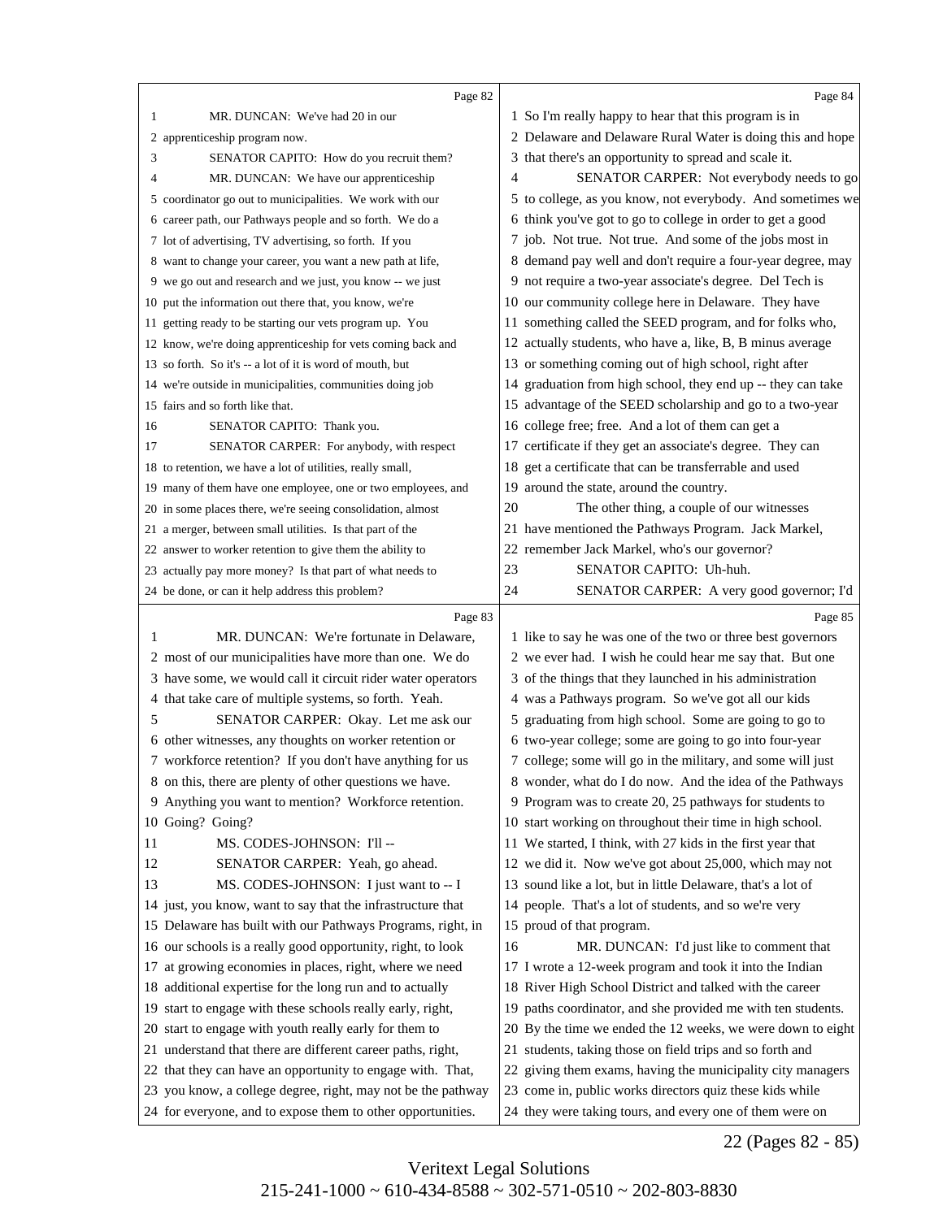Page 82

1 MR. DUNCAN: We've had 20 in our
2 apprenticeship program now.
3 SENATOR CAPITO: How do you recruit them?
4 MR. DUNCAN: We have our apprenticeship
5 coordinator go out to municipalities. We work with our
6 career path, our Pathways people and so forth. We do a
7 lot of advertising, TV advertising, so forth. If you
8 want to change your career, you want a new path at life,
9 we go out and research and we just, you know -- we just
10 put the information out there that, you know, we're
11 getting ready to be starting our vets program up. You
12 know, we're doing apprenticeship for vets coming back and
13 so forth. So it's -- a lot of it is word of mouth, but
14 we're outside in municipalities, communities doing job
15 fairs and so forth like that.
16 SENATOR CAPITO: Thank you.
17 SENATOR CARPER: For anybody, with respect
18 to retention, we have a lot of utilities, really small,
19 many of them have one employee, one or two employees, and
20 in some places there, we're seeing consolidation, almost
21 a merger, between small utilities. Is that part of the
22 answer to worker retention to give them the ability to
23 actually pay more money? Is that part of what needs to
24 be done, or can it help address this problem?

Page 83

1 MR. DUNCAN: We're fortunate in Delaware,
2 most of our municipalities have more than one. We do
3 have some, we would call it circuit rider water operators
4 that take care of multiple systems, so forth. Yeah.
5 SENATOR CARPER: Okay. Let me ask our
6 other witnesses, any thoughts on worker retention or
7 workforce retention? If you don't have anything for us
8 on this, there are plenty of other questions we have.
9 Anything you want to mention? Workforce retention.
10 Going? Going?
11 MS. CODES-JOHNSON: I'll --
12 SENATOR CARPER: Yeah, go ahead.
13 MS. CODES-JOHNSON: I just want to -- I
14 just, you know, want to say that the infrastructure that
15 Delaware has built with our Pathways Programs, right, in
16 our schools is a really good opportunity, right, to look
17 at growing economies in places, right, where we need
18 additional expertise for the long run and to actually
19 start to engage with these schools really early, right,
20 start to engage with youth really early for them to
21 understand that there are different career paths, right,
22 that they can have an opportunity to engage with. That,
23 you know, a college degree, right, may not be the pathway
24 for everyone, and to expose them to other opportunities.

Page 84

1 So I'm really happy to hear that this program is in
2 Delaware and Delaware Rural Water is doing this and hope
3 that there's an opportunity to spread and scale it.
4 SENATOR CARPER: Not everybody needs to go
5 to college, as you know, not everybody. And sometimes we
6 think you've got to go to college in order to get a good
7 job. Not true. Not true. And some of the jobs most in
8 demand pay well and don't require a four-year degree, may
9 not require a two-year associate's degree. Del Tech is
10 our community college here in Delaware. They have
11 something called the SEED program, and for folks who,
12 actually students, who have a, like, B, B minus average
13 or something coming out of high school, right after
14 graduation from high school, they end up -- they can take
15 advantage of the SEED scholarship and go to a two-year
16 college free; free. And a lot of them can get a
17 certificate if they get an associate's degree. They can
18 get a certificate that can be transferrable and used
19 around the state, around the country.
20 The other thing, a couple of our witnesses
21 have mentioned the Pathways Program. Jack Markel,
22 remember Jack Markel, who's our governor?
23 SENATOR CAPITO: Uh-huh.
24 SENATOR CARPER: A very good governor; I'd

Page 85

1 like to say he was one of the two or three best governors
2 we ever had. I wish he could hear me say that. But one
3 of the things that they launched in his administration
4 was a Pathways program. So we've got all our kids
5 graduating from high school. Some are going to go to
6 two-year college; some are going to go into four-year
7 college; some will go in the military, and some will just
8 wonder, what do I do now. And the idea of the Pathways
9 Program was to create 20, 25 pathways for students to
10 start working on throughout their time in high school.
11 We started, I think, with 27 kids in the first year that
12 we did it. Now we've got about 25,000, which may not
13 sound like a lot, but in little Delaware, that's a lot of
14 people. That's a lot of students, and so we're very
15 proud of that program.
16 MR. DUNCAN: I'd just like to comment that
17 I wrote a 12-week program and took it into the Indian
18 River High School District and talked with the career
19 paths coordinator, and she provided me with ten students.
20 By the time we ended the 12 weeks, we were down to eight
21 students, taking those on field trips and so forth and
22 giving them exams, having the municipality city managers
23 come in, public works directors quiz these kids while
24 they were taking tours, and every one of them were on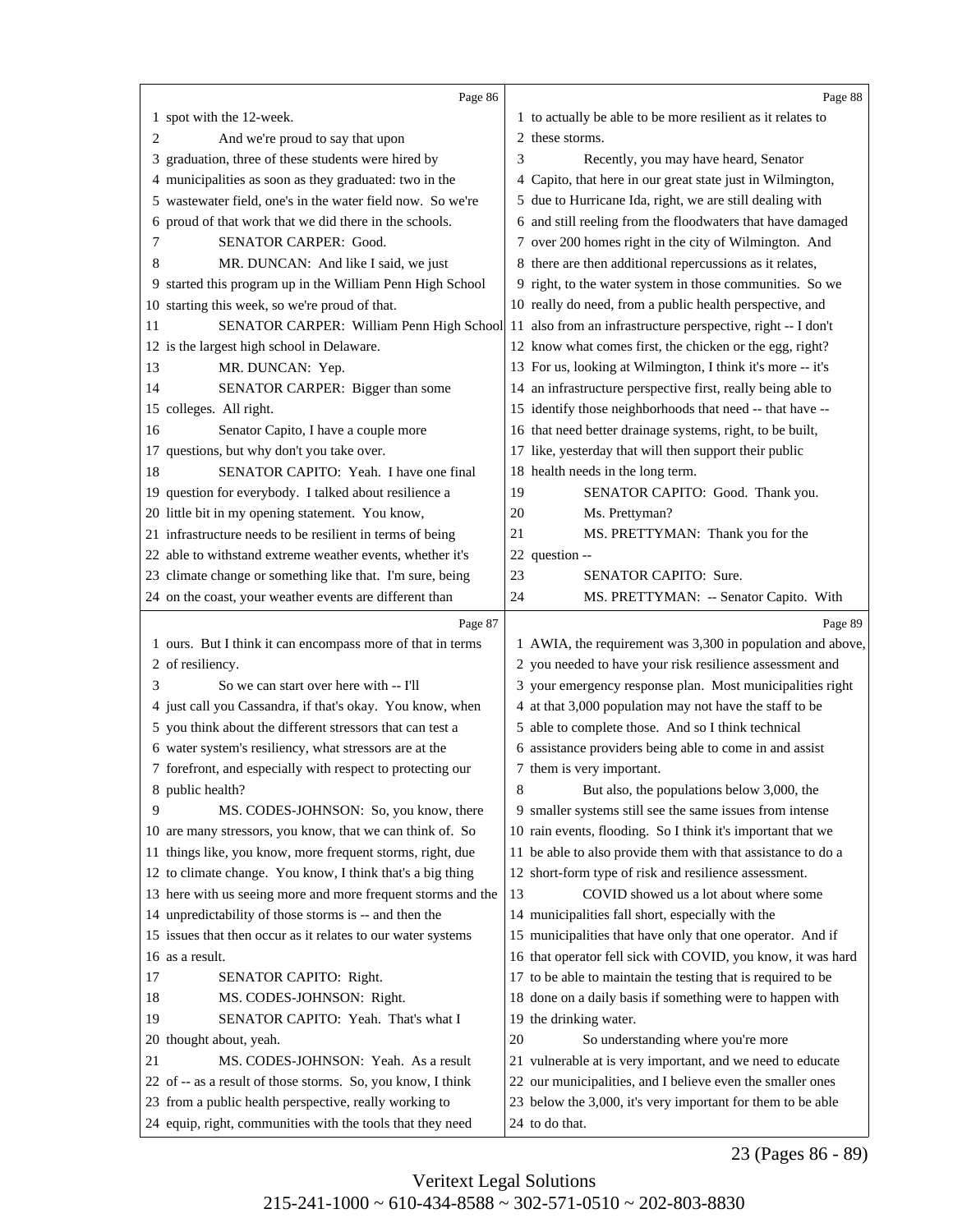spot with the 12-week.

And we're proud to say that upon graduation, three of these students were hired by municipalities as soon as they graduated: two in the wastewater field, one's in the water field now. So we're proud of that work that we did there in the schools.

SENATOR CARPER: Good.

MR. DUNCAN: And like I said, we just started this program up in the William Penn High School starting this week, so we're proud of that.

SENATOR CARPER: William Penn High School is the largest high school in Delaware.

MR. DUNCAN: Yep.

SENATOR CARPER: Bigger than some colleges. All right.

Senator Capito, I have a couple more questions, but why don't you take over.

SENATOR CAPITO: Yeah. I have one final question for everybody. I talked about resilience a little bit in my opening statement. You know, infrastructure needs to be resilient in terms of being able to withstand extreme weather events, whether it's climate change or something like that. I'm sure, being on the coast, your weather events are different than ours. But I think it can encompass more of that in terms of resiliency.

So we can start over here with -- I'll just call you Cassandra, if that's okay. You know, when you think about the different stressors that can test a water system's resiliency, what stressors are at the forefront, and especially with respect to protecting our public health?

MS. CODES-JOHNSON: So, you know, there are many stressors, you know, that we can think of. So things like, you know, more frequent storms, right, due to climate change. You know, I think that's a big thing here with us seeing more and more frequent storms and the unpredictability of those storms is -- and then the issues that then occur as it relates to our water systems as a result.

SENATOR CAPITO: Right.

MS. CODES-JOHNSON: Right.

SENATOR CAPITO: Yeah. That's what I thought about, yeah.

MS. CODES-JOHNSON: Yeah. As a result of -- as a result of those storms. So, you know, I think from a public health perspective, really working to equip, right, communities with the tools that they need to actually be able to be more resilient as it relates to these storms.

Recently, you may have heard, Senator Capito, that here in our great state just in Wilmington, due to Hurricane Ida, right, we are still dealing with and still reeling from the floodwaters that have damaged over 200 homes right in the city of Wilmington. And there are then additional repercussions as it relates, right, to the water system in those communities. So we really do need, from a public health perspective, and also from an infrastructure perspective, right -- I don't know what comes first, the chicken or the egg, right? For us, looking at Wilmington, I think it's more -- it's an infrastructure perspective first, really being able to identify those neighborhoods that need -- that have -- that need better drainage systems, right, to be built, like, yesterday that will then support their public health needs in the long term.

SENATOR CAPITO: Good. Thank you.

Ms. Prettyman?

MS. PRETTYMAN: Thank you for the question --

SENATOR CAPITO: Sure.

MS. PRETTYMAN: -- Senator Capito. With AWIA, the requirement was 3,300 in population and above, you needed to have your risk resilience assessment and your emergency response plan. Most municipalities right at that 3,000 population may not have the staff to be able to complete those. And so I think technical assistance providers being able to come in and assist them is very important.

But also, the populations below 3,000, the smaller systems still see the same issues from intense rain events, flooding. So I think it's important that we be able to also provide them with that assistance to do a short-form type of risk and resilience assessment.

COVID showed us a lot about where some municipalities fall short, especially with the municipalities that have only that one operator. And if that operator fell sick with COVID, you know, it was hard to be able to maintain the testing that is required to be done on a daily basis if something were to happen with the drinking water.

So understanding where you're more vulnerable at is very important, and we need to educate our municipalities, and I believe even the smaller ones below the 3,000, it's very important for them to be able to do that.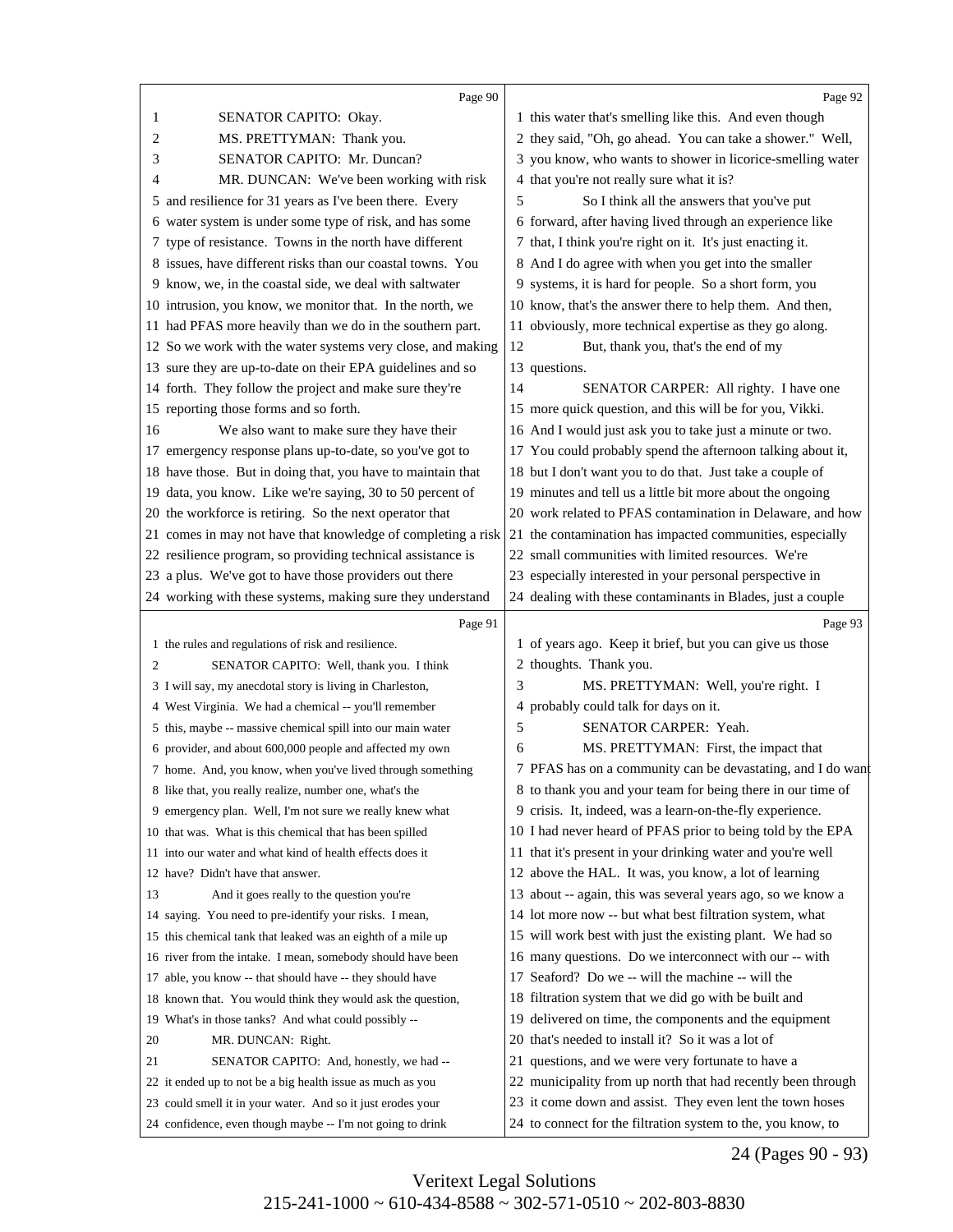Page 90

1 SENATOR CAPITO: Okay.
2 MS. PRETTYMAN: Thank you.
3 SENATOR CAPITO: Mr. Duncan?
4 MR. DUNCAN: We've been working with risk
5 and resilience for 31 years as I've been there. Every
6 water system is under some type of risk, and has some
7 type of resistance. Towns in the north have different
8 issues, have different risks than our coastal towns. You
9 know, we, in the coastal side, we deal with saltwater
10 intrusion, you know, we monitor that. In the north, we
11 had PFAS more heavily than we do in the southern part.
12 So we work with the water systems very close, and making
13 sure they are up-to-date on their EPA guidelines and so
14 forth. They follow the project and make sure they're
15 reporting those forms and so forth.
16 We also want to make sure they have their
17 emergency response plans up-to-date, so you've got to
18 have those. But in doing that, you have to maintain that
19 data, you know. Like we're saying, 30 to 50 percent of
20 the workforce is retiring. So the next operator that
21 comes in may not have that knowledge of completing a risk
22 resilience program, so providing technical assistance is
23 a plus. We've got to have those providers out there
24 working with these systems, making sure they understand

Page 91

1 the rules and regulations of risk and resilience.
2 SENATOR CAPITO: Well, thank you. I think
3 I will say, my anecdotal story is living in Charleston,
4 West Virginia. We had a chemical -- you'll remember
5 this, maybe -- massive chemical spill into our main water
6 provider, and about 600,000 people and affected my own
7 home. And, you know, when you've lived through something
8 like that, you really realize, number one, what's the
9 emergency plan. Well, I'm not sure we really knew what
10 that was. What is this chemical that has been spilled
11 into our water and what kind of health effects does it
12 have? Didn't have that answer.
13 And it goes really to the question you're
14 saying. You need to pre-identify your risks. I mean,
15 this chemical tank that leaked was an eighth of a mile up
16 river from the intake. I mean, somebody should have been
17 able, you know -- that should have -- they should have
18 known that. You would think they would ask the question,
19 What's in those tanks? And what could possibly --
20 MR. DUNCAN: Right.
21 SENATOR CAPITO: And, honestly, we had --
22 it ended up to not be a big health issue as much as you
23 could smell it in your water. And so it just erodes your
24 confidence, even though maybe -- I'm not going to drink

Page 92

1 this water that's smelling like this. And even though
2 they said, "Oh, go ahead. You can take a shower." Well,
3 you know, who wants to shower in licorice-smelling water
4 that you're not really sure what it is?
5 So I think all the answers that you've put
6 forward, after having lived through an experience like
7 that, I think you're right on it. It's just enacting it.
8 And I do agree with when you get into the smaller
9 systems, it is hard for people. So a short form, you
10 know, that's the answer there to help them. And then,
11 obviously, more technical expertise as they go along.
12 But, thank you, that's the end of my
13 questions.
14 SENATOR CARPER: All righty. I have one
15 more quick question, and this will be for you, Vikki.
16 And I would just ask you to take just a minute or two.
17 You could probably spend the afternoon talking about it,
18 but I don't want you to do that. Just take a couple of
19 minutes and tell us a little bit more about the ongoing
20 work related to PFAS contamination in Delaware, and how
21 the contamination has impacted communities, especially
22 small communities with limited resources. We're
23 especially interested in your personal perspective in
24 dealing with these contaminants in Blades, just a couple

Page 93

1 of years ago. Keep it brief, but you can give us those
2 thoughts. Thank you.
3 MS. PRETTYMAN: Well, you're right. I
4 probably could talk for days on it.
5 SENATOR CARPER: Yeah.
6 MS. PRETTYMAN: First, the impact that
7 PFAS has on a community can be devastating, and I do want
8 to thank you and your team for being there in our time of
9 crisis. It, indeed, was a learn-on-the-fly experience.
10 I had never heard of PFAS prior to being told by the EPA
11 that it's present in your drinking water and you're well
12 above the HAL. It was, you know, a lot of learning
13 about -- again, this was several years ago, so we know a
14 lot more now -- but what best filtration system, what
15 will work best with just the existing plant. We had so
16 many questions. Do we interconnect with our -- with
17 Seaford? Do we -- will the machine -- will the
18 filtration system that we did go with be built and
19 delivered on time, the components and the equipment
20 that's needed to install it? So it was a lot of
21 questions, and we were very fortunate to have a
22 municipality from up north that had recently been through
23 it come down and assist. They even lent the town hoses
24 to connect for the filtration system to the, you know, to

24 (Pages 90 - 93)

Veritext Legal Solutions
215-241-1000 ~ 610-434-8588 ~ 302-571-0510 ~ 202-803-8830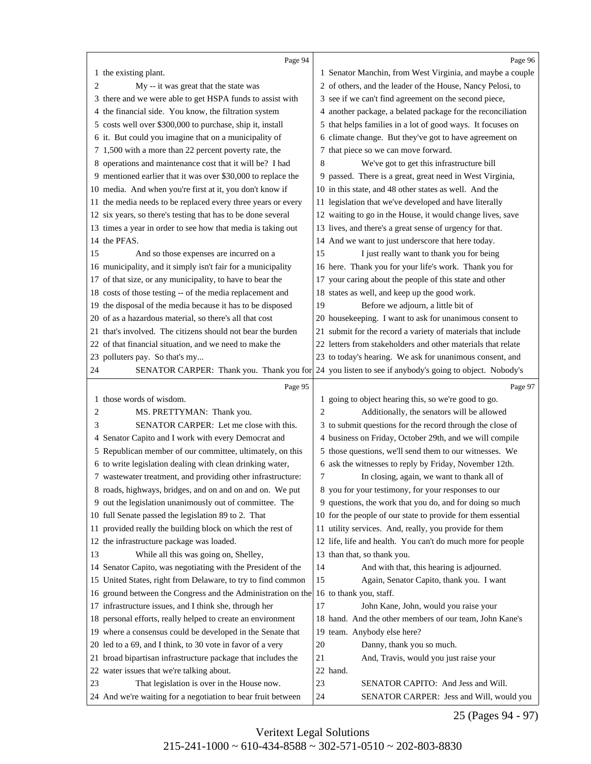Page 94

1 the existing plant.
2 My -- it was great that the state was
3 there and we were able to get HSPA funds to assist with
4 the financial side. You know, the filtration system
5 costs well over $300,000 to purchase, ship it, install
6 it. But could you imagine that on a municipality of
7 1,500 with a more than 22 percent poverty rate, the
8 operations and maintenance cost that it will be? I had
9 mentioned earlier that it was over $30,000 to replace the
10 media. And when you're first at it, you don't know if
11 the media needs to be replaced every three years or every
12 six years, so there's testing that has to be done several
13 times a year in order to see how that media is taking out
14 the PFAS.
15 And so those expenses are incurred on a
16 municipality, and it simply isn't fair for a municipality
17 of that size, or any municipality, to have to bear the
18 costs of those testing -- of the media replacement and
19 the disposal of the media because it has to be disposed
20 of as a hazardous material, so there's all that cost
21 that's involved. The citizens should not bear the burden
22 of that financial situation, and we need to make the
23 polluters pay. So that's my...
24 SENATOR CARPER: Thank you. Thank you for

Page 95

1 those words of wisdom.
2 MS. PRETTYMAN: Thank you.
3 SENATOR CARPER: Let me close with this.
4 Senator Capito and I work with every Democrat and
5 Republican member of our committee, ultimately, on this
6 to write legislation dealing with clean drinking water,
7 wastewater treatment, and providing other infrastructure:
8 roads, highways, bridges, and on and on and on. We put
9 out the legislation unanimously out of committee. The
10 full Senate passed the legislation 89 to 2. That
11 provided really the building block on which the rest of
12 the infrastructure package was loaded.
13 While all this was going on, Shelley,
14 Senator Capito, was negotiating with the President of the
15 United States, right from Delaware, to try to find common
16 ground between the Congress and the Administration on the
17 infrastructure issues, and I think she, through her
18 personal efforts, really helped to create an environment
19 where a consensus could be developed in the Senate that
20 led to a 69, and I think, to 30 vote in favor of a very
21 broad bipartisan infrastructure package that includes the
22 water issues that we're talking about.
23 That legislation is over in the House now.
24 And we're waiting for a negotiation to bear fruit between

Page 96

1 Senator Manchin, from West Virginia, and maybe a couple
2 of others, and the leader of the House, Nancy Pelosi, to
3 see if we can't find agreement on the second piece,
4 another package, a belated package for the reconciliation
5 that helps families in a lot of good ways. It focuses on
6 climate change. But they've got to have agreement on
7 that piece so we can move forward.
8 We've got to get this infrastructure bill
9 passed. There is a great, great need in West Virginia,
10 in this state, and 48 other states as well. And the
11 legislation that we've developed and have literally
12 waiting to go in the House, it would change lives, save
13 lives, and there's a great sense of urgency for that.
14 And we want to just underscore that here today.
15 I just really want to thank you for being
16 here. Thank you for your life's work. Thank you for
17 your caring about the people of this state and other
18 states as well, and keep up the good work.
19 Before we adjourn, a little bit of
20 housekeeping. I want to ask for unanimous consent to
21 submit for the record a variety of materials that include
22 letters from stakeholders and other materials that relate
23 to today's hearing. We ask for unanimous consent, and
24 you listen to see if anybody's going to object. Nobody's

Page 97

1 going to object hearing this, so we're good to go.
2 Additionally, the senators will be allowed
3 to submit questions for the record through the close of
4 business on Friday, October 29th, and we will compile
5 those questions, we'll send them to our witnesses. We
6 ask the witnesses to reply by Friday, November 12th.
7 In closing, again, we want to thank all of
8 you for your testimony, for your responses to our
9 questions, the work that you do, and for doing so much
10 for the people of our state to provide for them essential
11 utility services. And, really, you provide for them
12 life, life and health. You can't do much more for people
13 than that, so thank you.
14 And with that, this hearing is adjourned.
15 Again, Senator Capito, thank you. I want
16 to thank you, staff.
17 John Kane, John, would you raise your
18 hand. And the other members of our team, John Kane's
19 team. Anybody else here?
20 Danny, thank you so much.
21 And, Travis, would you just raise your
22 hand.
23 SENATOR CAPITO: And Jess and Will.
24 SENATOR CARPER: Jess and Will, would you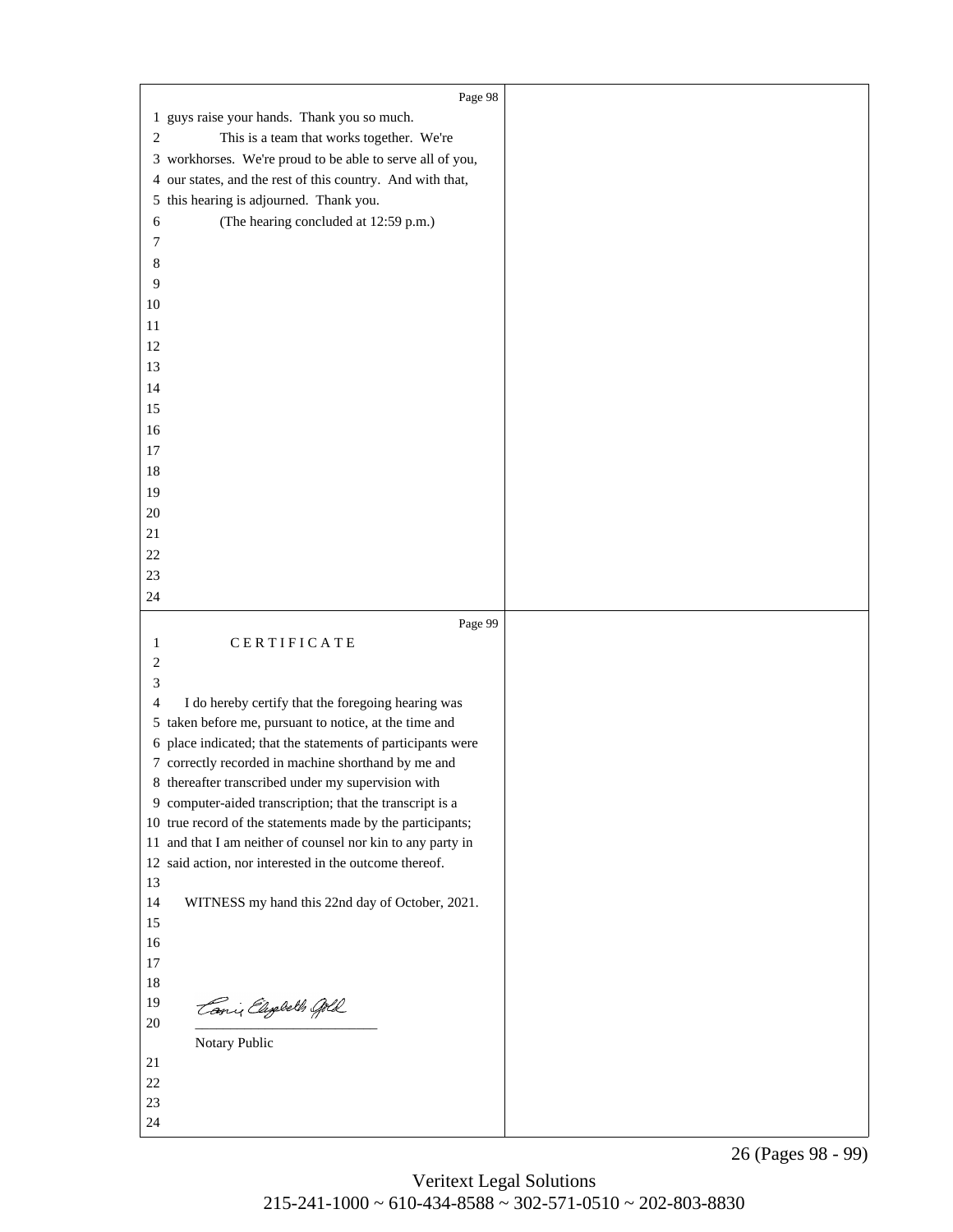guys raise your hands. Thank you so much.

This is a team that works together. We're workhorses. We're proud to be able to serve all of you, our states, and the rest of this country. And with that, this hearing is adjourned. Thank you.

(The hearing concluded at 12:59 p.m.)

C E R T I F I C A T E

I do hereby certify that the foregoing hearing was taken before me, pursuant to notice, at the time and place indicated; that the statements of participants were correctly recorded in machine shorthand by me and thereafter transcribed under my supervision with computer-aided transcription; that the transcript is a true record of the statements made by the participants; and that I am neither of counsel nor kin to any party in said action, nor interested in the outcome thereof.

WITNESS my hand this 22nd day of October, 2021.

Carrie Elizabeth Gold

Notary Public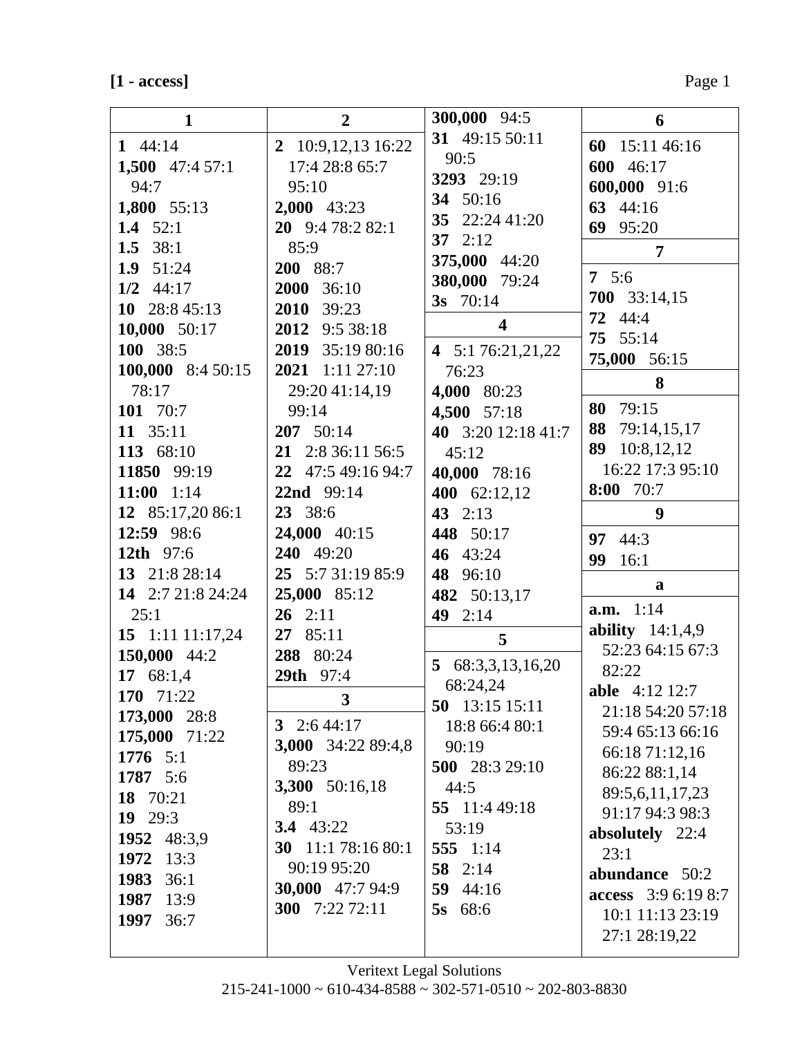**[1 - access]**

**1**

**1** 44:14
**1,500** 47:4 57:1 94:7
**1,800** 55:13
**1.4** 52:1
**1.5** 38:1
**1.9** 51:24
**1/2** 44:17
**10** 28:8 45:13
**10,000** 50:17
**100** 38:5
**100,000** 8:4 50:15 78:17
**101** 70:7
**11** 35:11
**113** 68:10
**11850** 99:19
**11:00** 1:14
**12** 85:17,20 86:1
**12:59** 98:6
**12th** 97:6
**13** 21:8 28:14
**14** 2:7 21:8 24:24 25:1
**15** 1:11 11:17,24
**150,000** 44:2
**17** 68:1,4
**170** 71:22
**173,000** 28:8
**175,000** 71:22
**1776** 5:1
**1787** 5:6
**18** 70:21
**19** 29:3
**1952** 48:3,9
**1972** 13:3
**1983** 36:1
**1987** 13:9
**1997** 36:7

**2**

**2** 10:9,12,13 16:22 17:4 28:8 65:7 95:10
**2,000** 43:23
**20** 9:4 78:2 82:1 85:9
**200** 88:7
**2000** 36:10
**2010** 39:23
**2012** 9:5 38:18
**2019** 35:19 80:16
**2021** 1:11 27:10 29:20 41:14,19 99:14
**207** 50:14
**21** 2:8 36:11 56:5
**22** 47:5 49:16 94:7
**22nd** 99:14
**23** 38:6
**24,000** 40:15
**240** 49:20
**25** 5:7 31:19 85:9
**25,000** 85:12
**26** 2:11
**27** 85:11
**288** 80:24
**29th** 97:4

**3**

**3** 2:6 44:17
**3,000** 34:22 89:4,8 89:23
**3,300** 50:16,18 89:1
**3.4** 43:22
**30** 11:1 78:16 80:1 90:19 95:20
**30,000** 47:7 94:9
**300** 7:22 72:11
**300,000** 94:5
**31** 49:15 50:11 90:5
**3293** 29:19
**34** 50:16
**35** 22:24 41:20
**37** 2:12
**375,000** 44:20
**380,000** 79:24
**3s** 70:14

**4**

**4** 5:1 76:21,21,22 76:23
**4,000** 80:23
**4,500** 57:18
**40** 3:20 12:18 41:7 45:12
**40,000** 78:16
**400** 62:12,12
**43** 2:13
**448** 50:17
**46** 43:24
**48** 96:10
**482** 50:13,17
**49** 2:14

**5**

**5** 68:3,3,13,16,20 68:24,24
**50** 13:15 15:11 18:8 66:4 80:1 90:19
**500** 28:3 29:10 44:5
**55** 11:4 49:18 53:19
**555** 1:14
**58** 2:14
**59** 44:16
**5s** 68:6

**6**

**60** 15:11 46:16
**600** 46:17
**600,000** 91:6
**63** 44:16
**69** 95:20

**7**

**7** 5:6
**700** 33:14,15
**72** 44:4
**75** 55:14
**75,000** 56:15

**8**

**80** 79:15
**88** 79:14,15,17
**89** 10:8,12,12 16:22 17:3 95:10
**8:00** 70:7

**9**

**97** 44:3
**99** 16:1

**a**

**a.m.** 1:14
**ability** 14:1,4,9 52:23 64:15 67:3 82:22
**able** 4:12 12:7 21:18 54:20 57:18 59:4 65:13 66:16 66:18 71:12,16 86:22 88:1,14 89:5,6,11,17,23 91:17 94:3 98:3
**absolutely** 22:4 23:1
**abundance** 50:2
**access** 3:9 6:19 8:7 10:1 11:13 23:19 27:1 28:19,22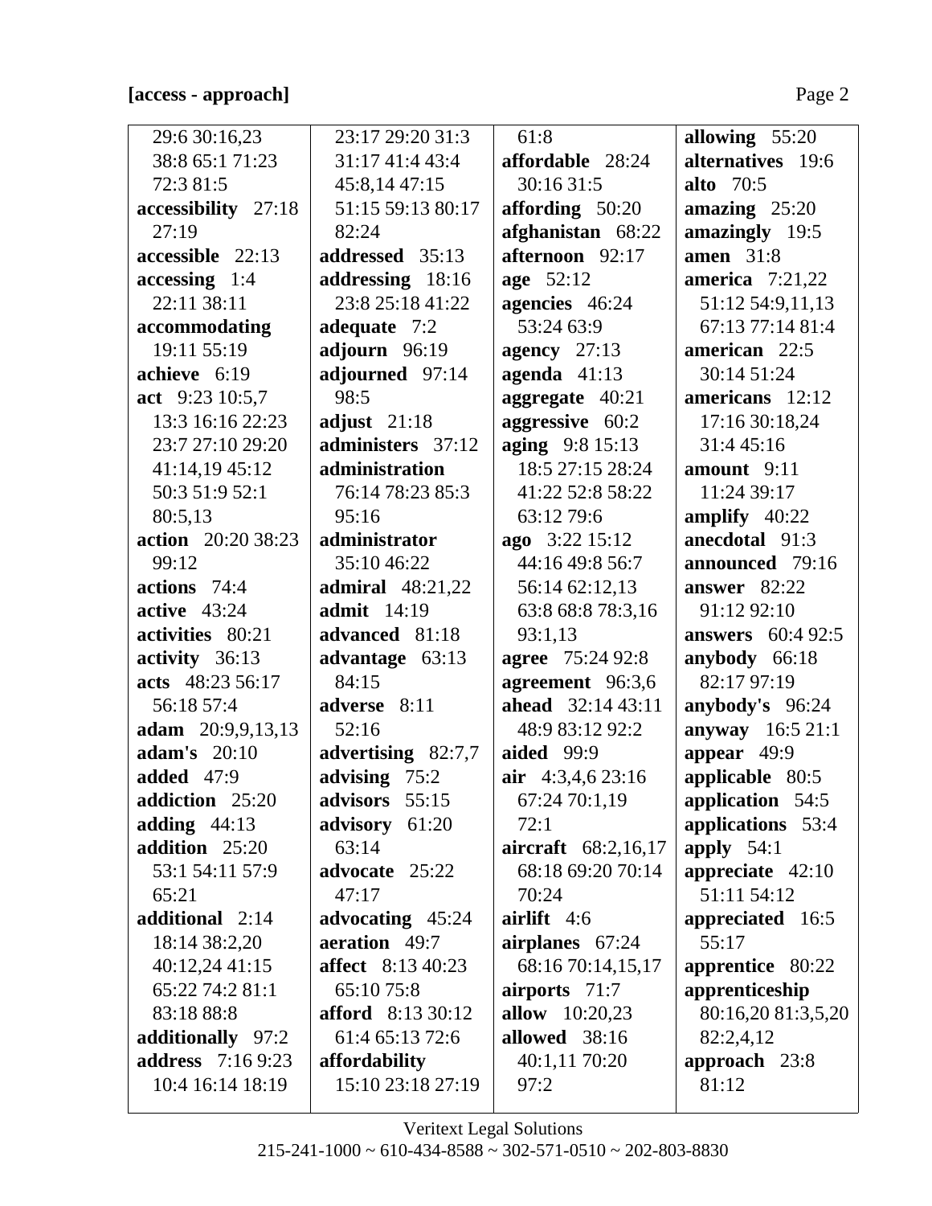**[access - approach]**

29:6 30:16,23 38:8 65:1 71:23 72:3 81:5
**accessibility** 27:18 27:19
**accessible** 22:13
**accessing** 1:4 22:11 38:11
**accommodating** 19:11 55:19
**achieve** 6:19
**act** 9:23 10:5,7 13:3 16:16 22:23 23:7 27:10 29:20 41:14,19 45:12 50:3 51:9 52:1 80:5,13
**action** 20:20 38:23 99:12
**actions** 74:4
**active** 43:24
**activities** 80:21
**activity** 36:13
**acts** 48:23 56:17 56:18 57:4
**adam** 20:9,9,13,13
**adam's** 20:10
**added** 47:9
**addiction** 25:20
**adding** 44:13
**addition** 25:20 53:1 54:11 57:9 65:21
**additional** 2:14 18:14 38:2,20 40:12,24 41:15 65:22 74:2 81:1 83:18 88:8
**additionally** 97:2
**address** 7:16 9:23 10:4 16:14 18:19 23:17 29:20 31:3 31:17 41:4 43:4 45:8,14 47:15 51:15 59:13 80:17 82:24
**addressed** 35:13
**addressing** 18:16 23:8 25:18 41:22
**adequate** 7:2
**adjourn** 96:19
**adjourned** 97:14 98:5
**adjust** 21:18
**administers** 37:12
**administration** 76:14 78:23 85:3 95:16
**administrator** 35:10 46:22
**admiral** 48:21,22
**admit** 14:19
**advanced** 81:18
**advantage** 63:13 84:15
**adverse** 8:11 52:16
**advertising** 82:7,7
**advising** 75:2
**advisors** 55:15
**advisory** 61:20 63:14
**advocate** 25:22 47:17
**advocating** 45:24
**aeration** 49:7
**affect** 8:13 40:23 65:10 75:8
**afford** 8:13 30:12 61:4 65:13 72:6
**affordability** 15:10 23:18 27:19 61:8
**affordable** 28:24 30:16 31:5
**affording** 50:20
**afghanistan** 68:22
**afternoon** 92:17
**age** 52:12
**agencies** 46:24 53:24 63:9
**agency** 27:13
**agenda** 41:13
**aggregate** 40:21
**aggressive** 60:2
**aging** 9:8 15:13 18:5 27:15 28:24 41:22 52:8 58:22 63:12 79:6
**ago** 3:22 15:12 44:16 49:8 56:7 56:14 62:12,13 63:8 68:8 78:3,16 93:1,13
**agree** 75:24 92:8
**agreement** 96:3,6
**ahead** 32:14 43:11 48:9 83:12 92:2
**aided** 99:9
**air** 4:3,4,6 23:16 67:24 70:1,19 72:1
**aircraft** 68:2,16,17 68:18 69:20 70:14 70:24
**airlift** 4:6
**airplanes** 67:24 68:16 70:14,15,17
**airports** 71:7
**allow** 10:20,23
**allowed** 38:16 40:1,11 70:20 97:2
**allowing** 55:20
**alternatives** 19:6
**alto** 70:5
**amazing** 25:20
**amazingly** 19:5
**amen** 31:8
**america** 7:21,22 51:12 54:9,11,13 67:13 77:14 81:4
**american** 22:5 30:14 51:24
**americans** 12:12 17:16 30:18,24 31:4 45:16
**amount** 9:11 11:24 39:17
**amplify** 40:22
**anecdotal** 91:3
**announced** 79:16
**answer** 82:22 91:12 92:10
**answers** 60:4 92:5
**anybody** 66:18 82:17 97:19
**anybody's** 96:24
**anyway** 16:5 21:1
**appear** 49:9
**applicable** 80:5
**application** 54:5
**applications** 53:4
**apply** 54:1
**appreciate** 42:10 51:11 54:12
**appreciated** 16:5 55:17
**apprentice** 80:22
**apprenticeship** 80:16,20 81:3,5,20 82:2,4,12
**approach** 23:8 81:12

Veritext Legal Solutions
215-241-1000 ~ 610-434-8588 ~ 302-571-0510 ~ 202-803-8830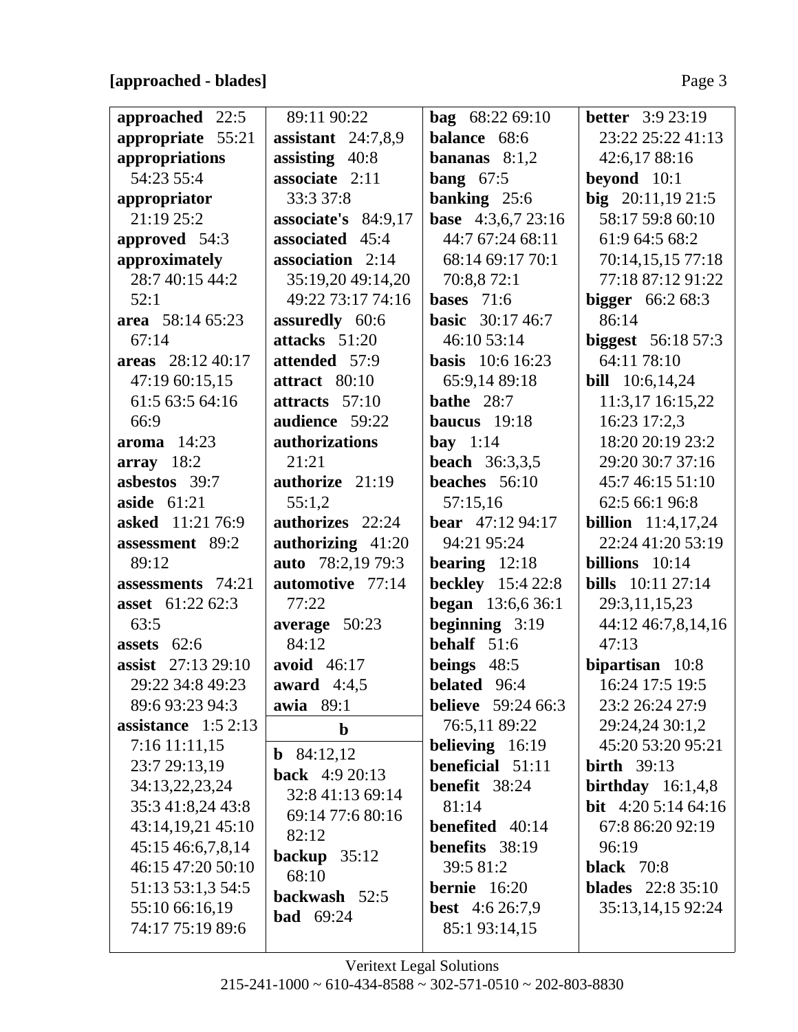## [approached - blades]

**approached** 22:5
**appropriate** 55:21
**appropriations** 54:23 55:4
**appropriator** 21:19 25:2
**approved** 54:3
**approximately** 28:7 40:15 44:2 52:1
**area** 58:14 65:23 67:14
**areas** 28:12 40:17 47:19 60:15,15 61:5 63:5 64:16 66:9
**aroma** 14:23
**array** 18:2
**asbestos** 39:7
**aside** 61:21
**asked** 11:21 76:9
**assessment** 89:2 89:12
**assessments** 74:21
**asset** 61:22 62:3 63:5
**assets** 62:6
**assist** 27:13 29:10 29:22 34:8 49:23 89:6 93:23 94:3
**assistance** 1:5 2:13 7:16 11:11,15 23:7 29:13,19 34:13,22,23,24 35:3 41:8,24 43:8 43:14,19,21 45:10 45:15 46:6,7,8,14 46:15 47:20 50:10 51:13 53:1,3 54:5 55:10 66:16,19 74:17 75:19 89:6 89:11 90:22
**assistant** 24:7,8,9
**assisting** 40:8
**associate** 2:11 33:3 37:8
**associate's** 84:9,17
**associated** 45:4
**association** 2:14 35:19,20 49:14,20 49:22 73:17 74:16
**assuredly** 60:6
**attacks** 51:20
**attended** 57:9
**attract** 80:10
**attracts** 57:10
**audience** 59:22
**authorizations** 21:21
**authorize** 21:19 55:1,2
**authorizes** 22:24
**authorizing** 41:20
**auto** 78:2,19 79:3
**automotive** 77:14 77:22
**average** 50:23 84:12
**avoid** 46:17
**award** 4:4,5
**awia** 89:1

### b

**b** 84:12,12
**back** 4:9 20:13 32:8 41:13 69:14 69:14 77:6 80:16 82:12
**backup** 35:12 68:10
**backwash** 52:5
**bad** 69:24
**bag** 68:22 69:10
**balance** 68:6
**bananas** 8:1,2
**bang** 67:5
**banking** 25:6
**base** 4:3,6,7 23:16 44:7 67:24 68:11 68:14 69:17 70:1 70:8,8 72:1
**bases** 71:6
**basic** 30:17 46:7 46:10 53:14
**basis** 10:6 16:23 65:9,14 89:18
**bathe** 28:7
**baucus** 19:18
**bay** 1:14
**beach** 36:3,3,5
**beaches** 56:10 57:15,16
**bear** 47:12 94:17 94:21 95:24
**bearing** 12:18
**beckley** 15:4 22:8
**began** 13:6,6 36:1
**beginning** 3:19
**behalf** 51:6
**beings** 48:5
**belated** 96:4
**believe** 59:24 66:3 76:5,11 89:22
**believing** 16:19
**beneficial** 51:11
**benefit** 38:24 81:14
**benefited** 40:14
**benefits** 38:19 39:5 81:2
**bernie** 16:20
**best** 4:6 26:7,9 85:1 93:14,15
**better** 3:9 23:19 23:22 25:22 41:13 42:6,17 88:16
**beyond** 10:1
**big** 20:11,19 21:5 58:17 59:8 60:10 61:9 64:5 68:2 70:14,15,15 77:18 77:18 87:12 91:22
**bigger** 66:2 68:3 86:14
**biggest** 56:18 57:3 64:11 78:10
**bill** 10:6,14,24 11:3,17 16:15,22 16:23 17:2,3 18:20 20:19 23:2 29:20 30:7 37:16 45:7 46:15 51:10 62:5 66:1 96:8
**billion** 11:4,17,24 22:24 41:20 53:19
**billions** 10:14
**bills** 10:11 27:14 29:3,11,15,23 44:12 46:7,8,14,16 47:13
**bipartisan** 10:8 16:24 17:5 19:5 23:2 26:24 27:9 29:24,24 30:1,2 45:20 53:20 95:21
**birth** 39:13
**birthday** 16:1,4,8
**bit** 4:20 5:14 64:16 67:8 86:20 92:19 96:19
**black** 70:8
**blades** 22:8 35:10 35:13,14,15 92:24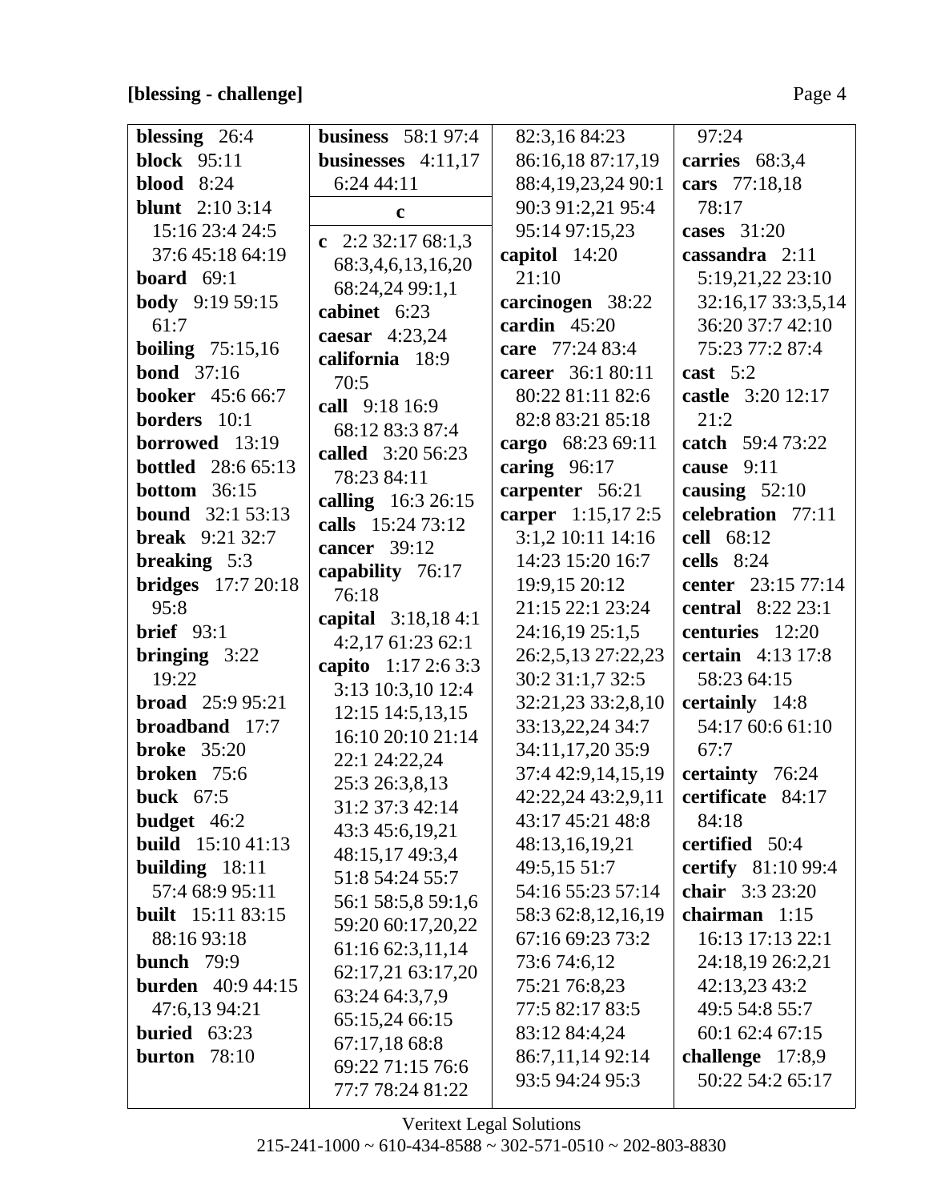**[blessing - challenge]**

**blessing** 26:4
**block** 95:11
**blood** 8:24
**blunt** 2:10 3:14 15:16 23:4 24:5 37:6 45:18 64:19
**board** 69:1
**body** 9:19 59:15 61:7
**boiling** 75:15,16
**bond** 37:16
**booker** 45:6 66:7
**borders** 10:1
**borrowed** 13:19
**bottled** 28:6 65:13
**bottom** 36:15
**bound** 32:1 53:13
**break** 9:21 32:7
**breaking** 5:3
**bridges** 17:7 20:18 95:8
**brief** 93:1
**bringing** 3:22 19:22
**broad** 25:9 95:21
**broadband** 17:7
**broke** 35:20
**broken** 75:6
**buck** 67:5
**budget** 46:2
**build** 15:10 41:13
**building** 18:11 57:4 68:9 95:11
**built** 15:11 83:15 88:16 93:18
**bunch** 79:9
**burden** 40:9 44:15 47:6,13 94:21
**buried** 63:23
**burton** 78:10
**business** 58:1 97:4
**businesses** 4:11,17 6:24 44:11

**c**

**c** 2:2 32:17 68:1,3 68:3,4,6,13,16,20 68:24,24 99:1,1
**cabinet** 6:23
**caesar** 4:23,24
**california** 18:9 70:5
**call** 9:18 16:9 68:12 83:3 87:4
**called** 3:20 56:23 78:23 84:11
**calling** 16:3 26:15
**calls** 15:24 73:12
**cancer** 39:12
**capability** 76:17 76:18
**capital** 3:18,18 4:1 4:2,17 61:23 62:1
**capito** 1:17 2:6 3:3 3:13 10:3,10 12:4 12:15 14:5,13,15 16:10 20:10 21:14 22:1 24:22,24 25:3 26:3,8,13 31:2 37:3 42:14 43:3 45:6,19,21 48:15,17 49:3,4 51:8 54:24 55:7 56:1 58:5,8 59:1,6 59:20 60:17,20,22 61:16 62:3,11,14 62:17,21 63:17,20 63:24 64:3,7,9 65:15,24 66:15 67:17,18 68:8 69:22 71:15 76:6 77:7 78:24 81:22 82:3,16 84:23 86:16,18 87:17,19 88:4,19,23,24 90:1 90:3 91:2,21 95:4 95:14 97:15,23
**capitol** 14:20 21:10
**carcinogen** 38:22
**cardin** 45:20
**care** 77:24 83:4
**career** 36:1 80:11 80:22 81:11 82:6 82:8 83:21 85:18
**cargo** 68:23 69:11
**caring** 96:17
**carpenter** 56:21
**carper** 1:15,17 2:5 3:1,2 10:11 14:16 14:23 15:20 16:7 19:9,15 20:12 21:15 22:1 23:24 24:16,19 25:1,5 26:2,5,13 27:22,23 30:2 31:1,7 32:5 32:21,23 33:2,8,10 33:13,22,24 34:7 34:11,17,20 35:9 37:4 42:9,14,15,19 42:22,24 43:2,9,11 43:17 45:21 48:8 48:13,16,19,21 49:5,15 51:7 54:16 55:23 57:14 58:3 62:8,12,16,19 67:16 69:23 73:2 73:6 74:6,12 75:21 76:8,23 77:5 82:17 83:5 83:12 84:4,24 86:7,11,14 92:14 93:5 94:24 95:3 97:24
**carries** 68:3,4
**cars** 77:18,18 78:17
**cases** 31:20
**cassandra** 2:11 5:19,21,22 23:10 32:16,17 33:3,5,14 36:20 37:7 42:10 75:23 77:2 87:4
**cast** 5:2
**castle** 3:20 12:17 21:2
**catch** 59:4 73:22
**cause** 9:11
**causing** 52:10
**celebration** 77:11
**cell** 68:12
**cells** 8:24
**center** 23:15 77:14
**central** 8:22 23:1
**centuries** 12:20
**certain** 4:13 17:8 58:23 64:15
**certainly** 14:8 54:17 60:6 61:10 67:7
**certainty** 76:24
**certificate** 84:17 84:18
**certified** 50:4
**certify** 81:10 99:4
**chair** 3:3 23:20
**chairman** 1:15 16:13 17:13 22:1 24:18,19 26:2,21 42:13,23 43:2 49:5 54:8 55:7 60:1 62:4 67:15
**challenge** 17:8,9 50:22 54:2 65:17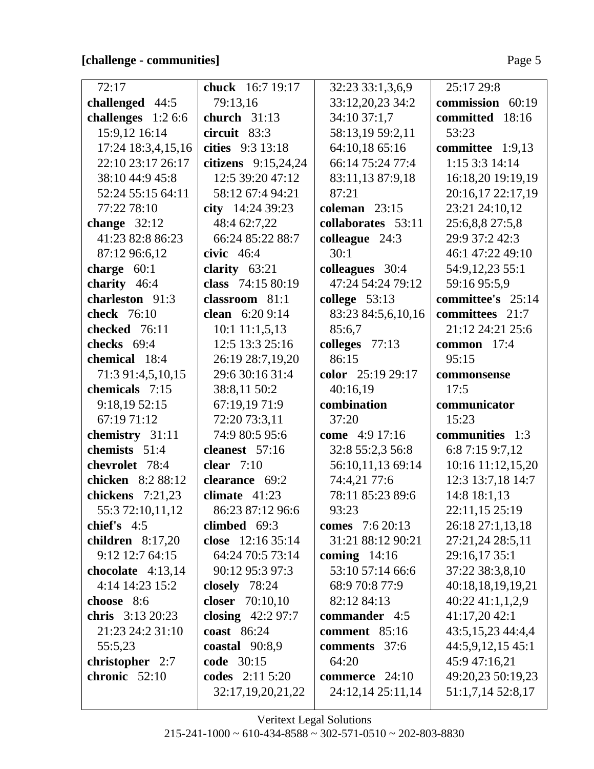**[challenge - communities]**

72:17
**challenged** 44:5
**challenges** 1:2 6:6 15:9,12 16:14 17:24 18:3,4,15,16 22:10 23:17 26:17 38:10 44:9 45:8 52:24 55:15 64:11 77:22 78:10
**change** 32:12 41:23 82:8 86:23 87:12 96:6,12
**charge** 60:1
**charity** 46:4
**charleston** 91:3
**check** 76:10
**checked** 76:11
**checks** 69:4
**chemical** 18:4 71:3 91:4,5,10,15
**chemicals** 7:15 9:18,19 52:15 67:19 71:12
**chemistry** 31:11
**chemists** 51:4
**chevrolet** 78:4
**chicken** 8:2 88:12
**chickens** 7:21,23 55:3 72:10,11,12
**chief's** 4:5
**children** 8:17,20 9:12 12:7 64:15
**chocolate** 4:13,14 4:14 14:23 15:2
**choose** 8:6
**chris** 3:13 20:23 21:23 24:2 31:10 55:5,23
**christopher** 2:7
**chronic** 52:10
**chuck** 16:7 19:17 79:13,16
**church** 31:13
**circuit** 83:3
**cities** 9:3 13:18
**citizens** 9:15,24,24 12:5 39:20 47:12 58:12 67:4 94:21
**city** 14:24 39:23 48:4 62:7,22 66:24 85:22 88:7
**civic** 46:4
**clarity** 63:21
**class** 74:15 80:19
**classroom** 81:1
**clean** 6:20 9:14 10:1 11:1,5,13 12:5 13:3 25:16 26:19 28:7,19,20 29:6 30:16 31:4 38:8,11 50:2 67:19,19 71:9 72:20 73:3,11 74:9 80:5 95:6
**cleanest** 57:16
**clear** 7:10
**clearance** 69:2
**climate** 41:23 86:23 87:12 96:6
**climbed** 69:3
**close** 12:16 35:14 64:24 70:5 73:14 90:12 95:3 97:3
**closely** 78:24
**closer** 70:10,10
**closing** 42:2 97:7
**coast** 86:24
**coastal** 90:8,9
**code** 30:15
**codes** 2:11 5:20 32:17,19,20,21,22 32:23 33:1,3,6,9 33:12,20,23 34:2 34:10 37:1,7 58:13,19 59:2,11 64:10,18 65:16 66:14 75:24 77:4 83:11,13 87:9,18 87:21
**coleman** 23:15
**collaborates** 53:11
**colleague** 24:3 30:1
**colleagues** 30:4 47:24 54:24 79:12
**college** 53:13 83:23 84:5,6,10,16 85:6,7
**colleges** 77:13 86:15
**color** 25:19 29:17 40:16,19
**combination** 37:20
**come** 4:9 17:16 32:8 55:2,3 56:8 56:10,11,13 69:14 74:4,21 77:6 78:11 85:23 89:6 93:23
**comes** 7:6 20:13 31:21 88:12 90:21
**coming** 14:16 53:10 57:14 66:6 68:9 70:8 77:9 82:12 84:13
**commander** 4:5
**comment** 85:16
**comments** 37:6 64:20
**commerce** 24:10 24:12,14 25:11,14 25:17 29:8
**commission** 60:19
**committed** 18:16 53:23
**committee** 1:9,13 1:15 3:3 14:14 16:18,20 19:19,19 20:16,17 22:17,19 23:21 24:10,12 25:6,8,8 27:5,8 29:9 37:2 42:3 46:1 47:22 49:10 54:9,12,23 55:1 59:16 95:5,9
**committee's** 25:14
**committees** 21:7 21:12 24:21 25:6
**common** 17:4 95:15
**commonsense** 17:5
**communicator** 15:23
**communities** 1:3 6:8 7:15 9:7,12 10:16 11:12,15,20 12:3 13:7,18 14:7 14:8 18:1,13 22:11,15 25:19 26:18 27:1,13,18 27:21,24 28:5,11 29:16,17 35:1 37:22 38:3,8,10 40:18,18,19,19,21 40:22 41:1,1,2,9 41:17,20 42:1 43:5,15,23 44:4,4 44:5,9,12,15 45:1 45:9 47:16,21 49:20,23 50:19,23 51:1,7,14 52:8,17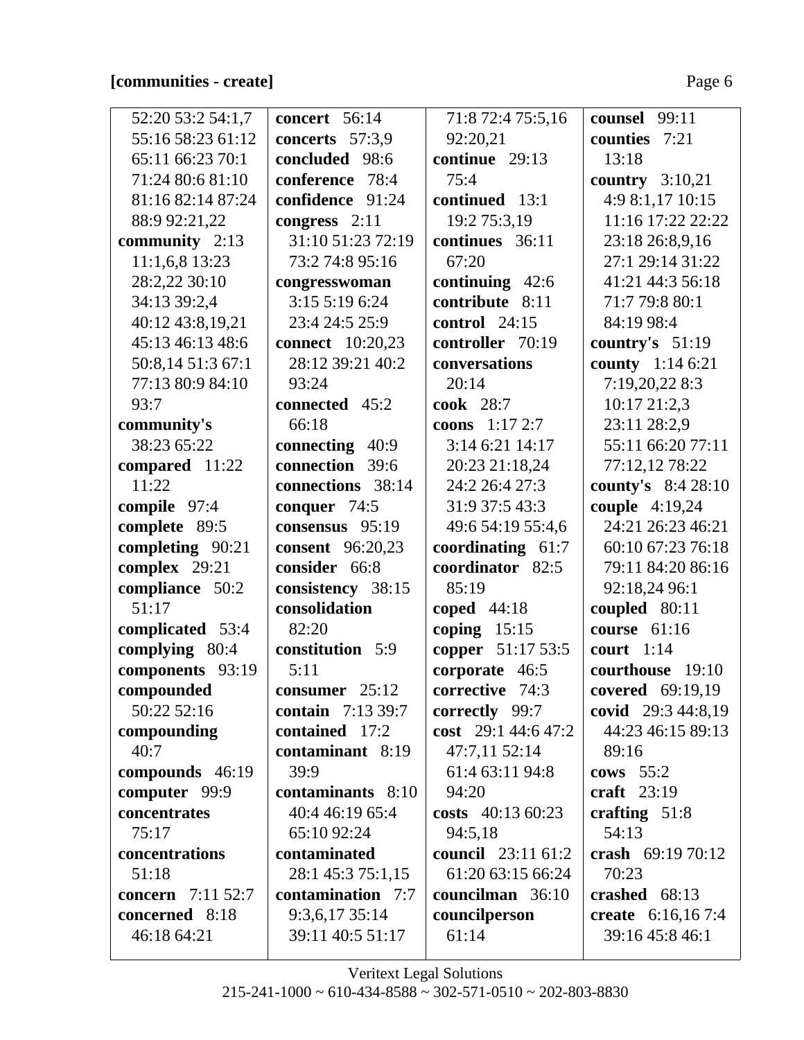**[communities - create]**

52:20 53:2 54:1,7 55:16 58:23 61:12 65:11 66:23 70:1 71:24 80:6 81:10 81:16 82:14 87:24 88:9 92:21,22

**community** 2:13 11:1,6,8 13:23 28:2,22 30:10 34:13 39:2,4 40:12 43:8,19,21 45:13 46:13 48:6 50:8,14 51:3 67:1 77:13 80:9 84:10 93:7

**community's** 38:23 65:22

**compared** 11:22 11:22

**compile** 97:4

**complete** 89:5

**completing** 90:21

**complex** 29:21

**compliance** 50:2 51:17

**complicated** 53:4

**complying** 80:4

**components** 93:19

**compounded** 50:22 52:16

**compounding** 40:7

**compounds** 46:19

**computer** 99:9

**concentrates** 75:17

**concentrations** 51:18

**concern** 7:11 52:7

**concerned** 8:18 46:18 64:21

**concert** 56:14

**concerts** 57:3,9

**concluded** 98:6

**conference** 78:4

**confidence** 91:24

**congress** 2:11 31:10 51:23 72:19 73:2 74:8 95:16

**congresswoman** 3:15 5:19 6:24 23:4 24:5 25:9

**connect** 10:20,23 28:12 39:21 40:2 93:24

**connected** 45:2 66:18

**connecting** 40:9

**connection** 39:6

**connections** 38:14

**conquer** 74:5

**consensus** 95:19

**consent** 96:20,23

**consider** 66:8

**consistency** 38:15

**consolidation** 82:20

**constitution** 5:9 5:11

**consumer** 25:12

**contain** 7:13 39:7

**contained** 17:2

**contaminant** 8:19 39:9

**contaminants** 8:10 40:4 46:19 65:4 65:10 92:24

**contaminated** 28:1 45:3 75:1,15

**contamination** 7:7 9:3,6,17 35:14 39:11 40:5 51:17 71:8 72:4 75:5,16 92:20,21

**continue** 29:13 75:4

**continued** 13:1 19:2 75:3,19

**continues** 36:11 67:20

**continuing** 42:6

**contribute** 8:11

**control** 24:15

**controller** 70:19

**conversations** 20:14

**cook** 28:7

**coons** 1:17 2:7 3:14 6:21 14:17 20:23 21:18,24 24:2 26:4 27:3 31:9 37:5 43:3 49:6 54:19 55:4,6

**coordinating** 61:7

**coordinator** 82:5 85:19

**coped** 44:18

**coping** 15:15

**copper** 51:17 53:5

**corporate** 46:5

**corrective** 74:3

**correctly** 99:7

**cost** 29:1 44:6 47:2 47:7,11 52:14 61:4 63:11 94:8 94:20

**costs** 40:13 60:23 94:5,18

**council** 23:11 61:2 61:20 63:15 66:24

**councilman** 36:10

**councilperson** 61:14

**counsel** 99:11

**counties** 7:21 13:18

**country** 3:10,21 4:9 8:1,17 10:15 11:16 17:22 22:22 23:18 26:8,9,16 27:1 29:14 31:22 41:21 44:3 56:18 71:7 79:8 80:1 84:19 98:4

**country's** 51:19

**county** 1:14 6:21 7:19,20,22 8:3 10:17 21:2,3 23:11 28:2,9 55:11 66:20 77:11 77:12,12 78:22

**county's** 8:4 28:10

**couple** 4:19,24 24:21 26:23 46:21 60:10 67:23 76:18 79:11 84:20 86:16 92:18,24 96:1

**coupled** 80:11

**course** 61:16

**court** 1:14

**courthouse** 19:10

**covered** 69:19,19

**covid** 29:3 44:8,19 44:23 46:15 89:13 89:16

**cows** 55:2

**craft** 23:19

**crafting** 51:8 54:13

**crash** 69:19 70:12 70:23

**crashed** 68:13

**create** 6:16,16 7:4 39:16 45:8 46:1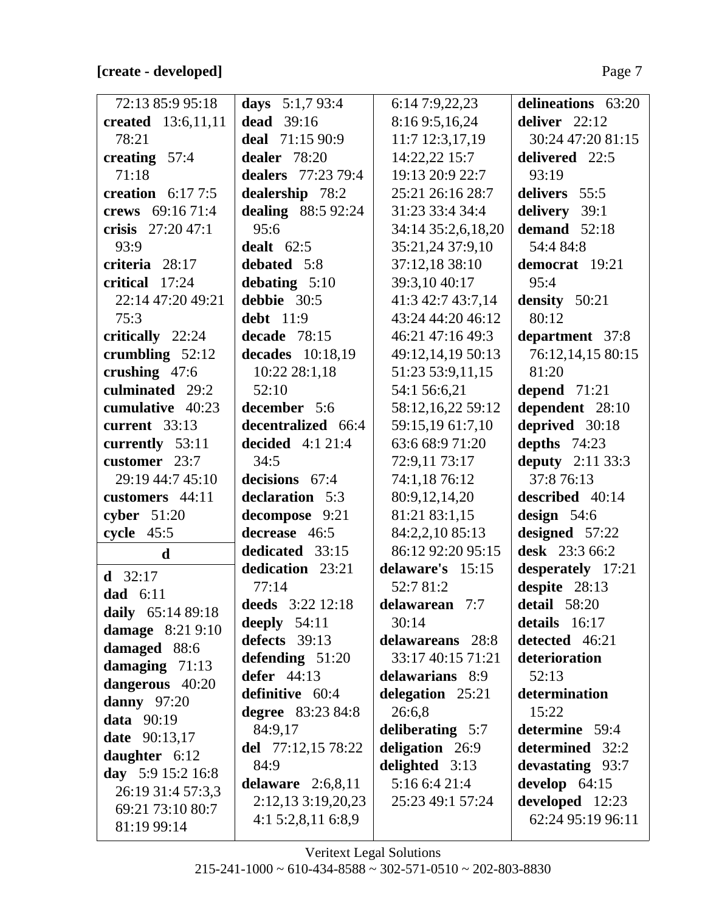**[create - developed]**

72:13 85:9 95:18
**created** 13:6,11,11 78:21
**creating** 57:4 71:18
**creation** 6:17 7:5
**crews** 69:16 71:4
**crisis** 27:20 47:1 93:9
**criteria** 28:17
**critical** 17:24 22:14 47:20 49:21 75:3
**critically** 22:24
**crumbling** 52:12
**crushing** 47:6
**culminated** 29:2
**cumulative** 40:23
**current** 33:13
**currently** 53:11
**customer** 23:7 29:19 44:7 45:10
**customers** 44:11
**cyber** 51:20
**cycle** 45:5

**d**

**d** 32:17
**dad** 6:11
**daily** 65:14 89:18
**damage** 8:21 9:10
**damaged** 88:6
**damaging** 71:13
**dangerous** 40:20
**danny** 97:20
**data** 90:19
**date** 90:13,17
**daughter** 6:12
**day** 5:9 15:2 16:8 26:19 31:4 57:3,3 69:21 73:10 80:7 81:19 99:14
**days** 5:1,7 93:4
**dead** 39:16
**deal** 71:15 90:9
**dealer** 78:20
**dealers** 77:23 79:4
**dealership** 78:2
**dealing** 88:5 92:24 95:6
**dealt** 62:5
**debated** 5:8
**debating** 5:10
**debbie** 30:5
**debt** 11:9
**decade** 78:15
**decades** 10:18,19 10:22 28:1,18 52:10
**december** 5:6
**decentralized** 66:4
**decided** 4:1 21:4 34:5
**decisions** 67:4
**declaration** 5:3
**decompose** 9:21
**decrease** 46:5
**dedicated** 33:15
**dedication** 23:21 77:14
**deeds** 3:22 12:18
**deeply** 54:11
**defects** 39:13
**defending** 51:20
**defer** 44:13
**definitive** 60:4
**degree** 83:23 84:8 84:9,17
**del** 77:12,15 78:22 84:9
**delaware** 2:6,8,11 2:12,13 3:19,20,23 4:1 5:2,8,11 6:8,9 6:14 7:9,22,23 8:16 9:5,16,24 11:7 12:3,17,19 14:22,22 15:7 19:13 20:9 22:7 25:21 26:16 28:7 31:23 33:4 34:4 34:14 35:2,6,18,20 35:21,24 37:9,10 37:12,18 38:10 39:3,10 40:17 41:3 42:7 43:7,14 43:24 44:20 46:12 46:21 47:16 49:3 49:12,14,19 50:13 51:23 53:9,11,15 54:1 56:6,21 58:12,16,22 59:12 59:15,19 61:7,10 63:6 68:9 71:20 72:9,11 73:17 74:1,18 76:12 80:9,12,14,20 81:21 83:1,15 84:2,2,10 85:13 86:12 92:20 95:15
**delaware's** 15:15 52:7 81:2
**delawarean** 7:7 30:14
**delawareans** 28:8 33:17 40:15 71:21
**delawarians** 8:9
**delegation** 25:21 26:6,8
**deliberating** 5:7
**deligation** 26:9
**delighted** 3:13 5:16 6:4 21:4 25:23 49:1 57:24
**delineations** 63:20
**deliver** 22:12 30:24 47:20 81:15
**delivered** 22:5 93:19
**delivers** 55:5
**delivery** 39:1
**demand** 52:18 54:4 84:8
**democrat** 19:21 95:4
**density** 50:21 80:12
**department** 37:8 76:12,14,15 80:15 81:20
**depend** 71:21
**dependent** 28:10
**deprived** 30:18
**depths** 74:23
**deputy** 2:11 33:3 37:8 76:13
**described** 40:14
**design** 54:6
**designed** 57:22
**desk** 23:3 66:2
**desperately** 17:21
**despite** 28:13
**detail** 58:20
**details** 16:17
**detected** 46:21
**deterioration** 52:13
**determination** 15:22
**determine** 59:4
**determined** 32:2
**devastating** 93:7
**develop** 64:15
**developed** 12:23 62:24 95:19 96:11

Veritext Legal Solutions
215-241-1000 ~ 610-434-8588 ~ 302-571-0510 ~ 202-803-8830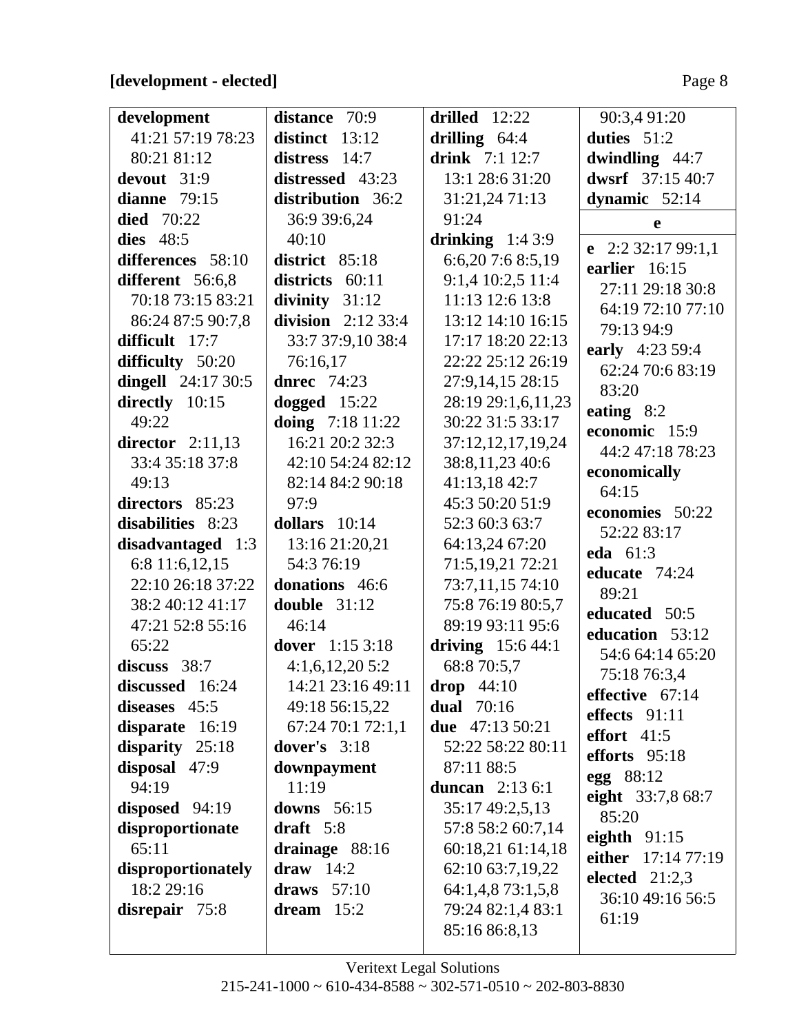**[development - elected]**

**development** 41:21 57:19 78:23 80:21 81:12
**devout** 31:9
**dianne** 79:15
**died** 70:22
**dies** 48:5
**differences** 58:10
**different** 56:6,8 70:18 73:15 83:21 86:24 87:5 90:7,8
**difficult** 17:7
**difficulty** 50:20
**dingell** 24:17 30:5
**directly** 10:15 49:22
**director** 2:11,13 33:4 35:18 37:8 49:13
**directors** 85:23
**disabilities** 8:23
**disadvantaged** 1:3 6:8 11:6,12,15 22:10 26:18 37:22 38:2 40:12 41:17 47:21 52:8 55:16 65:22
**discuss** 38:7
**discussed** 16:24
**diseases** 45:5
**disparate** 16:19
**disparity** 25:18
**disposal** 47:9 94:19
**disposed** 94:19
**disproportionate** 65:11
**disproportionately** 18:2 29:16
**disrepair** 75:8
**distance** 70:9
**distinct** 13:12
**distress** 14:7
**distressed** 43:23
**distribution** 36:2 36:9 39:6,24 40:10
**district** 85:18
**districts** 60:11
**divinity** 31:12
**division** 2:12 33:4 33:7 37:9,10 38:4 76:16,17
**dnrec** 74:23
**dogged** 15:22
**doing** 7:18 11:22 16:21 20:2 32:3 42:10 54:24 82:12 82:14 84:2 90:18 97:9
**dollars** 10:14 13:16 21:20,21 54:3 76:19
**donations** 46:6
**double** 31:12 46:14
**dover** 1:15 3:18 4:1,6,12,20 5:2 14:21 23:16 49:11 49:18 56:15,22 67:24 70:1 72:1,1
**dover's** 3:18
**downpayment** 11:19
**downs** 56:15
**draft** 5:8
**drainage** 88:16
**draw** 14:2
**draws** 57:10
**dream** 15:2
**drilled** 12:22
**drilling** 64:4
**drink** 7:1 12:7 13:1 28:6 31:20 31:21,24 71:13 91:24
**drinking** 1:4 3:9 6:6,20 7:6 8:5,19 9:1,4 10:2,5 11:4 11:13 12:6 13:8 13:12 14:10 16:15 17:17 18:20 22:13 22:22 25:12 26:19 27:9,14,15 28:15 28:19 29:1,6,11,23 30:22 31:5 33:17 37:12,12,17,19,24 38:8,11,23 40:6 41:13,18 42:7 45:3 50:20 51:9 52:3 60:3 63:7 64:13,24 67:20 71:5,19,21 72:21 73:7,11,15 74:10 75:8 76:19 80:5,7 89:19 93:11 95:6
**driving** 15:6 44:1 68:8 70:5,7
**drop** 44:10
**dual** 70:16
**due** 47:13 50:21 52:22 58:22 80:11 87:11 88:5
**duncan** 2:13 6:1 35:17 49:2,5,13 57:8 58:2 60:7,14 60:18,21 61:14,18 62:10 63:7,19,22 64:1,4,8 73:1,5,8 79:24 82:1,4 83:1 85:16 86:8,13 90:3,4 91:20
**duties** 51:2
**dwindling** 44:7
**dwsrf** 37:15 40:7
**dynamic** 52:14

**e**

**e** 2:2 32:17 99:1,1
**earlier** 16:15 27:11 29:18 30:8 64:19 72:10 77:10 79:13 94:9
**early** 4:23 59:4 62:24 70:6 83:19 83:20
**eating** 8:2
**economic** 15:9 44:2 47:18 78:23
**economically** 64:15
**economies** 50:22 52:22 83:17
**eda** 61:3
**educate** 74:24 89:21
**educated** 50:5
**education** 53:12 54:6 64:14 65:20 75:18 76:3,4
**effective** 67:14
**effects** 91:11
**effort** 41:5
**efforts** 95:18
**egg** 88:12
**eight** 33:7,8 68:7 85:20
**eighth** 91:15
**either** 17:14 77:19
**elected** 21:2,3 36:10 49:16 56:5 61:19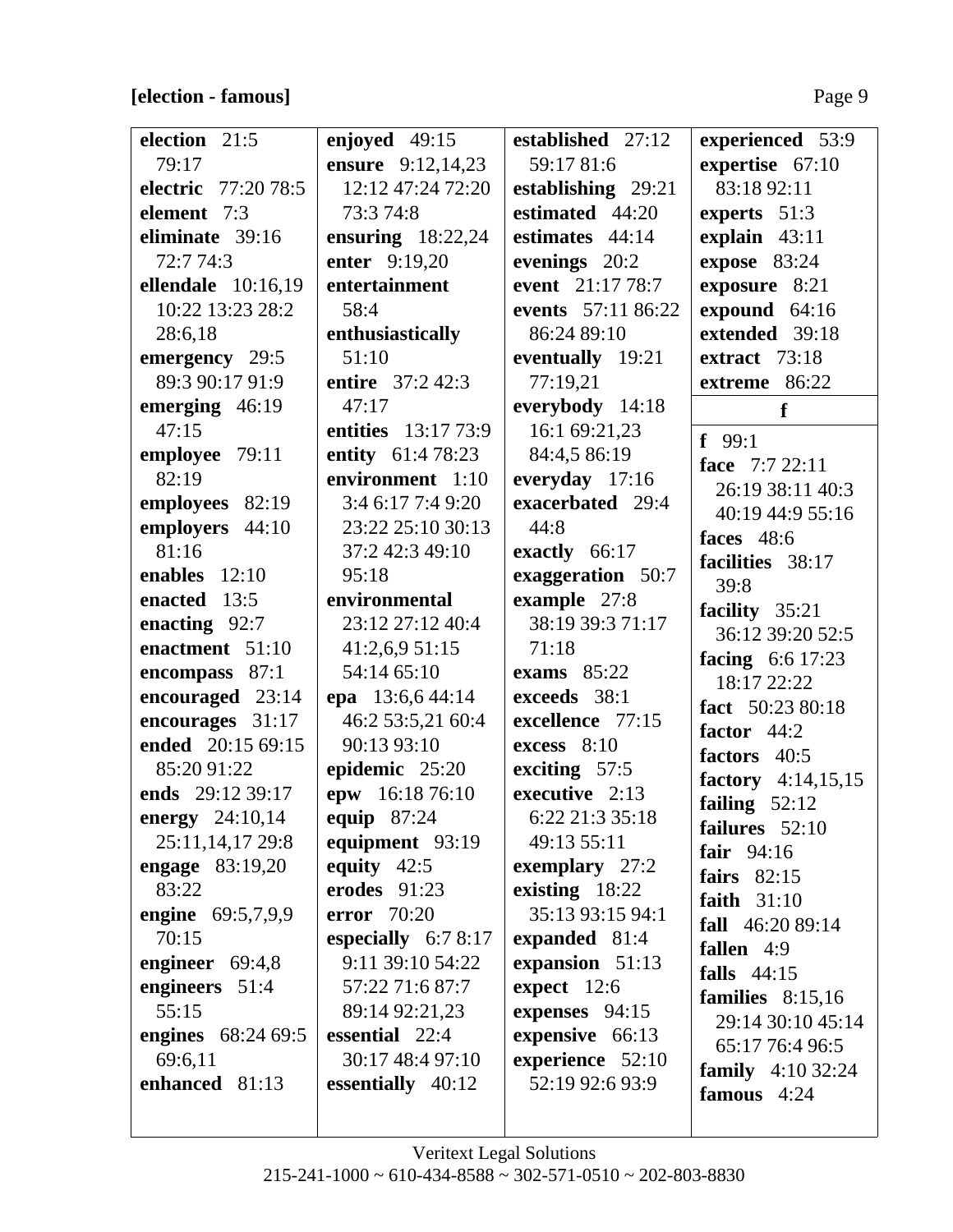**[election - famous]**

**election** 21:5 79:17
**electric** 77:20 78:5
**element** 7:3
**eliminate** 39:16 72:7 74:3
**ellendale** 10:16,19 10:22 13:23 28:2 28:6,18
**emergency** 29:5 89:3 90:17 91:9
**emerging** 46:19 47:15
**employee** 79:11 82:19
**employees** 82:19
**employers** 44:10 81:16
**enables** 12:10
**enacted** 13:5
**enacting** 92:7
**enactment** 51:10
**encompass** 87:1
**encouraged** 23:14
**encourages** 31:17
**ended** 20:15 69:15 85:20 91:22
**ends** 29:12 39:17
**energy** 24:10,14 25:11,14,17 29:8
**engage** 83:19,20 83:22
**engine** 69:5,7,9,9 70:15
**engineer** 69:4,8
**engineers** 51:4 55:15
**engines** 68:24 69:5 69:6,11
**enhanced** 81:13

**enjoyed** 49:15
**ensure** 9:12,14,23 12:12 47:24 72:20 73:3 74:8
**ensuring** 18:22,24
**enter** 9:19,20
**entertainment** 58:4
**enthusiastically** 51:10
**entire** 37:2 42:3 47:17
**entities** 13:17 73:9
**entity** 61:4 78:23
**environment** 1:10 3:4 6:17 7:4 9:20 23:22 25:10 30:13 37:2 42:3 49:10 95:18
**environmental** 23:12 27:12 40:4 41:2,6,9 51:15 54:14 65:10
**epa** 13:6,6 44:14 46:2 53:5,21 60:4 90:13 93:10
**epidemic** 25:20
**epw** 16:18 76:10
**equip** 87:24
**equipment** 93:19
**equity** 42:5
**erodes** 91:23
**error** 70:20
**especially** 6:7 8:17 9:11 39:10 54:22 57:22 71:6 87:7 89:14 92:21,23
**essential** 22:4 30:17 48:4 97:10
**essentially** 40:12

**established** 27:12 59:17 81:6
**establishing** 29:21
**estimated** 44:20
**estimates** 44:14
**evenings** 20:2
**event** 21:17 78:7
**events** 57:11 86:22 86:24 89:10
**eventually** 19:21 77:19,21
**everybody** 14:18 16:1 69:21,23 84:4,5 86:19
**everyday** 17:16
**exacerbated** 29:4 44:8
**exactly** 66:17
**exaggeration** 50:7
**example** 27:8 38:19 39:3 71:17 71:18
**exams** 85:22
**exceeds** 38:1
**excellence** 77:15
**excess** 8:10
**exciting** 57:5
**executive** 2:13 6:22 21:3 35:18 49:13 55:11
**exemplary** 27:2
**existing** 18:22 35:13 93:15 94:1
**expanded** 81:4
**expansion** 51:13
**expect** 12:6
**expenses** 94:15
**expensive** 66:13
**experience** 52:10 52:19 92:6 93:9

**experienced** 53:9
**expertise** 67:10 83:18 92:11
**experts** 51:3
**explain** 43:11
**expose** 83:24
**exposure** 8:21
**expound** 64:16
**extended** 39:18
**extract** 73:18
**extreme** 86:22

**f**

**f** 99:1
**face** 7:7 22:11 26:19 38:11 40:3 40:19 44:9 55:16
**faces** 48:6
**facilities** 38:17 39:8
**facility** 35:21 36:12 39:20 52:5
**facing** 6:6 17:23 18:17 22:22
**fact** 50:23 80:18
**factor** 44:2
**factors** 40:5
**factory** 4:14,15,15
**failing** 52:12
**failures** 52:10
**fair** 94:16
**fairs** 82:15
**faith** 31:10
**fall** 46:20 89:14
**fallen** 4:9
**falls** 44:15
**families** 8:15,16 29:14 30:10 45:14 65:17 76:4 96:5
**family** 4:10 32:24
**famous** 4:24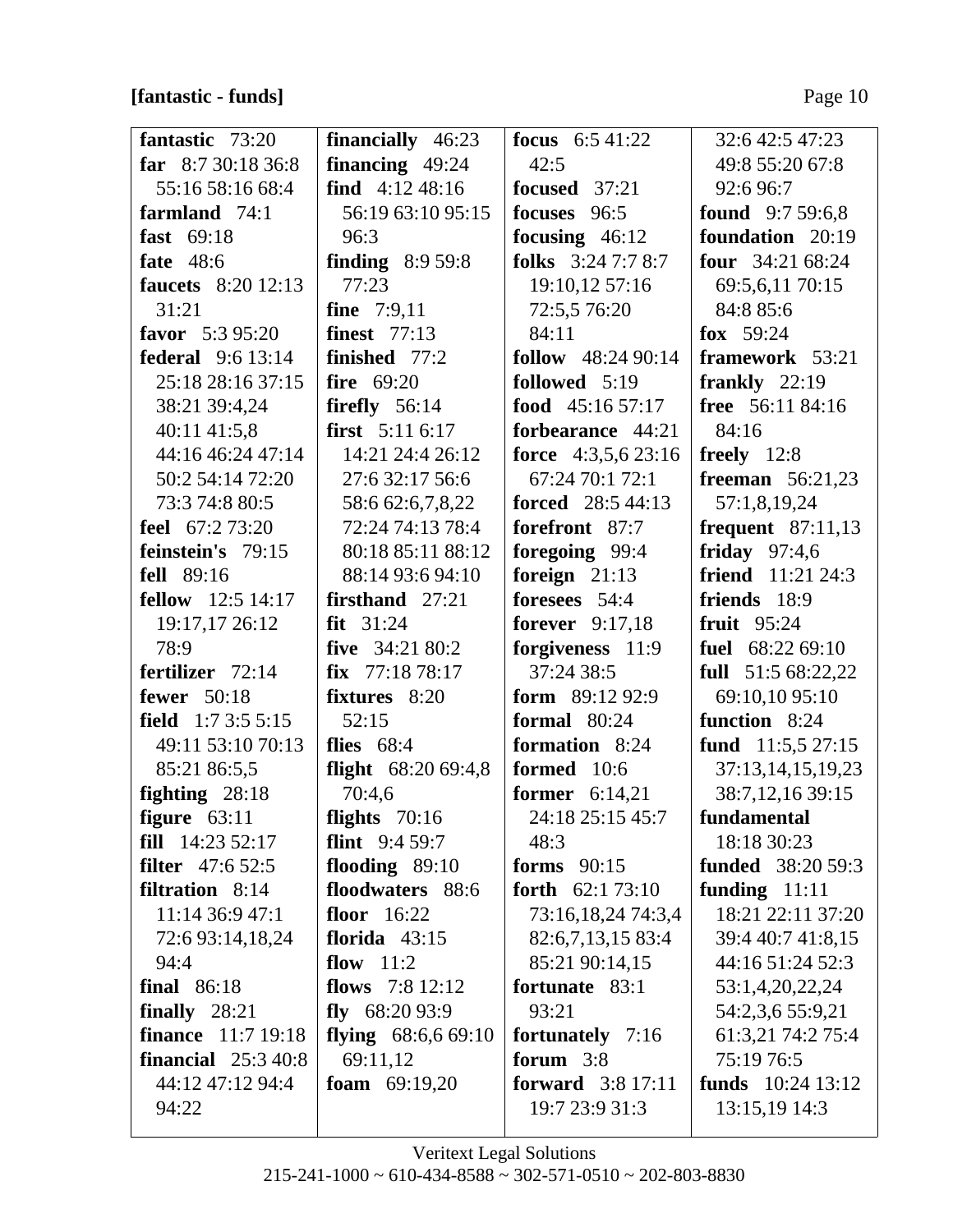**[fantastic - funds]**

**fantastic** 73:20
**far** 8:7 30:18 36:8 55:16 58:16 68:4
**farmland** 74:1
**fast** 69:18
**fate** 48:6
**faucets** 8:20 12:13 31:21
**favor** 5:3 95:20
**federal** 9:6 13:14 25:18 28:16 37:15 38:21 39:4,24 40:11 41:5,8 44:16 46:24 47:14 50:2 54:14 72:20 73:3 74:8 80:5
**feel** 67:2 73:20
**feinstein's** 79:15
**fell** 89:16
**fellow** 12:5 14:17 19:17,17 26:12 78:9
**fertilizer** 72:14
**fewer** 50:18
**field** 1:7 3:5 5:15 49:11 53:10 70:13 85:21 86:5,5
**fighting** 28:18
**figure** 63:11
**fill** 14:23 52:17
**filter** 47:6 52:5
**filtration** 8:14 11:14 36:9 47:1 72:6 93:14,18,24 94:4
**final** 86:18
**finally** 28:21
**finance** 11:7 19:18
**financial** 25:3 40:8 44:12 47:12 94:4 94:22
**financially** 46:23
**financing** 49:24
**find** 4:12 48:16 56:19 63:10 95:15 96:3
**finding** 8:9 59:8 77:23
**fine** 7:9,11
**finest** 77:13
**finished** 77:2
**fire** 69:20
**firefly** 56:14
**first** 5:11 6:17 14:21 24:4 26:12 27:6 32:17 56:6 58:6 62:6,7,8,22 72:24 74:13 78:4 80:18 85:11 88:12 88:14 93:6 94:10
**firsthand** 27:21
**fit** 31:24
**five** 34:21 80:2
**fix** 77:18 78:17
**fixtures** 8:20 52:15
**flies** 68:4
**flight** 68:20 69:4,8 70:4,6
**flights** 70:16
**flint** 9:4 59:7
**flooding** 89:10
**floodwaters** 88:6
**floor** 16:22
**florida** 43:15
**flow** 11:2
**flows** 7:8 12:12
**fly** 68:20 93:9
**flying** 68:6,6 69:10 69:11,12
**foam** 69:19,20
**focus** 6:5 41:22 42:5
**focused** 37:21
**focuses** 96:5
**focusing** 46:12
**folks** 3:24 7:7 8:7 19:10,12 57:16 72:5,5 76:20 84:11
**follow** 48:24 90:14
**followed** 5:19
**food** 45:16 57:17
**forbearance** 44:21
**force** 4:3,5,6 23:16 67:24 70:1 72:1
**forced** 28:5 44:13
**forefront** 87:7
**foregoing** 99:4
**foreign** 21:13
**foresees** 54:4
**forever** 9:17,18
**forgiveness** 11:9 37:24 38:5
**form** 89:12 92:9
**formal** 80:24
**formation** 8:24
**formed** 10:6
**former** 6:14,21 24:18 25:15 45:7 48:3
**forms** 90:15
**forth** 62:1 73:10 73:16,18,24 74:3,4 82:6,7,13,15 83:4 85:21 90:14,15
**fortunate** 83:1 93:21
**fortunately** 7:16
**forum** 3:8
**forward** 3:8 17:11 19:7 23:9 31:3 32:6 42:5 47:23 49:8 55:20 67:8 92:6 96:7
**found** 9:7 59:6,8
**foundation** 20:19
**four** 34:21 68:24 69:5,6,11 70:15 84:8 85:6
**fox** 59:24
**framework** 53:21
**frankly** 22:19
**free** 56:11 84:16 84:16
**freely** 12:8
**freeman** 56:21,23 57:1,8,19,24
**frequent** 87:11,13
**friday** 97:4,6
**friend** 11:21 24:3
**friends** 18:9
**fruit** 95:24
**fuel** 68:22 69:10
**full** 51:5 68:22,22 69:10,10 95:10
**function** 8:24
**fund** 11:5,5 27:15 37:13,14,15,19,23 38:7,12,16 39:15
**fundamental** 18:18 30:23
**funded** 38:20 59:3
**funding** 11:11 18:21 22:11 37:20 39:4 40:7 41:8,15 44:16 51:24 52:3 53:1,4,20,22,24 54:2,3,6 55:9,21 61:3,21 74:2 75:4 75:19 76:5
**funds** 10:24 13:12 13:15,19 14:3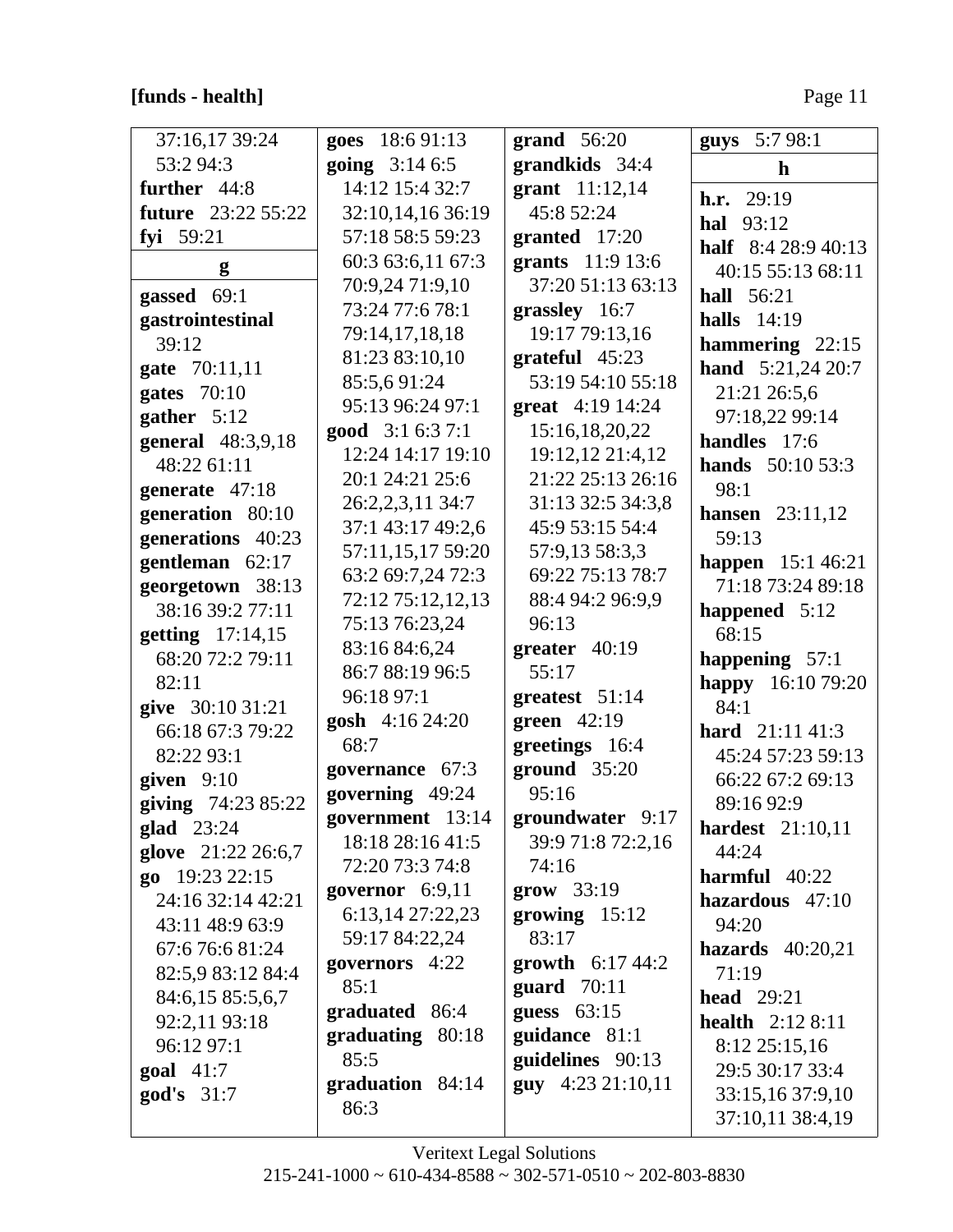**[funds - health]**

37:16,17 39:24 53:2 94:3
**further** 44:8
**future** 23:22 55:22
**fyi** 59:21

**g**

**gassed** 69:1
**gastrointestinal** 39:12
**gate** 70:11,11
**gates** 70:10
**gather** 5:12
**general** 48:3,9,18 48:22 61:11
**generate** 47:18
**generation** 80:10
**generations** 40:23
**gentleman** 62:17
**georgetown** 38:13 38:16 39:2 77:11
**getting** 17:14,15 68:20 72:2 79:11 82:11
**give** 30:10 31:21 66:18 67:3 79:22 82:22 93:1
**given** 9:10
**giving** 74:23 85:22
**glad** 23:24
**glove** 21:22 26:6,7
**go** 19:23 22:15 24:16 32:14 42:21 43:11 48:9 63:9 67:6 76:6 81:24 82:5,9 83:12 84:4 84:6,15 85:5,6,7 92:2,11 93:18 96:12 97:1
**goal** 41:7
**god's** 31:7
**goes** 18:6 91:13
**going** 3:14 6:5 14:12 15:4 32:7 32:10,14,16 36:19 57:18 58:5 59:23 60:3 63:6,11 67:3 70:9,24 71:9,10 73:24 77:6 78:1 79:14,17,18,18 81:23 83:10,10 85:5,6 91:24 95:13 96:24 97:1
**good** 3:1 6:3 7:1 12:24 14:17 19:10 20:1 24:21 25:6 26:2,2,3,11 34:7 37:1 43:17 49:2,6 57:11,15,17 59:20 63:2 69:7,24 72:3 72:12 75:12,12,13 75:13 76:23,24 83:16 84:6,24 86:7 88:19 96:5 96:18 97:1
**gosh** 4:16 24:20 68:7
**governance** 67:3
**governing** 49:24
**government** 13:14 18:18 28:16 41:5 72:20 73:3 74:8
**governor** 6:9,11 6:13,14 27:22,23 59:17 84:22,24
**governors** 4:22 85:1
**graduated** 86:4
**graduating** 80:18 85:5
**graduation** 84:14 86:3
**grand** 56:20
**grandkids** 34:4
**grant** 11:12,14 45:8 52:24
**granted** 17:20
**grants** 11:9 13:6 37:20 51:13 63:13
**grassley** 16:7 19:17 79:13,16
**grateful** 45:23 53:19 54:10 55:18
**great** 4:19 14:24 15:16,18,20,22 19:12,12 21:4,12 21:22 25:13 26:16 31:13 32:5 34:3,8 45:9 53:15 54:4 57:9,13 58:3,3 69:22 75:13 78:7 88:4 94:2 96:9,9 96:13
**greater** 40:19 55:17
**greatest** 51:14
**green** 42:19
**greetings** 16:4
**ground** 35:20 95:16
**groundwater** 9:17 39:9 71:8 72:2,16 74:16
**grow** 33:19
**growing** 15:12 83:17
**growth** 6:17 44:2
**guard** 70:11
**guess** 63:15
**guidance** 81:1
**guidelines** 90:13
**guy** 4:23 21:10,11
**guys** 5:7 98:1

**h**

**h.r.** 29:19
**hal** 93:12
**half** 8:4 28:9 40:13 40:15 55:13 68:11
**hall** 56:21
**halls** 14:19
**hammering** 22:15
**hand** 5:21,24 20:7 21:21 26:5,6 97:18,22 99:14
**handles** 17:6
**hands** 50:10 53:3 98:1
**hansen** 23:11,12 59:13
**happen** 15:1 46:21 71:18 73:24 89:18
**happened** 5:12 68:15
**happening** 57:1
**happy** 16:10 79:20 84:1
**hard** 21:11 41:3 45:24 57:23 59:13 66:22 67:2 69:13 89:16 92:9
**hardest** 21:10,11 44:24
**harmful** 40:22
**hazardous** 47:10 94:20
**hazards** 40:20,21 71:19
**head** 29:21
**health** 2:12 8:11 8:12 25:15,16 29:5 30:17 33:4 33:15,16 37:9,10 37:10,11 38:4,19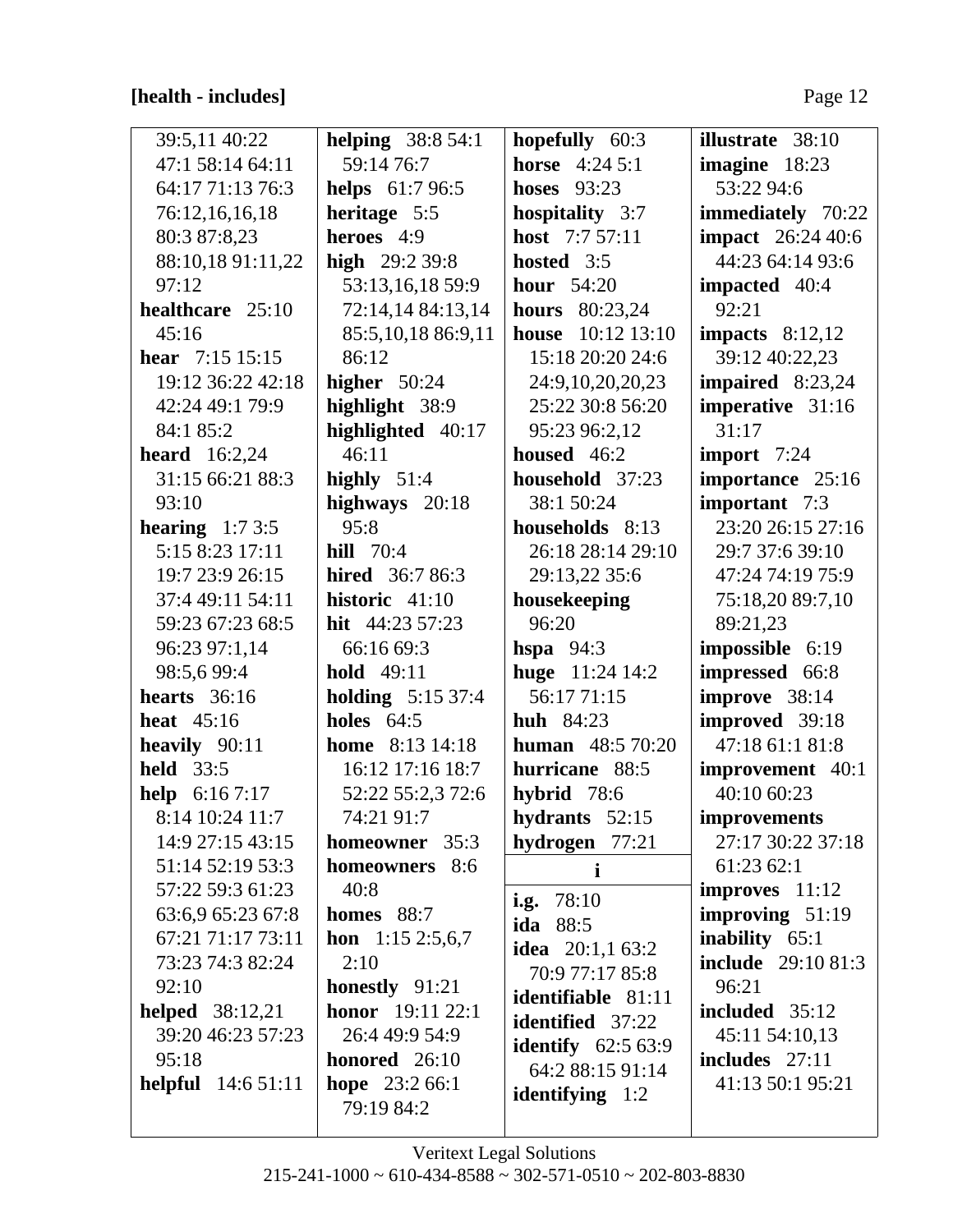**[health - includes]**

39:5,11 40:22 47:1 58:14 64:11 64:17 71:13 76:3 76:12,16,16,18 80:3 87:8,23 88:10,18 91:11,22 97:12

**healthcare** 25:10 45:16

**hear** 7:15 15:15 19:12 36:22 42:18 42:24 49:1 79:9 84:1 85:2

**heard** 16:2,24 31:15 66:21 88:3 93:10

**hearing** 1:7 3:5 5:15 8:23 17:11 19:7 23:9 26:15 37:4 49:11 54:11 59:23 67:23 68:5 96:23 97:1,14 98:5,6 99:4

**hearts** 36:16

**heat** 45:16

**heavily** 90:11

**held** 33:5

**help** 6:16 7:17 8:14 10:24 11:7 14:9 27:15 43:15 51:14 52:19 53:3 57:22 59:3 61:23 63:6,9 65:23 67:8 67:21 71:17 73:11 73:23 74:3 82:24 92:10

**helped** 38:12,21 39:20 46:23 57:23 95:18

**helpful** 14:6 51:11

**helping** 38:8 54:1 59:14 76:7

**helps** 61:7 96:5

**heritage** 5:5

**heroes** 4:9

**high** 29:2 39:8 53:13,16,18 59:9 72:14,14 84:13,14 85:5,10,18 86:9,11 86:12

**higher** 50:24

**highlight** 38:9

**highlighted** 40:17 46:11

**highly** 51:4

**highways** 20:18 95:8

**hill** 70:4

**hired** 36:7 86:3

**historic** 41:10

**hit** 44:23 57:23 66:16 69:3

**hold** 49:11

**holding** 5:15 37:4

**holes** 64:5

**home** 8:13 14:18 16:12 17:16 18:7 52:22 55:2,3 72:6 74:21 91:7

**homeowner** 35:3

**homeowners** 8:6 40:8

**homes** 88:7

**hon** 1:15 2:5,6,7 2:10

**honestly** 91:21

**honor** 19:11 22:1 26:4 49:9 54:9

**honored** 26:10

**hope** 23:2 66:1 79:19 84:2

**hopefully** 60:3

**horse** 4:24 5:1

**hoses** 93:23

**hospitality** 3:7

**host** 7:7 57:11

**hosted** 3:5

**hour** 54:20

**hours** 80:23,24

**house** 10:12 13:10 15:18 20:20 24:6 24:9,10,20,20,23 25:22 30:8 56:20 95:23 96:2,12

**housed** 46:2

**household** 37:23 38:1 50:24

**households** 8:13 26:18 28:14 29:10 29:13,22 35:6

**housekeeping** 96:20

**hspa** 94:3

**huge** 11:24 14:2 56:17 71:15

**huh** 84:23

**human** 48:5 70:20

**hurricane** 88:5

**hybrid** 78:6

**hydrants** 52:15

**hydrogen** 77:21

**i**

**i.g.** 78:10

**ida** 88:5

**idea** 20:1,1 63:2 70:9 77:17 85:8

**identifiable** 81:11

**identified** 37:22

**identify** 62:5 63:9 64:2 88:15 91:14

**identifying** 1:2

**illustrate** 38:10

**imagine** 18:23 53:22 94:6

**immediately** 70:22

**impact** 26:24 40:6 44:23 64:14 93:6

**impacted** 40:4 92:21

**impacts** 8:12,12 39:12 40:22,23

**impaired** 8:23,24

**imperative** 31:16 31:17

**import** 7:24

**importance** 25:16

**important** 7:3 23:20 26:15 27:16 29:7 37:6 39:10 47:24 74:19 75:9 75:18,20 89:7,10 89:21,23

**impossible** 6:19

**impressed** 66:8

**improve** 38:14

**improved** 39:18 47:18 61:1 81:8

**improvement** 40:1 40:10 60:23

**improvements** 27:17 30:22 37:18 61:23 62:1

**improves** 11:12

**improving** 51:19

**inability** 65:1

**include** 29:10 81:3 96:21

**included** 35:12 45:11 54:10,13

**includes** 27:11 41:13 50:1 95:21

Veritext Legal Solutions
215-241-1000 ~ 610-434-8588 ~ 302-571-0510 ~ 202-803-8830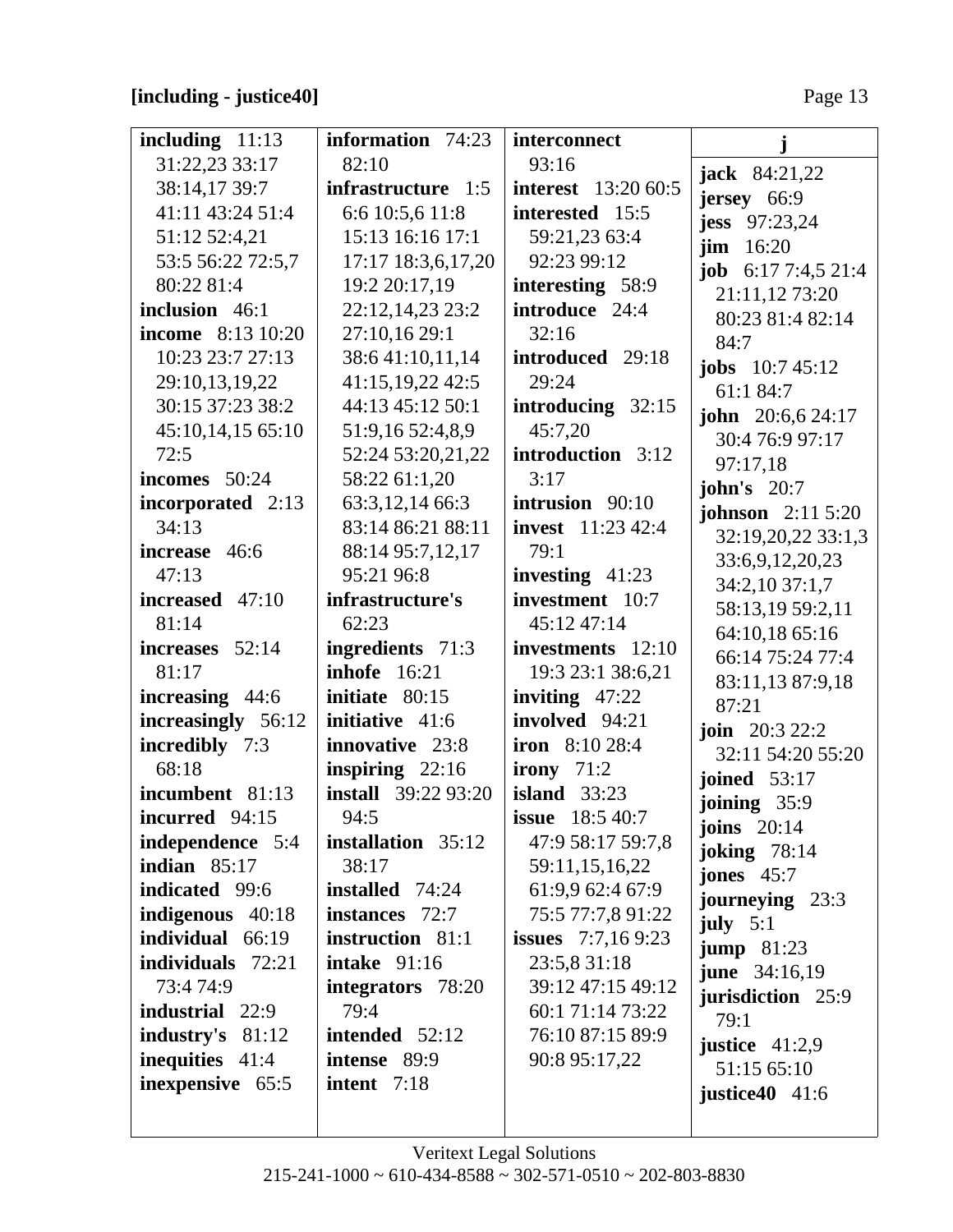**[including - justice40]**

**including** 11:13 31:22,23 33:17 38:14,17 39:7 41:11 43:24 51:4 51:12 52:4,21 53:5 56:22 72:5,7 80:22 81:4
**inclusion** 46:1
**income** 8:13 10:20 10:23 23:7 27:13 29:10,13,19,22 30:15 37:23 38:2 45:10,14,15 65:10 72:5
**incomes** 50:24
**incorporated** 2:13 34:13
**increase** 46:6 47:13
**increased** 47:10 81:14
**increases** 52:14 81:17
**increasing** 44:6
**increasingly** 56:12
**incredibly** 7:3 68:18
**incumbent** 81:13
**incurred** 94:15
**independence** 5:4
**indian** 85:17
**indicated** 99:6
**indigenous** 40:18
**individual** 66:19
**individuals** 72:21 73:4 74:9
**industrial** 22:9
**industry's** 81:12
**inequities** 41:4
**inexpensive** 65:5
**information** 74:23 82:10
**infrastructure** 1:5 6:6 10:5,6 11:8 15:13 16:16 17:1 17:17 18:3,6,17,20 19:2 20:17,19 22:12,14,23 23:2 27:10,16 29:1 38:6 41:10,11,14 41:15,19,22 42:5 44:13 45:12 50:1 51:9,16 52:4,8,9 52:24 53:20,21,22 58:22 61:1,20 63:3,12,14 66:3 83:14 86:21 88:11 88:14 95:7,12,17 95:21 96:8
**infrastructure's** 62:23
**ingredients** 71:3
**inhofe** 16:21
**initiate** 80:15
**initiative** 41:6
**innovative** 23:8
**inspiring** 22:16
**install** 39:22 93:20 94:5
**installation** 35:12 38:17
**installed** 74:24
**instances** 72:7
**instruction** 81:1
**intake** 91:16
**integrators** 78:20 79:4
**intended** 52:12
**intense** 89:9
**intent** 7:18
**interconnect** 93:16
**interest** 13:20 60:5
**interested** 15:5 59:21,23 63:4 92:23 99:12
**interesting** 58:9
**introduce** 24:4 32:16
**introduced** 29:18 29:24
**introducing** 32:15 45:7,20
**introduction** 3:12 3:17
**intrusion** 90:10
**invest** 11:23 42:4 79:1
**investing** 41:23
**investment** 10:7 45:12 47:14
**investments** 12:10 19:3 23:1 38:6,21
**inviting** 47:22
**involved** 94:21
**iron** 8:10 28:4
**irony** 71:2
**island** 33:23
**issue** 18:5 40:7 47:9 58:17 59:7,8 59:11,15,16,22 61:9,9 62:4 67:9 75:5 77:7,8 91:22
**issues** 7:7,16 9:23 23:5,8 31:18 39:12 47:15 49:12 60:1 71:14 73:22 76:10 87:15 89:9 90:8 95:17,22

**j**

**jack** 84:21,22
**jersey** 66:9
**jess** 97:23,24
**jim** 16:20
**job** 6:17 7:4,5 21:4 21:11,12 73:20 80:23 81:4 82:14 84:7
**jobs** 10:7 45:12 61:1 84:7
**john** 20:6,6 24:17 30:4 76:9 97:17 97:17,18
**john's** 20:7
**johnson** 2:11 5:20 32:19,20,22 33:1,3 33:6,9,12,20,23 34:2,10 37:1,7 58:13,19 59:2,11 64:10,18 65:16 66:14 75:24 77:4 83:11,13 87:9,18 87:21
**join** 20:3 22:2 32:11 54:20 55:20
**joined** 53:17
**joining** 35:9
**joins** 20:14
**joking** 78:14
**jones** 45:7
**journeying** 23:3
**july** 5:1
**jump** 81:23
**june** 34:16,19
**jurisdiction** 25:9 79:1
**justice** 41:2,9 51:15 65:10
**justice40** 41:6

Veritext Legal Solutions
215-241-1000 ~ 610-434-8588 ~ 302-571-0510 ~ 202-803-8830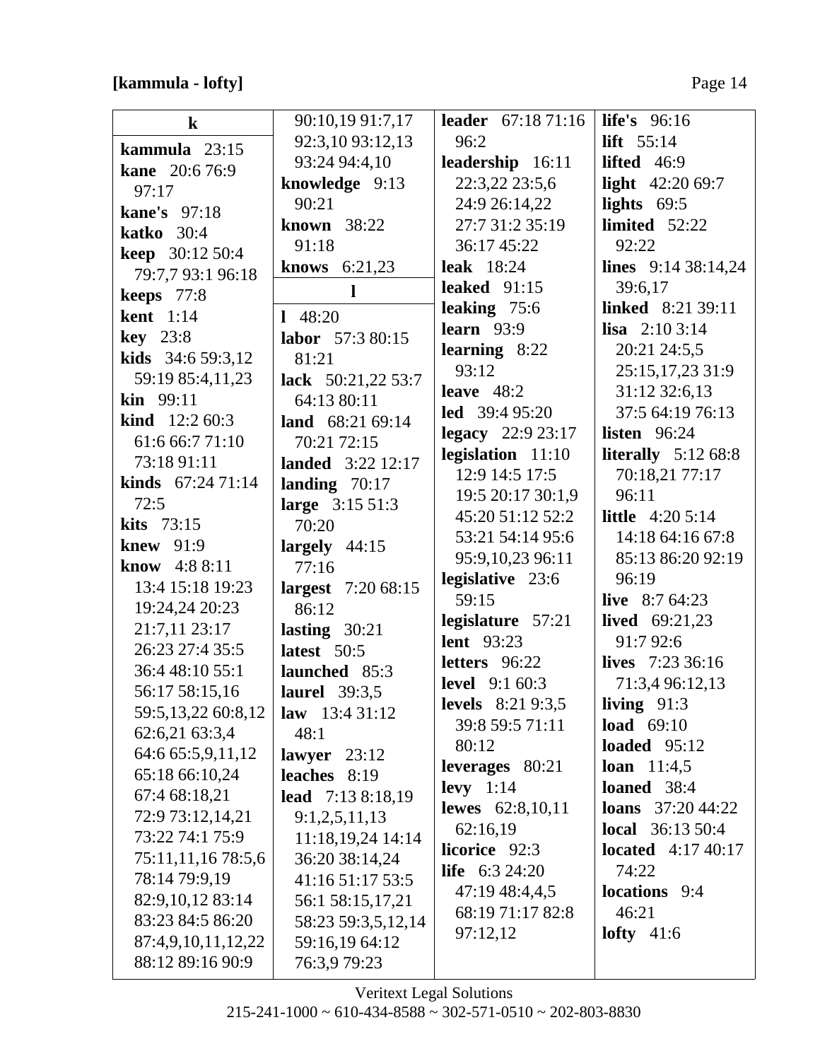**[kammula - lofty]**

**k**

**kammula** 23:15
**kane** 20:6 76:9 97:17
**kane's** 97:18
**katko** 30:4
**keep** 30:12 50:4 79:7,7 93:1 96:18
**keeps** 77:8
**kent** 1:14
**key** 23:8
**kids** 34:6 59:3,12 59:19 85:4,11,23
**kin** 99:11
**kind** 12:2 60:3 61:6 66:7 71:10 73:18 91:11
**kinds** 67:24 71:14 72:5
**kits** 73:15
**knew** 91:9
**know** 4:8 8:11 13:4 15:18 19:23 19:24,24 20:23 21:7,11 23:17 26:23 27:4 35:5 36:4 48:10 55:1 56:17 58:15,16 59:5,13,22 60:8,12 62:6,21 63:3,4 64:6 65:5,9,11,12 65:18 66:10,24 67:4 68:18,21 72:9 73:12,14,21 73:22 74:1 75:9 75:11,11,16 78:5,6 78:14 79:9,19 82:9,10,12 83:14 83:23 84:5 86:20 87:4,9,10,11,12,22 88:12 89:16 90:9 90:10,19 91:7,17 92:3,10 93:12,13 93:24 94:4,10
**knowledge** 9:13 90:21
**known** 38:22 91:18
**knows** 6:21,23

**l**

**l** 48:20
**labor** 57:3 80:15 81:21
**lack** 50:21,22 53:7 64:13 80:11
**land** 68:21 69:14 70:21 72:15
**landed** 3:22 12:17
**landing** 70:17
**large** 3:15 51:3 70:20
**largely** 44:15 77:16
**largest** 7:20 68:15 86:12
**lasting** 30:21
**latest** 50:5
**launched** 85:3
**laurel** 39:3,5
**law** 13:4 31:12 48:1
**lawyer** 23:12
**leaches** 8:19
**lead** 7:13 8:18,19 9:1,2,5,11,13 11:18,19,24 14:14 36:20 38:14,24 41:16 51:17 53:5 56:1 58:15,17,21 58:23 59:3,5,12,14 59:16,19 64:12 76:3,9 79:23
**leader** 67:18 71:16 96:2
**leadership** 16:11 22:3,22 23:5,6 24:9 26:14,22 27:7 31:2 35:19 36:17 45:22
**leak** 18:24
**leaked** 91:15
**leaking** 75:6
**learn** 93:9
**learning** 8:22 93:12
**leave** 48:2
**led** 39:4 95:20
**legacy** 22:9 23:17
**legislation** 11:10 12:9 14:5 17:5 19:5 20:17 30:1,9 45:20 51:12 52:2 53:21 54:14 95:6 95:9,10,23 96:11
**legislative** 23:6 59:15
**legislature** 57:21
**lent** 93:23
**letters** 96:22
**level** 9:1 60:3
**levels** 8:21 9:3,5 39:8 59:5 71:11 80:12
**leverages** 80:21
**levy** 1:14
**lewes** 62:8,10,11 62:16,19
**licorice** 92:3
**life** 6:3 24:20 47:19 48:4,4,5 68:19 71:17 82:8 97:12,12
**life's** 96:16
**lift** 55:14
**lifted** 46:9
**light** 42:20 69:7
**lights** 69:5
**limited** 52:22 92:22
**lines** 9:14 38:14,24 39:6,17
**linked** 8:21 39:11
**lisa** 2:10 3:14 20:21 24:5,5 25:15,17,23 31:9 31:12 32:6,13 37:5 64:19 76:13
**listen** 96:24
**literally** 5:12 68:8 70:18,21 77:17 96:11
**little** 4:20 5:14 14:18 64:16 67:8 85:13 86:20 92:19 96:19
**live** 8:7 64:23
**lived** 69:21,23 91:7 92:6
**lives** 7:23 36:16 71:3,4 96:12,13
**living** 91:3
**load** 69:10
**loaded** 95:12
**loan** 11:4,5
**loaned** 38:4
**loans** 37:20 44:22
**local** 36:13 50:4
**located** 4:17 40:17 74:22
**locations** 9:4 46:21
**lofty** 41:6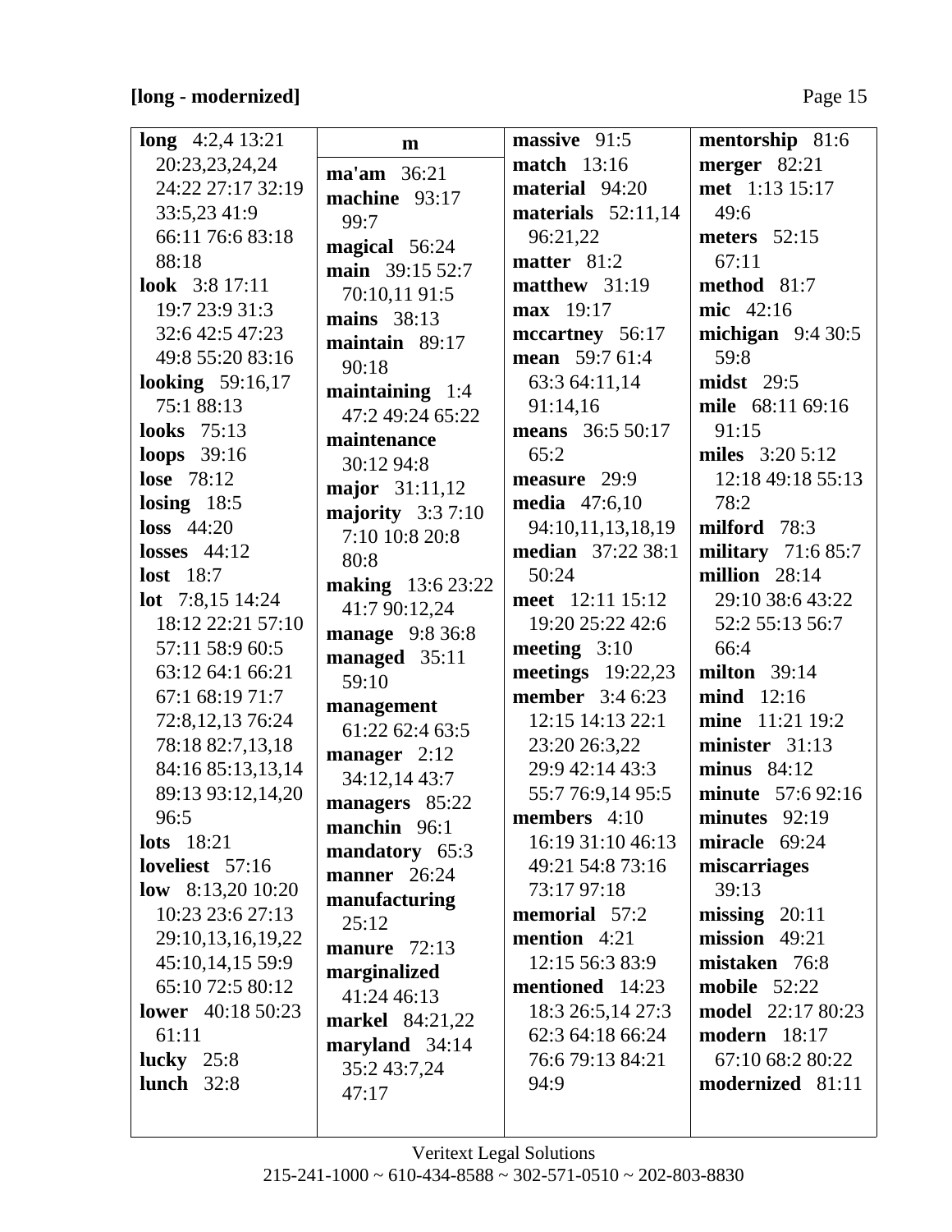**[long - modernized]**

**long** 4:2,4 13:21 20:23,23,24,24 24:22 27:17 32:19 33:5,23 41:9 66:11 76:6 83:18 88:18
**look** 3:8 17:11 19:7 23:9 31:3 32:6 42:5 47:23 49:8 55:20 83:16
**looking** 59:16,17 75:1 88:13
**looks** 75:13
**loops** 39:16
**lose** 78:12
**losing** 18:5
**loss** 44:20
**losses** 44:12
**lost** 18:7
**lot** 7:8,15 14:24 18:12 22:21 57:10 57:11 58:9 60:5 63:12 64:1 66:21 67:1 68:19 71:7 72:8,12,13 76:24 78:18 82:7,13,18 84:16 85:13,13,14 89:13 93:12,14,20 96:5
**lots** 18:21
**loveliest** 57:16
**low** 8:13,20 10:20 10:23 23:6 27:13 29:10,13,16,19,22 45:10,14,15 59:9 65:10 72:5 80:12
**lower** 40:18 50:23 61:11
**lucky** 25:8
**lunch** 32:8

**m**

**ma'am** 36:21
**machine** 93:17 99:7
**magical** 56:24
**main** 39:15 52:7 70:10,11 91:5
**mains** 38:13
**maintain** 89:17 90:18
**maintaining** 1:4 47:2 49:24 65:22
**maintenance** 30:12 94:8
**major** 31:11,12
**majority** 3:3 7:10 7:10 10:8 20:8 80:8
**making** 13:6 23:22 41:7 90:12,24
**manage** 9:8 36:8
**managed** 35:11 59:10
**management** 61:22 62:4 63:5
**manager** 2:12 34:12,14 43:7
**managers** 85:22
**manchin** 96:1
**mandatory** 65:3
**manner** 26:24
**manufacturing** 25:12
**manure** 72:13
**marginalized** 41:24 46:13
**markel** 84:21,22
**maryland** 34:14 35:2 43:7,24 47:17

**massive** 91:5
**match** 13:16
**material** 94:20
**materials** 52:11,14 96:21,22
**matter** 81:2
**matthew** 31:19
**max** 19:17
**mccartney** 56:17
**mean** 59:7 61:4 63:3 64:11,14 91:14,16
**means** 36:5 50:17 65:2
**measure** 29:9
**media** 47:6,10 94:10,11,13,18,19
**median** 37:22 38:1 50:24
**meet** 12:11 15:12 19:20 25:22 42:6
**meeting** 3:10
**meetings** 19:22,23
**member** 3:4 6:23 12:15 14:13 22:1 23:20 26:3,22 29:9 42:14 43:3 55:7 76:9,14 95:5
**members** 4:10 16:19 31:10 46:13 49:21 54:8 73:16 73:17 97:18
**memorial** 57:2
**mention** 4:21 12:15 56:3 83:9
**mentioned** 14:23 18:3 26:5,14 27:3 62:3 64:18 66:24 76:6 79:13 84:21 94:9

**mentorship** 81:6
**merger** 82:21
**met** 1:13 15:17 49:6
**meters** 52:15 67:11
**method** 81:7
**mic** 42:16
**michigan** 9:4 30:5 59:8
**midst** 29:5
**mile** 68:11 69:16 91:15
**miles** 3:20 5:12 12:18 49:18 55:13 78:2
**milford** 78:3
**military** 71:6 85:7
**million** 28:14 29:10 38:6 43:22 52:2 55:13 56:7 66:4
**milton** 39:14
**mind** 12:16
**mine** 11:21 19:2
**minister** 31:13
**minus** 84:12
**minute** 57:6 92:16
**minutes** 92:19
**miracle** 69:24
**miscarriages** 39:13
**missing** 20:11
**mission** 49:21
**mistaken** 76:8
**mobile** 52:22
**model** 22:17 80:23
**modern** 18:17 67:10 68:2 80:22
**modernized** 81:11

Veritext Legal Solutions
215-241-1000 ~ 610-434-8588 ~ 302-571-0510 ~ 202-803-8830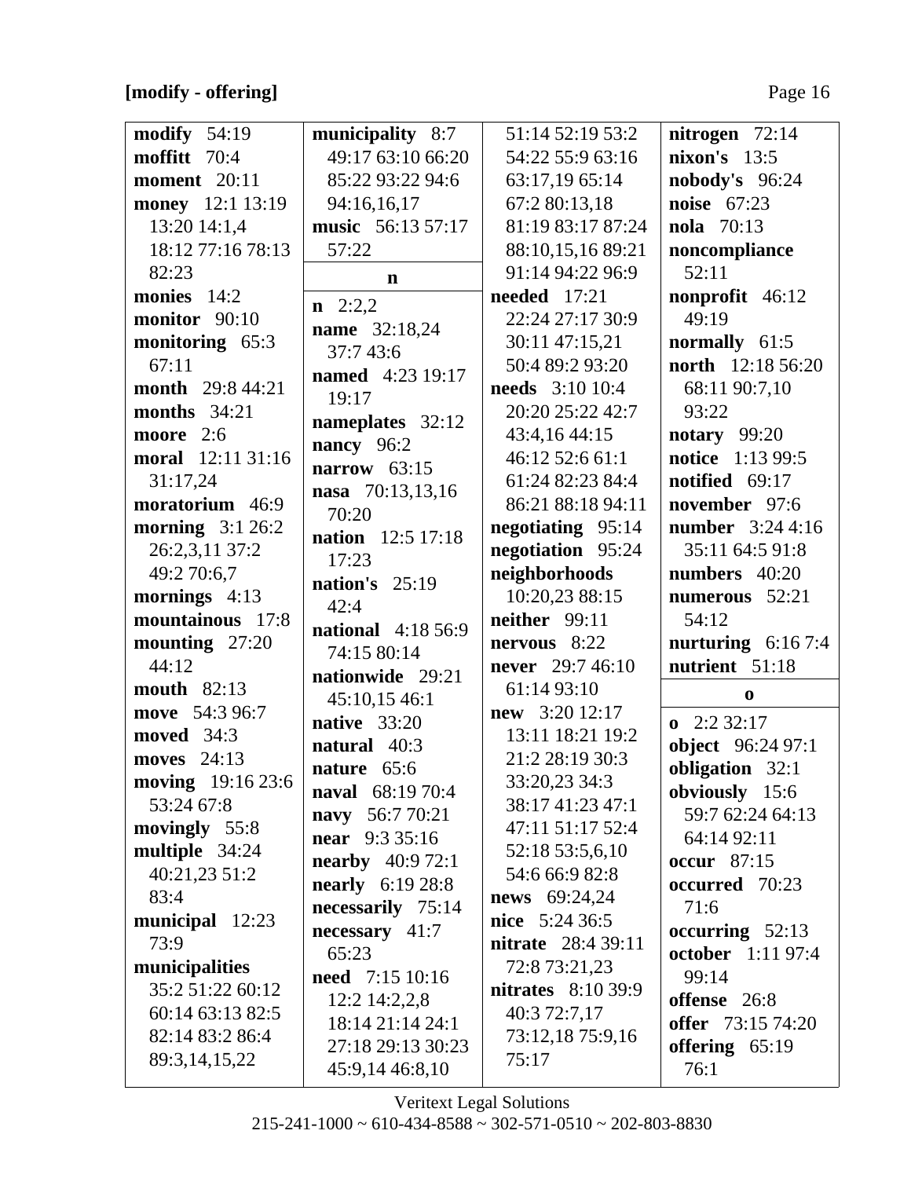**[modify - offering]**

**modify** 54:19
**moffitt** 70:4
**moment** 20:11
**money** 12:1 13:19 13:20 14:1,4 18:12 77:16 78:13 82:23
**monies** 14:2
**monitor** 90:10
**monitoring** 65:3 67:11
**month** 29:8 44:21
**months** 34:21
**moore** 2:6
**moral** 12:11 31:16 31:17,24
**moratorium** 46:9
**morning** 3:1 26:2 26:2,3,11 37:2 49:2 70:6,7
**mornings** 4:13
**mountainous** 17:8
**mounting** 27:20 44:12
**mouth** 82:13
**move** 54:3 96:7
**moved** 34:3
**moves** 24:13
**moving** 19:16 23:6 53:24 67:8
**movingly** 55:8
**multiple** 34:24 40:21,23 51:2 83:4
**municipal** 12:23 73:9
**municipalities** 35:2 51:22 60:12 60:14 63:13 82:5 82:14 83:2 86:4 89:3,14,15,22
**municipality** 8:7 49:17 63:10 66:20 85:22 93:22 94:6 94:16,16,17
**music** 56:13 57:17 57:22

**n**

**n** 2:2,2
**name** 32:18,24 37:7 43:6
**named** 4:23 19:17 19:17
**nameplates** 32:12
**nancy** 96:2
**narrow** 63:15
**nasa** 70:13,13,16 70:20
**nation** 12:5 17:18 17:23
**nation's** 25:19 42:4
**national** 4:18 56:9 74:15 80:14
**nationwide** 29:21 45:10,15 46:1
**native** 33:20
**natural** 40:3
**nature** 65:6
**naval** 68:19 70:4
**navy** 56:7 70:21
**near** 9:3 35:16
**nearby** 40:9 72:1
**nearly** 6:19 28:8
**necessarily** 75:14
**necessary** 41:7 65:23
**need** 7:15 10:16 12:2 14:2,2,8 18:14 21:14 24:1 27:18 29:13 30:23 45:9,14 46:8,10 51:14 52:19 53:2 54:22 55:9 63:16 63:17,19 65:14 67:2 80:13,18 81:19 83:17 87:24 88:10,15,16 89:21 91:14 94:22 96:9
**needed** 17:21 22:24 27:17 30:9 30:11 47:15,21 50:4 89:2 93:20
**needs** 3:10 10:4 20:20 25:22 42:7 43:4,16 44:15 46:12 52:6 61:1 61:24 82:23 84:4 86:21 88:18 94:11
**negotiating** 95:14
**negotiation** 95:24
**neighborhoods** 10:20,23 88:15
**neither** 99:11
**nervous** 8:22
**never** 29:7 46:10 61:14 93:10
**new** 3:20 12:17 13:11 18:21 19:2 21:2 28:19 30:3 33:20,23 34:3 38:17 41:23 47:1 47:11 51:17 52:4 52:18 53:5,6,10 54:6 66:9 82:8
**news** 69:24,24
**nice** 5:24 36:5
**nitrate** 28:4 39:11 72:8 73:21,23
**nitrates** 8:10 39:9 40:3 72:7,17 73:12,18 75:9,16 75:17
**nitrogen** 72:14
**nixon's** 13:5
**nobody's** 96:24
**noise** 67:23
**nola** 70:13
**noncompliance** 52:11
**nonprofit** 46:12 49:19
**normally** 61:5
**north** 12:18 56:20 68:11 90:7,10 93:22
**notary** 99:20
**notice** 1:13 99:5
**notified** 69:17
**november** 97:6
**number** 3:24 4:16 35:11 64:5 91:8
**numbers** 40:20
**numerous** 52:21 54:12
**nurturing** 6:16 7:4
**nutrient** 51:18

**o**

**o** 2:2 32:17
**object** 96:24 97:1
**obligation** 32:1
**obviously** 15:6 59:7 62:24 64:13 64:14 92:11
**occur** 87:15
**occurred** 70:23 71:6
**occurring** 52:13
**october** 1:11 97:4 99:14
**offense** 26:8
**offer** 73:15 74:20
**offering** 65:19 76:1

Veritext Legal Solutions
215-241-1000 ~ 610-434-8588 ~ 302-571-0510 ~ 202-803-8830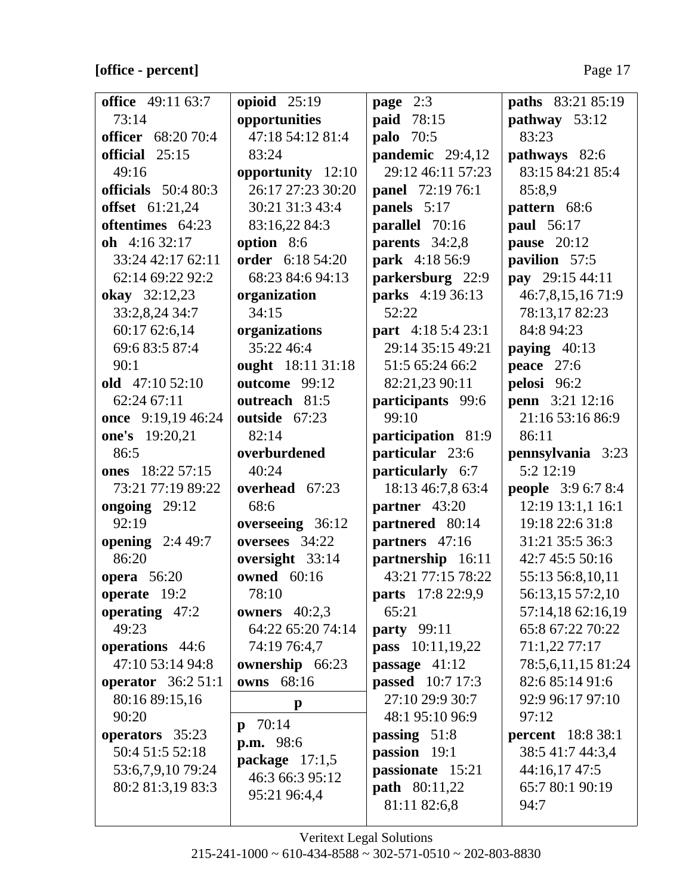**[office - percent]**

**office** 49:11 63:7 73:14
**officer** 68:20 70:4
**official** 25:15 49:16
**officials** 50:4 80:3
**offset** 61:21,24
**oftentimes** 64:23
**oh** 4:16 32:17 33:24 42:17 62:11 62:14 69:22 92:2
**okay** 32:12,23 33:2,8,24 34:7 60:17 62:6,14 69:6 83:5 87:4 90:1
**old** 47:10 52:10 62:24 67:11
**once** 9:19,19 46:24
**one's** 19:20,21 86:5
**ones** 18:22 57:15 73:21 77:19 89:22
**ongoing** 29:12 92:19
**opening** 2:4 49:7 86:20
**opera** 56:20
**operate** 19:2
**operating** 47:2 49:23
**operations** 44:6 47:10 53:14 94:8
**operator** 36:2 51:1 80:16 89:15,16 90:20
**operators** 35:23 50:4 51:5 52:18 53:6,7,9,10 79:24 80:2 81:3,19 83:3

**opioid** 25:19
**opportunities** 47:18 54:12 81:4 83:24
**opportunity** 12:10 26:17 27:23 30:20 30:21 31:3 43:4 83:16,22 84:3
**option** 8:6
**order** 6:18 54:20 68:23 84:6 94:13
**organization** 34:15
**organizations** 35:22 46:4
**ought** 18:11 31:18
**outcome** 99:12
**outreach** 81:5
**outside** 67:23 82:14
**overburdened** 40:24
**overhead** 67:23 68:6
**overseeing** 36:12
**oversees** 34:22
**oversight** 33:14
**owned** 60:16 78:10
**owners** 40:2,3 64:22 65:20 74:14 74:19 76:4,7
**ownership** 66:23
**owns** 68:16

**p**

**p** 70:14
**p.m.** 98:6
**package** 17:1,5 46:3 66:3 95:12 95:21 96:4,4

**page** 2:3
**paid** 78:15
**palo** 70:5
**pandemic** 29:4,12 29:12 46:11 57:23
**panel** 72:19 76:1
**panels** 5:17
**parallel** 70:16
**parents** 34:2,8
**park** 4:18 56:9
**parkersburg** 22:9
**parks** 4:19 36:13 52:22
**part** 4:18 5:4 23:1 29:14 35:15 49:21 51:5 65:24 66:2 82:21,23 90:11
**participants** 99:6 99:10
**participation** 81:9
**particular** 23:6
**particularly** 6:7 18:13 46:7,8 63:4
**partner** 43:20
**partnered** 80:14
**partners** 47:16
**partnership** 16:11 43:21 77:15 78:22
**parts** 17:8 22:9,9 65:21
**party** 99:11
**pass** 10:11,19,22
**passage** 41:12
**passed** 10:7 17:3 27:10 29:9 30:7 48:1 95:10 96:9
**passing** 51:8
**passion** 19:1
**passionate** 15:21
**path** 80:11,22 81:11 82:6,8

**paths** 83:21 85:19
**pathway** 53:12 83:23
**pathways** 82:6 83:15 84:21 85:4 85:8,9
**pattern** 68:6
**paul** 56:17
**pause** 20:12
**pavilion** 57:5
**pay** 29:15 44:11 46:7,8,15,16 71:9 78:13,17 82:23 84:8 94:23
**paying** 40:13
**peace** 27:6
**pelosi** 96:2
**penn** 3:21 12:16 21:16 53:16 86:9 86:11
**pennsylvania** 3:23 5:2 12:19
**people** 3:9 6:7 8:4 12:19 13:1,1 16:1 19:18 22:6 31:8 31:21 35:5 36:3 42:7 45:5 50:16 55:13 56:8,10,11 56:13,15 57:2,10 57:14,18 62:16,19 65:8 67:22 70:22 71:1,22 77:17 78:5,6,11,15 81:24 82:6 85:14 91:6 92:9 96:17 97:10 97:12
**percent** 18:8 38:1 38:5 41:7 44:3,4 44:16,17 47:5 65:7 80:1 90:19 94:7

Veritext Legal Solutions
215-241-1000 ~ 610-434-8588 ~ 302-571-0510 ~ 202-803-8830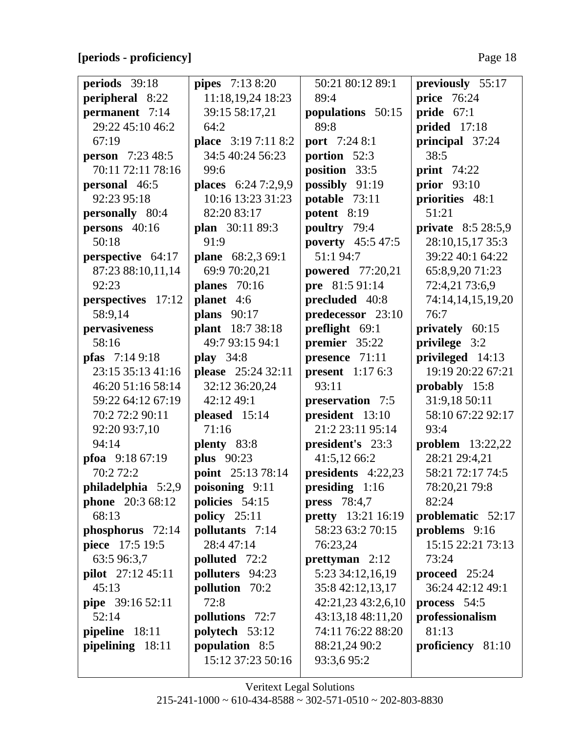**[periods - proficiency]**

**periods** 39:18
**peripheral** 8:22
**permanent** 7:14 29:22 45:10 46:2 67:19
**person** 7:23 48:5 70:11 72:11 78:16
**personal** 46:5 92:23 95:18
**personally** 80:4
**persons** 40:16 50:18
**perspective** 64:17 87:23 88:10,11,14 92:23
**perspectives** 17:12 58:9,14
**pervasiveness** 58:16
**pfas** 7:14 9:18 23:15 35:13 41:16 46:20 51:16 58:14 59:22 64:12 67:19 70:2 72:2 90:11 92:20 93:7,10 94:14
**pfoa** 9:18 67:19 70:2 72:2
**philadelphia** 5:2,9
**phone** 20:3 68:12 68:13
**phosphorus** 72:14
**piece** 17:5 19:5 63:5 96:3,7
**pilot** 27:12 45:11 45:13
**pipe** 39:16 52:11 52:14
**pipeline** 18:11
**pipelining** 18:11
**pipes** 7:13 8:20 11:18,19,24 18:23 39:15 58:17,21 64:2
**place** 3:19 7:11 8:2 34:5 40:24 56:23 99:6
**places** 6:24 7:2,9,9 10:16 13:23 31:23 82:20 83:17
**plan** 30:11 89:3 91:9
**plane** 68:2,3 69:1 69:9 70:20,21
**planes** 70:16
**planet** 4:6
**plans** 90:17
**plant** 18:7 38:18 49:7 93:15 94:1
**play** 34:8
**please** 25:24 32:11 32:12 36:20,24 42:12 49:1
**pleased** 15:14 71:16
**plenty** 83:8
**plus** 90:23
**point** 25:13 78:14
**poisoning** 9:11
**policies** 54:15
**policy** 25:11
**pollutants** 7:14 28:4 47:14
**polluted** 72:2
**polluters** 94:23
**pollution** 70:2 72:8
**pollutions** 72:7
**polytech** 53:12
**population** 8:5 15:12 37:23 50:16 50:21 80:12 89:1 89:4
**populations** 50:15 89:8
**port** 7:24 8:1
**portion** 52:3
**position** 33:5
**possibly** 91:19
**potable** 73:11
**potent** 8:19
**poultry** 79:4
**poverty** 45:5 47:5 51:1 94:7
**powered** 77:20,21
**pre** 81:5 91:14
**precluded** 40:8
**predecessor** 23:10
**preflight** 69:1
**premier** 35:22
**presence** 71:11
**present** 1:17 6:3 93:11
**preservation** 7:5
**president** 13:10 21:2 23:11 95:14
**president's** 23:3 41:5,12 66:2
**presidents** 4:22,23
**presiding** 1:16
**press** 78:4,7
**pretty** 13:21 16:19 58:23 63:2 70:15 76:23,24
**prettyman** 2:12 5:23 34:12,16,19 35:8 42:12,13,17 42:21,23 43:2,6,10 43:13,18 48:11,20 74:11 76:22 88:20 88:21,24 90:2 93:3,6 95:2
**previously** 55:17
**price** 76:24
**pride** 67:1
**prided** 17:18
**principal** 37:24 38:5
**print** 74:22
**prior** 93:10
**priorities** 48:1 51:21
**private** 8:5 28:5,9 28:10,15,17 35:3 39:22 40:1 64:22 65:8,9,20 71:23 72:4,21 73:6,9 74:14,14,15,19,20 76:7
**privately** 60:15
**privilege** 3:2
**privileged** 14:13 19:19 20:22 67:21
**probably** 15:8 31:9,18 50:11 58:10 67:22 92:17 93:4
**problem** 13:22,22 28:21 29:4,21 58:21 72:17 74:5 78:20,21 79:8 82:24
**problematic** 52:17
**problems** 9:16 15:15 22:21 73:13 73:24
**proceed** 25:24 36:24 42:12 49:1
**process** 54:5
**professionalism** 81:13
**proficiency** 81:10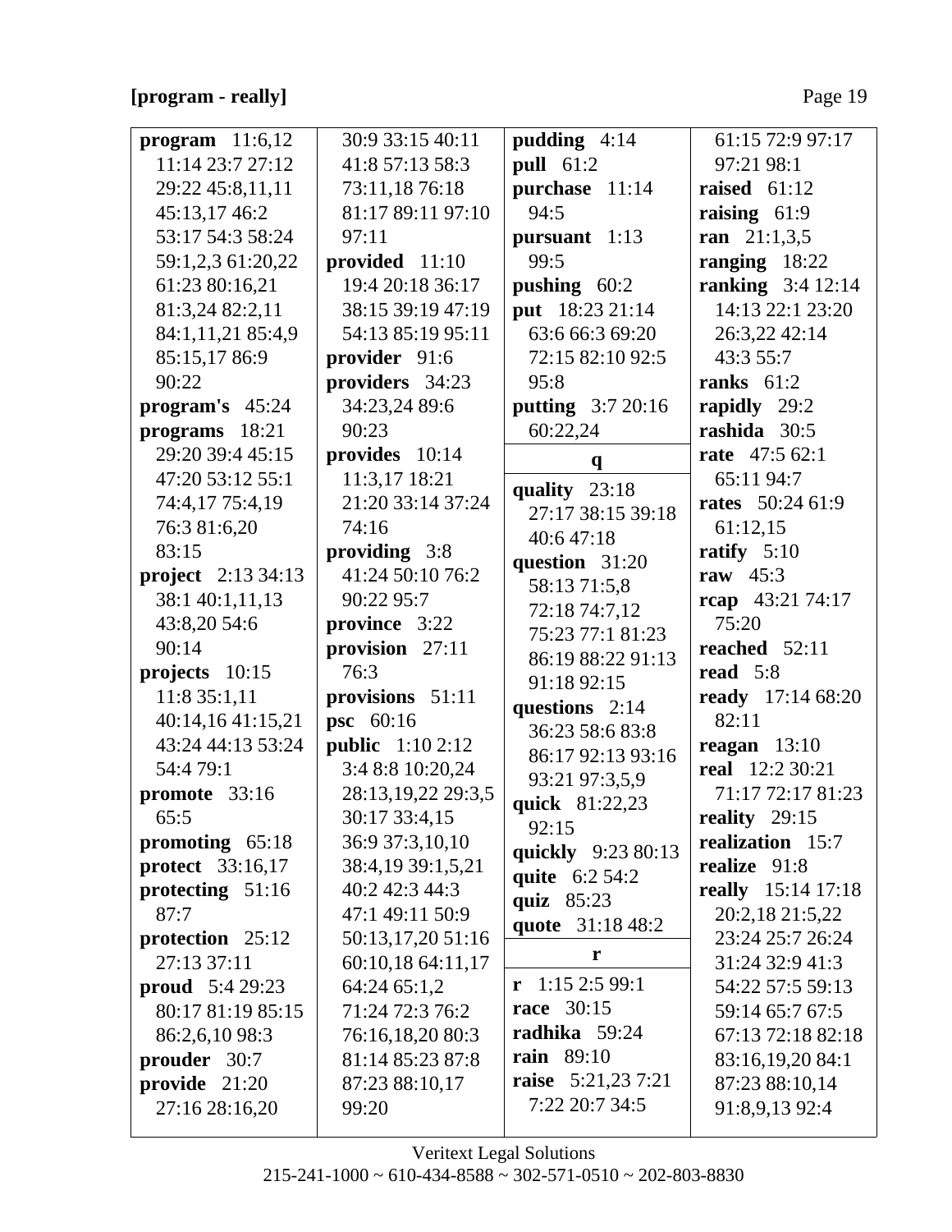**[program - really]**

**program** 11:6,12 11:14 23:7 27:12 29:22 45:8,11,11 45:13,17 46:2 53:17 54:3 58:24 59:1,2,3 61:20,22 61:23 80:16,21 81:3,24 82:2,11 84:1,11,21 85:4,9 85:15,17 86:9 90:22
**program's** 45:24
**programs** 18:21 29:20 39:4 45:15 47:20 53:12 55:1 74:4,17 75:4,19 76:3 81:6,20 83:15
**project** 2:13 34:13 38:1 40:1,11,13 43:8,20 54:6 90:14
**projects** 10:15 11:8 35:1,11 40:14,16 41:15,21 43:24 44:13 53:24 54:4 79:1
**promote** 33:16 65:5
**promoting** 65:18
**protect** 33:16,17
**protecting** 51:16 87:7
**protection** 25:12 27:13 37:11
**proud** 5:4 29:23 80:17 81:19 85:15 86:2,6,10 98:3
**prouder** 30:7
**provide** 21:20 27:16 28:16,20 30:9 33:15 40:11 41:8 57:13 58:3 73:11,18 76:18 81:17 89:11 97:10 97:11
**provided** 11:10 19:4 20:18 36:17 38:15 39:19 47:19 54:13 85:19 95:11
**provider** 91:6
**providers** 34:23 34:23,24 89:6 90:23
**provides** 10:14 11:3,17 18:21 21:20 33:14 37:24 74:16
**providing** 3:8 41:24 50:10 76:2 90:22 95:7
**province** 3:22
**provision** 27:11 76:3
**provisions** 51:11
**psc** 60:16
**public** 1:10 2:12 3:4 8:8 10:20,24 28:13,19,22 29:3,5 30:17 33:4,15 36:9 37:3,10,10 38:4,19 39:1,5,21 40:2 42:3 44:3 47:1 49:11 50:9 50:13,17,20 51:16 60:10,18 64:11,17 64:24 65:1,2 71:24 72:3 76:2 76:16,18,20 80:3 81:14 85:23 87:8 87:23 88:10,17 99:20
**pudding** 4:14
**pull** 61:2
**purchase** 11:14 94:5
**pursuant** 1:13 99:5
**pushing** 60:2
**put** 18:23 21:14 63:6 66:3 69:20 72:15 82:10 92:5 95:8
**putting** 3:7 20:16 60:22,24

**q**

**quality** 23:18 27:17 38:15 39:18 40:6 47:18
**question** 31:20 58:13 71:5,8 72:18 74:7,12 75:23 77:1 81:23 86:19 88:22 91:13 91:18 92:15
**questions** 2:14 36:23 58:6 83:8 86:17 92:13 93:16 93:21 97:3,5,9
**quick** 81:22,23 92:15
**quickly** 9:23 80:13
**quite** 6:2 54:2
**quiz** 85:23
**quote** 31:18 48:2

**r**

**r** 1:15 2:5 99:1
**race** 30:15
**radhika** 59:24
**rain** 89:10
**raise** 5:21,23 7:21 7:22 20:7 34:5 61:15 72:9 97:17 97:21 98:1
**raised** 61:12
**raising** 61:9
**ran** 21:1,3,5
**ranging** 18:22
**ranking** 3:4 12:14 14:13 22:1 23:20 26:3,22 42:14 43:3 55:7
**ranks** 61:2
**rapidly** 29:2
**rashida** 30:5
**rate** 47:5 62:1 65:11 94:7
**rates** 50:24 61:9 61:12,15
**ratify** 5:10
**raw** 45:3
**rcap** 43:21 74:17 75:20
**reached** 52:11
**read** 5:8
**ready** 17:14 68:20 82:11
**reagan** 13:10
**real** 12:2 30:21 71:17 72:17 81:23
**reality** 29:15
**realization** 15:7
**realize** 91:8
**really** 15:14 17:18 20:2,18 21:5,22 23:24 25:7 26:24 31:24 32:9 41:3 54:22 57:5 59:13 59:14 65:7 67:5 67:13 72:18 82:18 83:16,19,20 84:1 87:23 88:10,14 91:8,9,13 92:4

Veritext Legal Solutions
215-241-1000 ~ 610-434-8588 ~ 302-571-0510 ~ 202-803-8830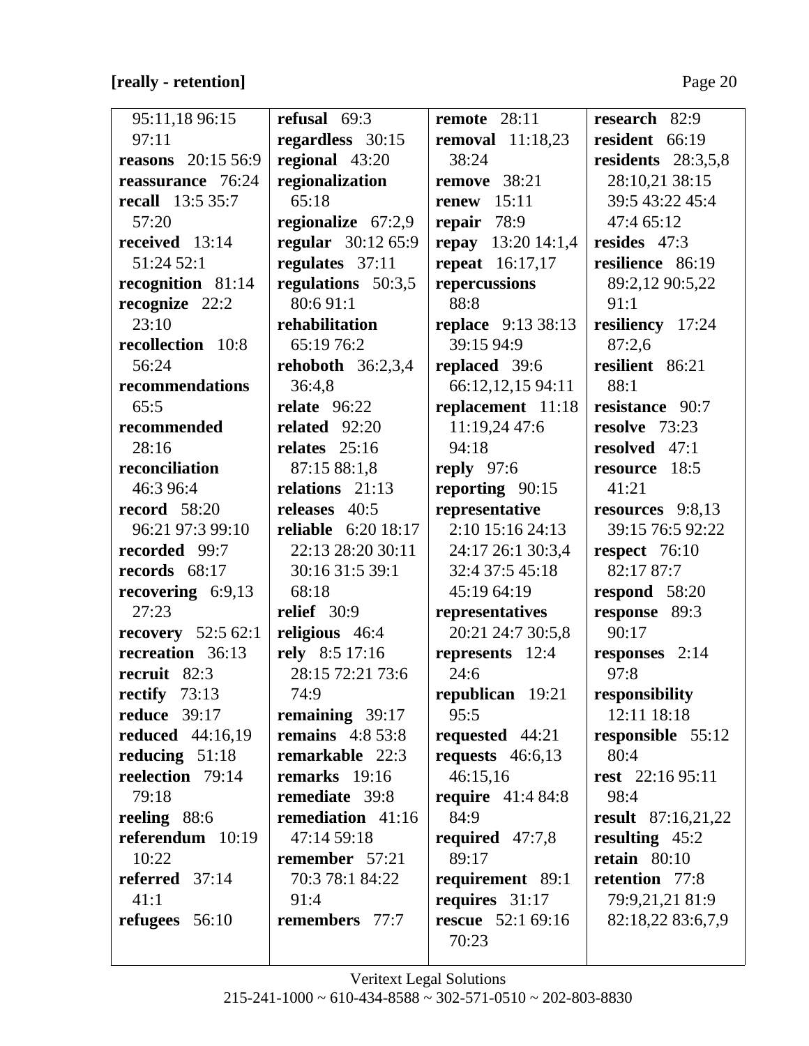**[really - retention]**

95:11,18 96:15 97:11
**reasons** 20:15 56:9
**reassurance** 76:24
**recall** 13:5 35:7 57:20
**received** 13:14 51:24 52:1
**recognition** 81:14
**recognize** 22:2 23:10
**recollection** 10:8 56:24
**recommendations** 65:5
**recommended** 28:16
**reconciliation** 46:3 96:4
**record** 58:20 96:21 97:3 99:10
**recorded** 99:7
**records** 68:17
**recovering** 6:9,13 27:23
**recovery** 52:5 62:1
**recreation** 36:13
**recruit** 82:3
**rectify** 73:13
**reduce** 39:17
**reduced** 44:16,19
**reducing** 51:18
**reelection** 79:14 79:18
**reeling** 88:6
**referendum** 10:19 10:22
**referred** 37:14 41:1
**refugees** 56:10
**refusal** 69:3
**regardless** 30:15
**regional** 43:20
**regionalization** 65:18
**regionalize** 67:2,9
**regular** 30:12 65:9
**regulates** 37:11
**regulations** 50:3,5 80:6 91:1
**rehabilitation** 65:19 76:2
**rehoboth** 36:2,3,4 36:4,8
**relate** 96:22
**related** 92:20
**relates** 25:16 87:15 88:1,8
**relations** 21:13
**releases** 40:5
**reliable** 6:20 18:17 22:13 28:20 30:11 30:16 31:5 39:1 68:18
**relief** 30:9
**religious** 46:4
**rely** 8:5 17:16 28:15 72:21 73:6 74:9
**remaining** 39:17
**remains** 4:8 53:8
**remarkable** 22:3
**remarks** 19:16
**remediate** 39:8
**remediation** 41:16 47:14 59:18
**remember** 57:21 70:3 78:1 84:22 91:4
**remembers** 77:7
**remote** 28:11
**removal** 11:18,23 38:24
**remove** 38:21
**renew** 15:11
**repair** 78:9
**repay** 13:20 14:1,4
**repeat** 16:17,17
**repercussions** 88:8
**replace** 9:13 38:13 39:15 94:9
**replaced** 39:6 66:12,12,15 94:11
**replacement** 11:18 11:19,24 47:6 94:18
**reply** 97:6
**reporting** 90:15
**representative** 2:10 15:16 24:13 24:17 26:1 30:3,4 32:4 37:5 45:18 45:19 64:19
**representatives** 20:21 24:7 30:5,8
**represents** 12:4 24:6
**republican** 19:21 95:5
**requested** 44:21
**requests** 46:6,13 46:15,16
**require** 41:4 84:8 84:9
**required** 47:7,8 89:17
**requirement** 89:1
**requires** 31:17
**rescue** 52:1 69:16 70:23
**research** 82:9
**resident** 66:19
**residents** 28:3,5,8 28:10,21 38:15 39:5 43:22 45:4 47:4 65:12
**resides** 47:3
**resilience** 86:19 89:2,12 90:5,22 91:1
**resiliency** 17:24 87:2,6
**resilient** 86:21 88:1
**resistance** 90:7
**resolve** 73:23
**resolved** 47:1
**resource** 18:5 41:21
**resources** 9:8,13 39:15 76:5 92:22
**respect** 76:10 82:17 87:7
**respond** 58:20
**response** 89:3 90:17
**responses** 2:14 97:8
**responsibility** 12:11 18:18
**responsible** 55:12 80:4
**rest** 22:16 95:11 98:4
**result** 87:16,21,22
**resulting** 45:2
**retain** 80:10
**retention** 77:8 79:9,21,21 81:9 82:18,22 83:6,7,9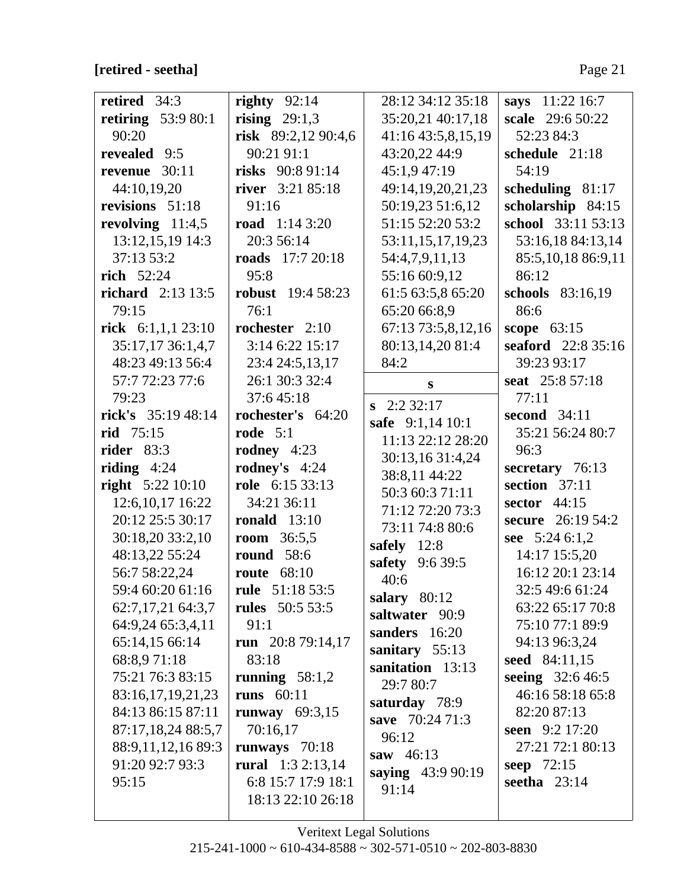**[retired - seetha]**

**retired** 34:3
**retiring** 53:9 80:1 90:20
**revealed** 9:5
**revenue** 30:11 44:10,19,20
**revisions** 51:18
**revolving** 11:4,5 13:12,15,19 14:3 37:13 53:2
**rich** 52:24
**richard** 2:13 13:5 79:15
**rick** 6:1,1,1 23:10 35:17,17 36:1,4,7 48:23 49:13 56:4 57:7 72:23 77:6 79:23
**rick's** 35:19 48:14
**rid** 75:15
**rider** 83:3
**riding** 4:24
**right** 5:22 10:10 12:6,10,17 16:22 20:12 25:5 30:17 30:18,20 33:2,10 48:13,22 55:24 56:7 58:22,24 59:4 60:20 61:16 62:7,17,21 64:3,7 64:9,24 65:3,4,11 65:14,15 66:14 68:8,9 71:18 75:21 76:3 83:15 83:16,17,19,21,23 84:13 86:15 87:11 87:17,18,24 88:5,7 88:9,11,12,16 89:3 91:20 92:7 93:3 95:15
**righty** 92:14
**rising** 29:1,3
**risk** 89:2,12 90:4,6 90:21 91:1
**risks** 90:8 91:14
**river** 3:21 85:18 91:16
**road** 1:14 3:20 20:3 56:14
**roads** 17:7 20:18 95:8
**robust** 19:4 58:23 76:1
**rochester** 2:10 3:14 6:22 15:17 23:4 24:5,13,17 26:1 30:3 32:4 37:6 45:18
**rochester's** 64:20
**rode** 5:1
**rodney** 4:23
**rodney's** 4:24
**role** 6:15 33:13 34:21 36:11
**ronald** 13:10
**room** 36:5,5
**round** 58:6
**route** 68:10
**rule** 51:18 53:5
**rules** 50:5 53:5 91:1
**run** 20:8 79:14,17 83:18
**running** 58:1,2
**runs** 60:11
**runway** 69:3,15 70:16,17
**runways** 70:18
**rural** 1:3 2:13,14 6:8 15:7 17:9 18:1 18:13 22:10 26:18 28:12 34:12 35:18 35:20,21 40:17,18 41:16 43:5,8,15,19 43:20,22 44:9 45:1,9 47:19 49:14,19,20,21,23 50:19,23 51:6,12 51:15 52:20 53:2 53:11,15,17,19,23 54:4,7,9,11,13 55:16 60:9,12 61:5 63:5,8 65:20 65:20 66:8,9 67:13 73:5,8,12,16 80:13,14,20 81:4 84:2

**s**

**s** 2:2 32:17
**safe** 9:1,14 10:1 11:13 22:12 28:20 30:13,16 31:4,24 38:8,11 44:22 50:3 60:3 71:11 71:12 72:20 73:3 73:11 74:8 80:6
**safely** 12:8
**safety** 9:6 39:5 40:6
**salary** 80:12
**saltwater** 90:9
**sanders** 16:20
**sanitary** 55:13
**sanitation** 13:13 29:7 80:7
**saturday** 78:9
**save** 70:24 71:3 96:12
**saw** 46:13
**saying** 43:9 90:19 91:14
**says** 11:22 16:7
**scale** 29:6 50:22 52:23 84:3
**schedule** 21:18 54:19
**scheduling** 81:17
**scholarship** 84:15
**school** 33:11 53:13 53:16,18 84:13,14 85:5,10,18 86:9,11 86:12
**schools** 83:16,19 86:6
**scope** 63:15
**seaford** 22:8 35:16 39:23 93:17
**seat** 25:8 57:18 77:11
**second** 34:11 35:21 56:24 80:7 96:3
**secretary** 76:13
**section** 37:11
**sector** 44:15
**secure** 26:19 54:2
**see** 5:24 6:1,2 14:17 15:5,20 16:12 20:1 23:14 32:5 49:6 61:24 63:22 65:17 70:8 75:10 77:1 89:9 94:13 96:3,24
**seed** 84:11,15
**seeing** 32:6 46:5 46:16 58:18 65:8 82:20 87:13
**seen** 9:2 17:20 27:21 72:1 80:13
**seep** 72:15
**seetha** 23:14

Veritext Legal Solutions
215-241-1000 ~ 610-434-8588 ~ 302-571-0510 ~ 202-803-8830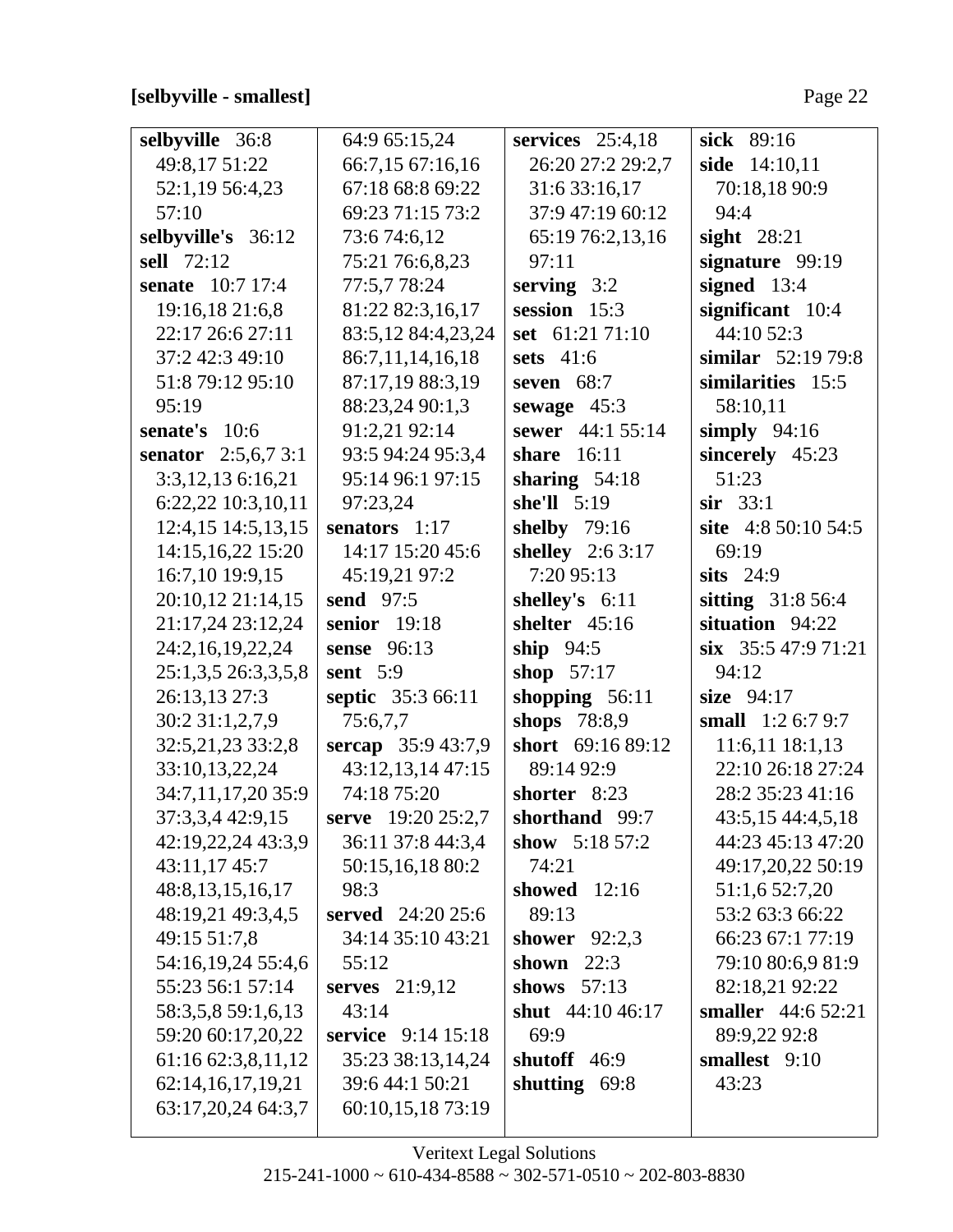[selbyville - smallest]

**selbyville** 36:8 49:8,17 51:22 52:1,19 56:4,23 57:10
**selbyville's** 36:12
**sell** 72:12
**senate** 10:7 17:4 19:16,18 21:6,8 22:17 26:6 27:11 37:2 42:3 49:10 51:8 79:12 95:10 95:19
**senate's** 10:6
**senator** 2:5,6,7 3:1 3:3,12,13 6:16,21 6:22,22 10:3,10,11 12:4,15 14:5,13,15 14:15,16,22 15:20 16:7,10 19:9,15 20:10,12 21:14,15 21:17,24 23:12,24 24:2,16,19,22,24 25:1,3,5 26:3,3,5,8 26:13,13 27:3 30:2 31:1,2,7,9 32:5,21,23 33:2,8 33:10,13,22,24 34:7,11,17,20 35:9 37:3,3,4 42:9,15 42:19,22,24 43:3,9 43:11,17 45:7 48:8,13,15,16,17 48:19,21 49:3,4,5 49:15 51:7,8 54:16,19,24 55:4,6 55:23 56:1 57:14 58:3,5,8 59:1,6,13 59:20 60:17,20,22 61:16 62:3,8,11,12 62:14,16,17,19,21 63:17,20,24 64:3,7 64:9 65:15,24 66:7,15 67:16,16 67:18 68:8 69:22 69:23 71:15 73:2 73:6 74:6,12 75:21 76:6,8,23 77:5,7 78:24 81:22 82:3,16,17 83:5,12 84:4,23,24 86:7,11,14,16,18 87:17,19 88:3,19 88:23,24 90:1,3 91:2,21 92:14 93:5 94:24 95:3,4 95:14 96:1 97:15 97:23,24
**senators** 1:17 14:17 15:20 45:6 45:19,21 97:2
**send** 97:5
**senior** 19:18
**sense** 96:13
**sent** 5:9
**septic** 35:3 66:11 75:6,7,7
**sercap** 35:9 43:7,9 43:12,13,14 47:15 74:18 75:20
**serve** 19:20 25:2,7 36:11 37:8 44:3,4 50:15,16,18 80:2 98:3
**served** 24:20 25:6 34:14 35:10 43:21 55:12
**serves** 21:9,12 43:14
**service** 9:14 15:18 35:23 38:13,14,24 39:6 44:1 50:21 60:10,15,18 73:19
**services** 25:4,18 26:20 27:2 29:2,7 31:6 33:16,17 37:9 47:19 60:12 65:19 76:2,13,16 97:11
**serving** 3:2
**session** 15:3
**set** 61:21 71:10
**sets** 41:6
**seven** 68:7
**sewage** 45:3
**sewer** 44:1 55:14
**share** 16:11
**sharing** 54:18
**she'll** 5:19
**shelby** 79:16
**shelley** 2:6 3:17 7:20 95:13
**shelley's** 6:11
**shelter** 45:16
**ship** 94:5
**shop** 57:17
**shopping** 56:11
**shops** 78:8,9
**short** 69:16 89:12 89:14 92:9
**shorter** 8:23
**shorthand** 99:7
**show** 5:18 57:2 74:21
**showed** 12:16 89:13
**shower** 92:2,3
**shown** 22:3
**shows** 57:13
**shut** 44:10 46:17 69:9
**shutoff** 46:9
**shutting** 69:8
**sick** 89:16
**side** 14:10,11 70:18,18 90:9 94:4
**sight** 28:21
**signature** 99:19
**signed** 13:4
**significant** 10:4 44:10 52:3
**similar** 52:19 79:8
**similarities** 15:5 58:10,11
**simply** 94:16
**sincerely** 45:23 51:23
**sir** 33:1
**site** 4:8 50:10 54:5 69:19
**sits** 24:9
**sitting** 31:8 56:4
**situation** 94:22
**six** 35:5 47:9 71:21 94:12
**size** 94:17
**small** 1:2 6:7 9:7 11:6,11 18:1,13 22:10 26:18 27:24 28:2 35:23 41:16 43:5,15 44:4,5,18 44:23 45:13 47:20 49:17,20,22 50:19 51:1,6 52:7,20 53:2 63:3 66:22 66:23 67:1 77:19 79:10 80:6,9 81:9 82:18,21 92:22
**smaller** 44:6 52:21 89:9,22 92:8
**smallest** 9:10 43:23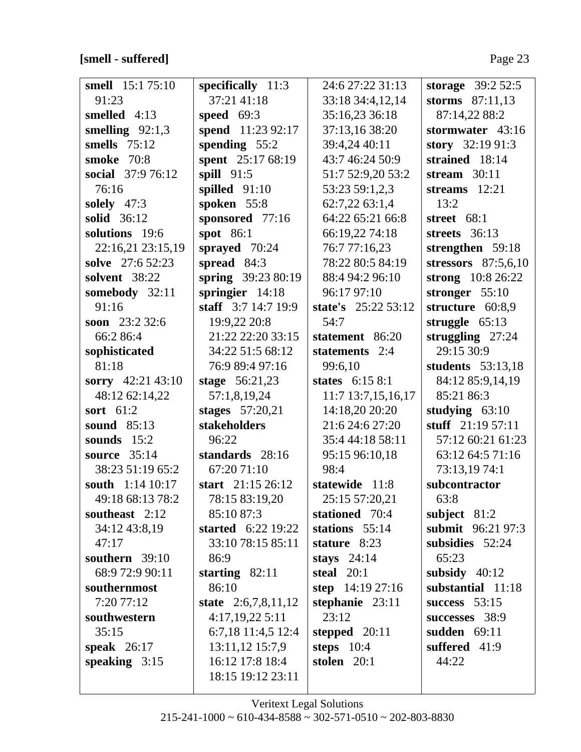**[smell - suffered]**

**smell** 15:1 75:10 91:23
**smelled** 4:13
**smelling** 92:1,3
**smells** 75:12
**smoke** 70:8
**social** 37:9 76:12 76:16
**solely** 47:3
**solid** 36:12
**solutions** 19:6 22:16,21 23:15,19
**solve** 27:6 52:23
**solvent** 38:22
**somebody** 32:11 91:16
**soon** 23:2 32:6 66:2 86:4
**sophisticated** 81:18
**sorry** 42:21 43:10 48:12 62:14,22
**sort** 61:2
**sound** 85:13
**sounds** 15:2
**source** 35:14 38:23 51:19 65:2
**south** 1:14 10:17 49:18 68:13 78:2
**southeast** 2:12 34:12 43:8,19 47:17
**southern** 39:10 68:9 72:9 90:11
**southernmost** 7:20 77:12
**southwestern** 35:15
**speak** 26:17
**speaking** 3:15
**specifically** 11:3 37:21 41:18
**speed** 69:3
**spend** 11:23 92:17
**spending** 55:2
**spent** 25:17 68:19
**spill** 91:5
**spilled** 91:10
**spoken** 55:8
**sponsored** 77:16
**spot** 86:1
**sprayed** 70:24
**spread** 84:3
**spring** 39:23 80:19
**springier** 14:18
**staff** 3:7 14:7 19:9 19:9,22 20:8 21:22 22:20 33:15 34:22 51:5 68:12 76:9 89:4 97:16
**stage** 56:21,23 57:1,8,19,24
**stages** 57:20,21
**stakeholders** 96:22
**standards** 28:16 67:20 71:10
**start** 21:15 26:12 78:15 83:19,20 85:10 87:3
**started** 6:22 19:22 33:10 78:15 85:11 86:9
**starting** 82:11 86:10
**state** 2:6,7,8,11,12 4:17,19,22 5:11 6:7,18 11:4,5 12:4 13:11,12 15:7,9 16:12 17:8 18:4 18:15 19:12 23:11 24:6 27:22 31:13 33:18 34:4,12,14 35:16,23 36:18 37:13,16 38:20 39:4,24 40:11 43:7 46:24 50:9 51:7 52:9,20 53:2 53:23 59:1,2,3 62:7,22 63:1,4 64:22 65:21 66:8 66:19,22 74:18 76:7 77:16,23 78:22 80:5 84:19 88:4 94:2 96:10 96:17 97:10
**state's** 25:22 53:12 54:7
**statement** 86:20
**statements** 2:4 99:6,10
**states** 6:15 8:1 11:7 13:7,15,16,17 14:18,20 20:20 21:6 24:6 27:20 35:4 44:18 58:11 95:15 96:10,18 98:4
**statewide** 11:8 25:15 57:20,21
**stationed** 70:4
**stations** 55:14
**stature** 8:23
**stays** 24:14
**steal** 20:1
**step** 14:19 27:16
**stephanie** 23:11 23:12
**stepped** 20:11
**steps** 10:4
**stolen** 20:1
**storage** 39:2 52:5
**storms** 87:11,13 87:14,22 88:2
**stormwater** 43:16
**story** 32:19 91:3
**strained** 18:14
**stream** 30:11
**streams** 12:21 13:2
**street** 68:1
**streets** 36:13
**strengthen** 59:18
**stressors** 87:5,6,10
**strong** 10:8 26:22
**stronger** 55:10
**structure** 60:8,9
**struggle** 65:13
**struggling** 27:24 29:15 30:9
**students** 53:13,18 84:12 85:9,14,19 85:21 86:3
**studying** 63:10
**stuff** 21:19 57:11 57:12 60:21 61:23 63:12 64:5 71:16 73:13,19 74:1
**subcontractor** 63:8
**subject** 81:2
**submit** 96:21 97:3
**subsidies** 52:24 65:23
**subsidy** 40:12
**substantial** 11:18
**success** 53:15
**successes** 38:9
**sudden** 69:11
**suffered** 41:9 44:22

Veritext Legal Solutions
215-241-1000 ~ 610-434-8588 ~ 302-571-0510 ~ 202-803-8830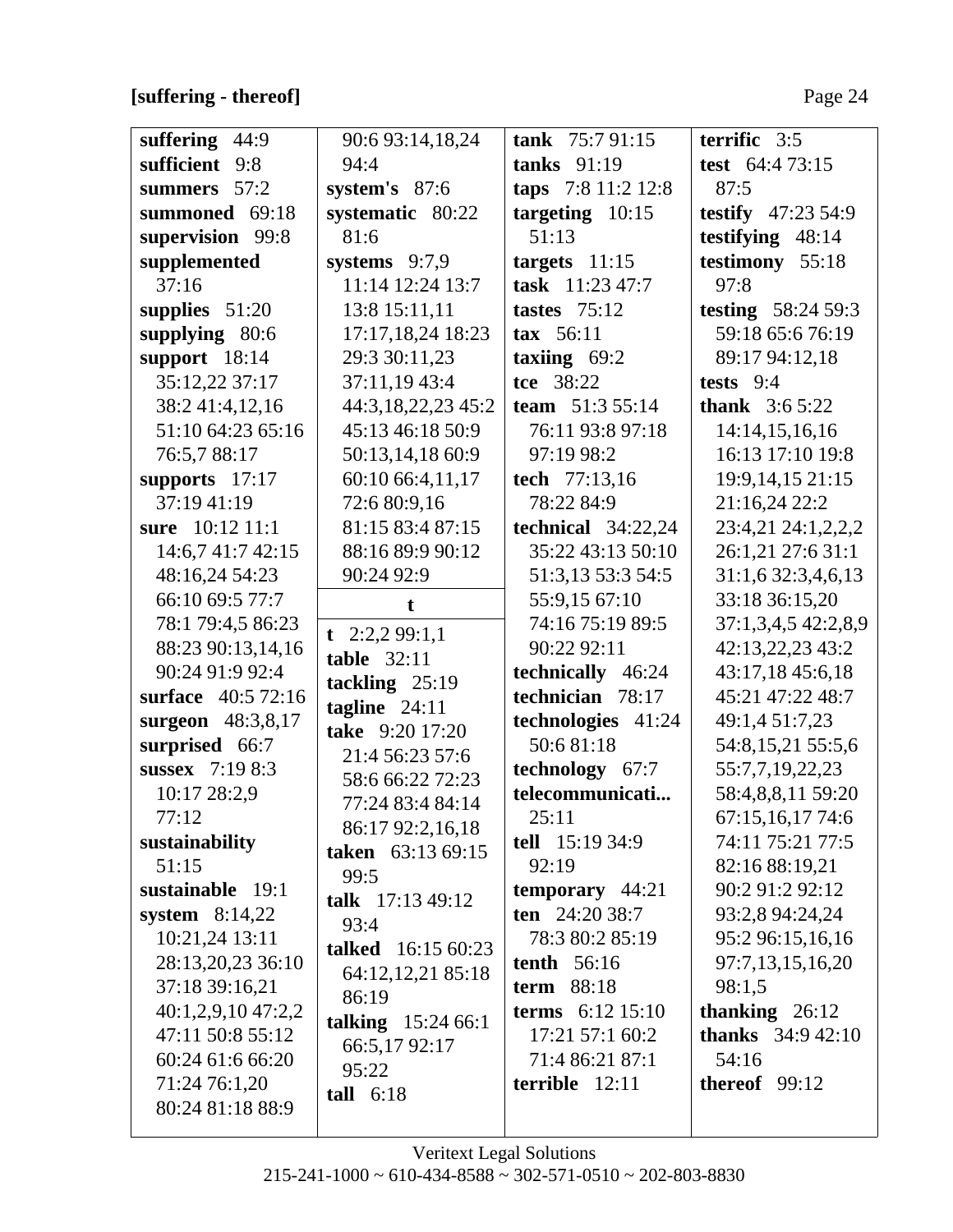**[suffering - thereof]**

**suffering** 44:9
**sufficient** 9:8
**summers** 57:2
**summoned** 69:18
**supervision** 99:8
**supplemented** 37:16
**supplies** 51:20
**supplying** 80:6
**support** 18:14 35:12,22 37:17 38:2 41:4,12,16 51:10 64:23 65:16 76:5,7 88:17
**supports** 17:17 37:19 41:19
**sure** 10:12 11:1 14:6,7 41:7 42:15 48:16,24 54:23 66:10 69:5 77:7 78:1 79:4,5 86:23 88:23 90:13,14,16 90:24 91:9 92:4
**surface** 40:5 72:16
**surgeon** 48:3,8,17
**surprised** 66:7
**sussex** 7:19 8:3 10:17 28:2,9 77:12
**sustainability** 51:15
**sustainable** 19:1
**system** 8:14,22 10:21,24 13:11 28:13,20,23 36:10 37:18 39:16,21 40:1,2,9,10 47:2,2 47:11 50:8 55:12 60:24 61:6 66:20 71:24 76:1,20 80:24 81:18 88:9 90:6 93:14,18,24 94:4
**system's** 87:6
**systematic** 80:22 81:6
**systems** 9:7,9 11:14 12:24 13:7 13:8 15:11,11 17:17,18,24 18:23 29:3 30:11,23 37:11,19 43:4 44:3,18,22,23 45:2 45:13 46:18 50:9 50:13,14,18 60:9 60:10 66:4,11,17 72:6 80:9,16 81:15 83:4 87:15 88:16 89:9 90:12 90:24 92:9

**t**

**t** 2:2,2 99:1,1
**table** 32:11
**tackling** 25:19
**tagline** 24:11
**take** 9:20 17:20 21:4 56:23 57:6 58:6 66:22 72:23 77:24 83:4 84:14 86:17 92:2,16,18
**taken** 63:13 69:15 99:5
**talk** 17:13 49:12 93:4
**talked** 16:15 60:23 64:12,12,21 85:18 86:19
**talking** 15:24 66:1 66:5,17 92:17 95:22
**tall** 6:18
**tank** 75:7 91:15
**tanks** 91:19
**taps** 7:8 11:2 12:8
**targeting** 10:15 51:13
**targets** 11:15
**task** 11:23 47:7
**tastes** 75:12
**tax** 56:11
**taxiing** 69:2
**tce** 38:22
**team** 51:3 55:14 76:11 93:8 97:18 97:19 98:2
**tech** 77:13,16 78:22 84:9
**technical** 34:22,24 35:22 43:13 50:10 51:3,13 53:3 54:5 55:9,15 67:10 74:16 75:19 89:5 90:22 92:11
**technically** 46:24
**technician** 78:17
**technologies** 41:24 50:6 81:18
**technology** 67:7
**telecommunicati...** 25:11
**tell** 15:19 34:9 92:19
**temporary** 44:21
**ten** 24:20 38:7 78:3 80:2 85:19
**tenth** 56:16
**term** 88:18
**terms** 6:12 15:10 17:21 57:1 60:2 71:4 86:21 87:1
**terrible** 12:11
**terrific** 3:5
**test** 64:4 73:15 87:5
**testify** 47:23 54:9
**testifying** 48:14
**testimony** 55:18 97:8
**testing** 58:24 59:3 59:18 65:6 76:19 89:17 94:12,18
**tests** 9:4
**thank** 3:6 5:22 14:14,15,16,16 16:13 17:10 19:8 19:9,14,15 21:15 21:16,24 22:2 23:4,21 24:1,2,2,2 26:1,21 27:6 31:1 31:1,6 32:3,4,6,13 33:18 36:15,20 37:1,3,4,5 42:2,8,9 42:13,22,23 43:2 43:17,18 45:6,18 45:21 47:22 48:7 49:1,4 51:7,23 54:8,15,21 55:5,6 55:7,7,19,22,23 58:4,8,8,11 59:20 67:15,16,17 74:6 74:11 75:21 77:5 82:16 88:19,21 90:2 91:2 92:12 93:2,8 94:24,24 95:2 96:15,16,16 97:7,13,15,16,20 98:1,5
**thanking** 26:12
**thanks** 34:9 42:10 54:16
**thereof** 99:12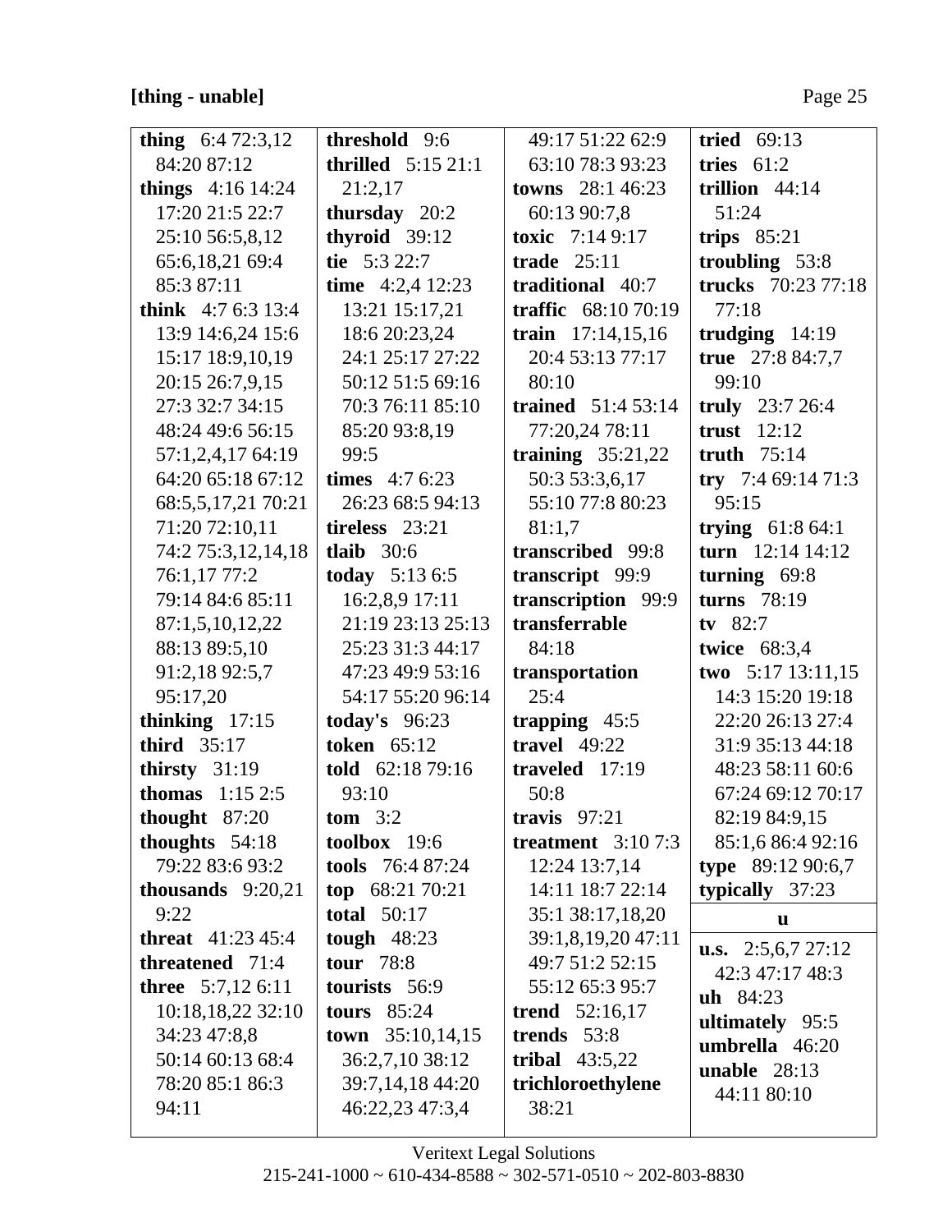**[thing - unable]**

**thing** 6:4 72:3,12 84:20 87:12
**things** 4:16 14:24 17:20 21:5 22:7 25:10 56:5,8,12 65:6,18,21 69:4 85:3 87:11
**think** 4:7 6:3 13:4 13:9 14:6,24 15:6 15:17 18:9,10,19 20:15 26:7,9,15 27:3 32:7 34:15 48:24 49:6 56:15 57:1,2,4,17 64:19 64:20 65:18 67:12 68:5,5,17,21 70:21 71:20 72:10,11 74:2 75:3,12,14,18 76:1,17 77:2 79:14 84:6 85:11 87:1,5,10,12,22 88:13 89:5,10 91:2,18 92:5,7 95:17,20
**thinking** 17:15
**third** 35:17
**thirsty** 31:19
**thomas** 1:15 2:5
**thought** 87:20
**thoughts** 54:18 79:22 83:6 93:2
**thousands** 9:20,21 9:22
**threat** 41:23 45:4
**threatened** 71:4
**three** 5:7,12 6:11 10:18,18,22 32:10 34:23 47:8,8 50:14 60:13 68:4 78:20 85:1 86:3 94:11
**threshold** 9:6
**thrilled** 5:15 21:1 21:2,17
**thursday** 20:2
**thyroid** 39:12
**tie** 5:3 22:7
**time** 4:2,4 12:23 13:21 15:17,21 18:6 20:23,24 24:1 25:17 27:22 50:12 51:5 69:16 70:3 76:11 85:10 85:20 93:8,19 99:5
**times** 4:7 6:23 26:23 68:5 94:13
**tireless** 23:21
**tlaib** 30:6
**today** 5:13 6:5 16:2,8,9 17:11 21:19 23:13 25:13 25:23 31:3 44:17 47:23 49:9 53:16 54:17 55:20 96:14
**today's** 96:23
**token** 65:12
**told** 62:18 79:16 93:10
**tom** 3:2
**toolbox** 19:6
**tools** 76:4 87:24
**top** 68:21 70:21
**total** 50:17
**tough** 48:23
**tour** 78:8
**tourists** 56:9
**tours** 85:24
**town** 35:10,14,15 36:2,7,10 38:12 39:7,14,18 44:20 46:22,23 47:3,4 49:17 51:22 62:9 63:10 78:3 93:23
**towns** 28:1 46:23 60:13 90:7,8
**toxic** 7:14 9:17
**trade** 25:11
**traditional** 40:7
**traffic** 68:10 70:19
**train** 17:14,15,16 20:4 53:13 77:17 80:10
**trained** 51:4 53:14 77:20,24 78:11
**training** 35:21,22 50:3 53:3,6,17 55:10 77:8 80:23 81:1,7
**transcribed** 99:8
**transcript** 99:9
**transcription** 99:9
**transferrable** 84:18
**transportation** 25:4
**trapping** 45:5
**travel** 49:22
**traveled** 17:19 50:8
**travis** 97:21
**treatment** 3:10 7:3 12:24 13:7,14 14:11 18:7 22:14 35:1 38:17,18,20 39:1,8,19,20 47:11 49:7 51:2 52:15 55:12 65:3 95:7
**trend** 52:16,17
**trends** 53:8
**tribal** 43:5,22
**trichloroethylene** 38:21
**tried** 69:13
**tries** 61:2
**trillion** 44:14 51:24
**trips** 85:21
**troubling** 53:8
**trucks** 70:23 77:18 77:18
**trudging** 14:19
**true** 27:8 84:7,7 99:10
**truly** 23:7 26:4
**trust** 12:12
**truth** 75:14
**try** 7:4 69:14 71:3 95:15
**trying** 61:8 64:1
**turn** 12:14 14:12
**turning** 69:8
**turns** 78:19
**tv** 82:7
**twice** 68:3,4
**two** 5:17 13:11,15 14:3 15:20 19:18 22:20 26:13 27:4 31:9 35:13 44:18 48:23 58:11 60:6 67:24 69:12 70:17 82:19 84:9,15 85:1,6 86:4 92:16
**type** 89:12 90:6,7
**typically** 37:23

**u**

**u.s.** 2:5,6,7 27:12 42:3 47:17 48:3
**uh** 84:23
**ultimately** 95:5
**umbrella** 46:20
**unable** 28:13 44:11 80:10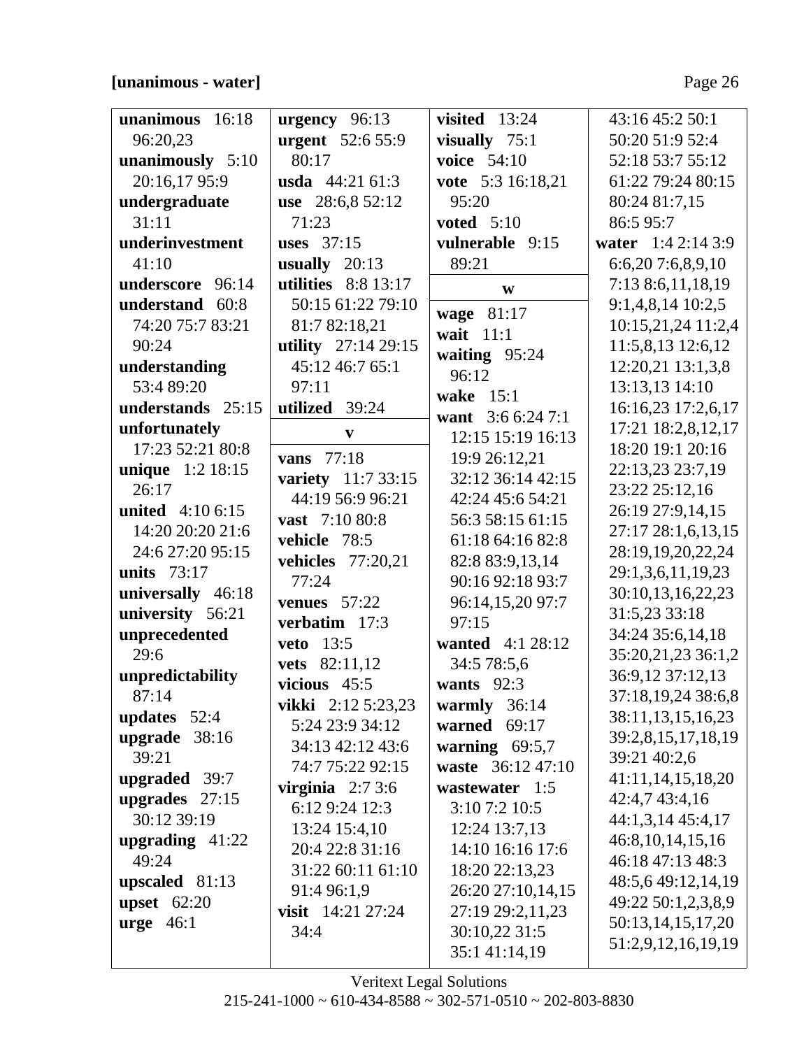**[unanimous - water]**

**unanimous** 16:18 96:20,23
**unanimously** 5:10 20:16,17 95:9
**undergraduate** 31:11
**underinvestment** 41:10
**underscore** 96:14
**understand** 60:8 74:20 75:7 83:21 90:24
**understanding** 53:4 89:20
**understands** 25:15
**unfortunately** 17:23 52:21 80:8
**unique** 1:2 18:15 26:17
**united** 4:10 6:15 14:20 20:20 21:6 24:6 27:20 95:15
**units** 73:17
**universally** 46:18
**university** 56:21
**unprecedented** 29:6
**unpredictability** 87:14
**updates** 52:4
**upgrade** 38:16 39:21
**upgraded** 39:7
**upgrades** 27:15 30:12 39:19
**upgrading** 41:22 49:24
**upscaled** 81:13
**upset** 62:20
**urge** 46:1
**urgency** 96:13
**urgent** 52:6 55:9 80:17
**usda** 44:21 61:3
**use** 28:6,8 52:12 71:23
**uses** 37:15
**usually** 20:13
**utilities** 8:8 13:17 50:15 61:22 79:10 81:7 82:18,21
**utility** 27:14 29:15 45:12 46:7 65:1 97:11
**utilized** 39:24

**v**

**vans** 77:18
**variety** 11:7 33:15 44:19 56:9 96:21
**vast** 7:10 80:8
**vehicle** 78:5
**vehicles** 77:20,21 77:24
**venues** 57:22
**verbatim** 17:3
**veto** 13:5
**vets** 82:11,12
**vicious** 45:5
**vikki** 2:12 5:23,23 5:24 23:9 34:12 34:13 42:12 43:6 74:7 75:22 92:15
**virginia** 2:7 3:6 6:12 9:24 12:3 13:24 15:4,10 20:4 22:8 31:16 31:22 60:11 61:10 91:4 96:1,9
**visit** 14:21 27:24 34:4
**visited** 13:24
**visually** 75:1
**voice** 54:10
**vote** 5:3 16:18,21 95:20
**voted** 5:10
**vulnerable** 9:15 89:21

**w**

**wage** 81:17
**wait** 11:1
**waiting** 95:24 96:12
**wake** 15:1
**want** 3:6 6:24 7:1 12:15 15:19 16:13 19:9 26:12,21 32:12 36:14 42:15 42:24 45:6 54:21 56:3 58:15 61:15 61:18 64:16 82:8 82:8 83:9,13,14 90:16 92:18 93:7 96:14,15,20 97:7 97:15
**wanted** 4:1 28:12 34:5 78:5,6
**wants** 92:3
**warmly** 36:14
**warned** 69:17
**warning** 69:5,7
**waste** 36:12 47:10
**wastewater** 1:5 3:10 7:2 10:5 12:24 13:7,13 14:10 16:16 17:6 18:20 22:13,23 26:20 27:10,14,15 27:19 29:2,11,23 30:10,22 31:5 35:1 41:14,19 43:16 45:2 50:1 50:20 51:9 52:4 52:18 53:7 55:12 61:22 79:24 80:15 80:24 81:7,15 86:5 95:7
**water** 1:4 2:14 3:9 6:6,20 7:6,8,9,10 7:13 8:6,11,18,19 9:1,4,8,14 10:2,5 10:15,21,24 11:2,4 11:5,8,13 12:6,12 12:20,21 13:1,3,8 13:13,13 14:10 16:16,23 17:2,6,17 17:21 18:2,8,12,17 18:20 19:1 20:16 22:13,23 23:7,19 23:22 25:12,16 26:19 27:9,14,15 27:17 28:1,6,13,15 28:19,19,20,22,24 29:1,3,6,11,19,23 30:10,13,16,22,23 31:5,23 33:18 34:24 35:6,14,18 35:20,21,23 36:1,2 36:9,12 37:12,13 37:18,19,24 38:6,8 38:11,13,15,16,23 39:2,8,15,17,18,19 39:21 40:2,6 41:11,14,15,18,20 42:4,7 43:4,16 44:1,3,14 45:4,17 46:8,10,14,15,16 46:18 47:13 48:3 48:5,6 49:12,14,19 49:22 50:1,2,3,8,9 50:13,14,15,17,20 51:2,9,12,16,19,19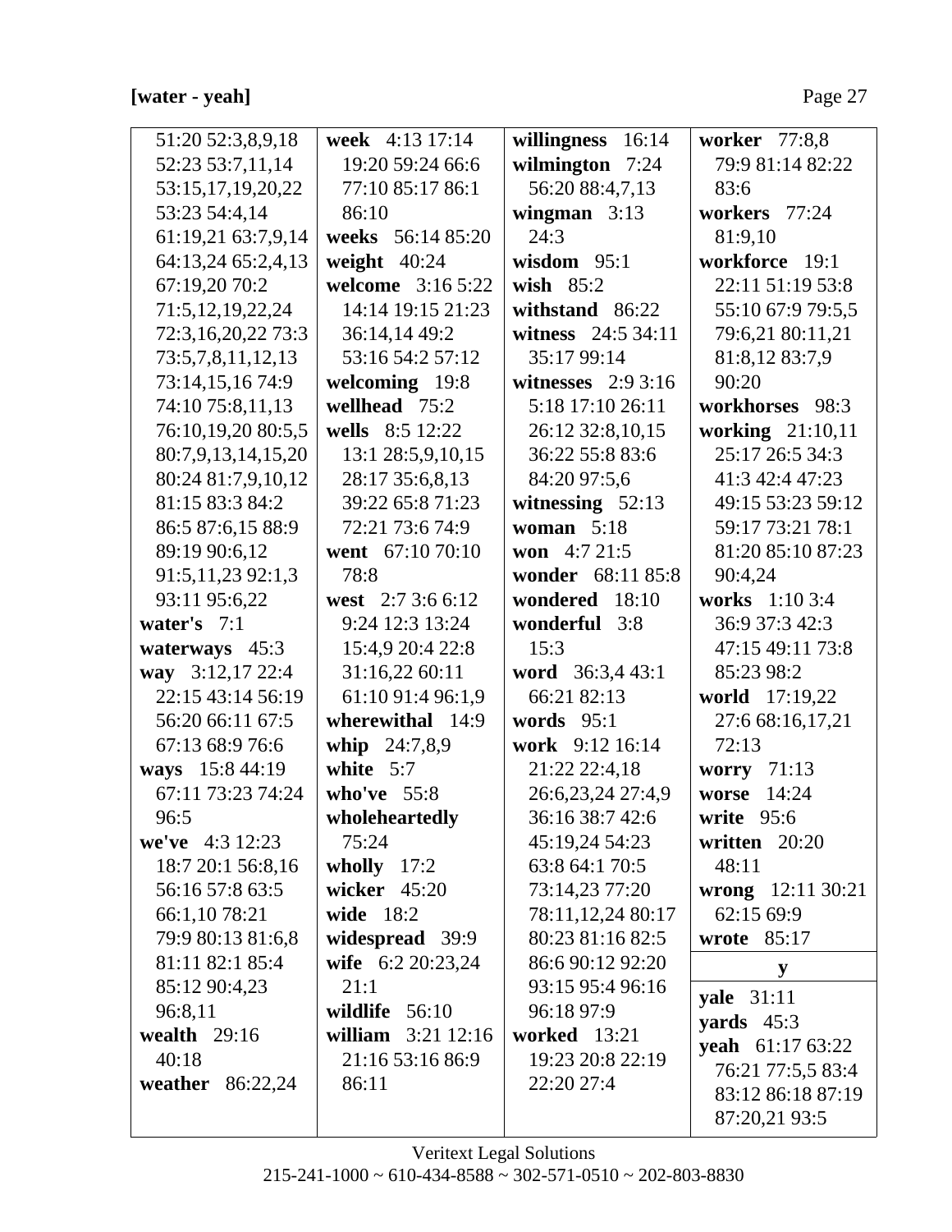**[water - yeah]**

51:20 52:3,8,9,18
52:23 53:7,11,14
53:15,17,19,20,22
53:23 54:4,14
61:19,21 63:7,9,14
64:13,24 65:2,4,13
67:19,20 70:2
71:5,12,19,22,24
72:3,16,20,22 73:3
73:5,7,8,11,12,13
73:14,15,16 74:9
74:10 75:8,11,13
76:10,19,20 80:5,5
80:7,9,13,14,15,20
80:24 81:7,9,10,12
81:15 83:3 84:2
86:5 87:6,15 88:9
89:19 90:6,12
91:5,11,23 92:1,3
93:11 95:6,22

**water's** 7:1
**waterways** 45:3
**way** 3:12,17 22:4 22:15 43:14 56:19 56:20 66:11 67:5 67:13 68:9 76:6
**ways** 15:8 44:19 67:11 73:23 74:24 96:5
**we've** 4:3 12:23 18:7 20:1 56:8,16 56:16 57:8 63:5 66:1,10 78:21 79:9 80:13 81:6,8 81:11 82:1 85:4 85:12 90:4,23 96:8,11
**wealth** 29:16 40:18
**weather** 86:22,24
**week** 4:13 17:14 19:20 59:24 66:6 77:10 85:17 86:1 86:10
**weeks** 56:14 85:20
**weight** 40:24
**welcome** 3:16 5:22 14:14 19:15 21:23 36:14,14 49:2 53:16 54:2 57:12
**welcoming** 19:8
**wellhead** 75:2
**wells** 8:5 12:22 13:1 28:5,9,10,15 28:17 35:6,8,13 39:22 65:8 71:23 72:21 73:6 74:9
**went** 67:10 70:10 78:8
**west** 2:7 3:6 6:12 9:24 12:3 13:24 15:4,9 20:4 22:8 31:16,22 60:11 61:10 91:4 96:1,9
**wherewithal** 14:9
**whip** 24:7,8,9
**white** 5:7
**who've** 55:8
**wholeheartedly** 75:24
**wholly** 17:2
**wicker** 45:20
**wide** 18:2
**widespread** 39:9
**wife** 6:2 20:23,24 21:1
**wildlife** 56:10
**william** 3:21 12:16 21:16 53:16 86:9 86:11
**willingness** 16:14
**wilmington** 7:24 56:20 88:4,7,13
**wingman** 3:13 24:3
**wisdom** 95:1
**wish** 85:2
**withstand** 86:22
**witness** 24:5 34:11 35:17 99:14
**witnesses** 2:9 3:16 5:18 17:10 26:11 26:12 32:8,10,15 36:22 55:8 83:6 84:20 97:5,6
**witnessing** 52:13
**woman** 5:18
**won** 4:7 21:5
**wonder** 68:11 85:8
**wondered** 18:10
**wonderful** 3:8 15:3
**word** 36:3,4 43:1 66:21 82:13
**words** 95:1
**work** 9:12 16:14 21:22 22:4,18 26:6,23,24 27:4,9 36:16 38:7 42:6 45:19,24 54:23 63:8 64:1 70:5 73:14,23 77:20 78:11,12,24 80:17 80:23 81:16 82:5 86:6 90:12 92:20 93:15 95:4 96:16 96:18 97:9
**worked** 13:21 19:23 20:8 22:19 22:20 27:4
**worker** 77:8,8 79:9 81:14 82:22 83:6
**workers** 77:24 81:9,10
**workforce** 19:1 22:11 51:19 53:8 55:10 67:9 79:5,5 79:6,21 80:11,21 81:8,12 83:7,9 90:20
**workhorses** 98:3
**working** 21:10,11 25:17 26:5 34:3 41:3 42:4 47:23 49:15 53:23 59:12 59:17 73:21 78:1 81:20 85:10 87:23 90:4,24
**works** 1:10 3:4 36:9 37:3 42:3 47:15 49:11 73:8 85:23 98:2
**world** 17:19,22 27:6 68:16,17,21 72:13
**worry** 71:13
**worse** 14:24
**write** 95:6
**written** 20:20 48:11
**wrong** 12:11 30:21 62:15 69:9
**wrote** 85:17

**y**

**yale** 31:11
**yards** 45:3
**yeah** 61:17 63:22 76:21 77:5,5 83:4 83:12 86:18 87:19 87:20,21 93:5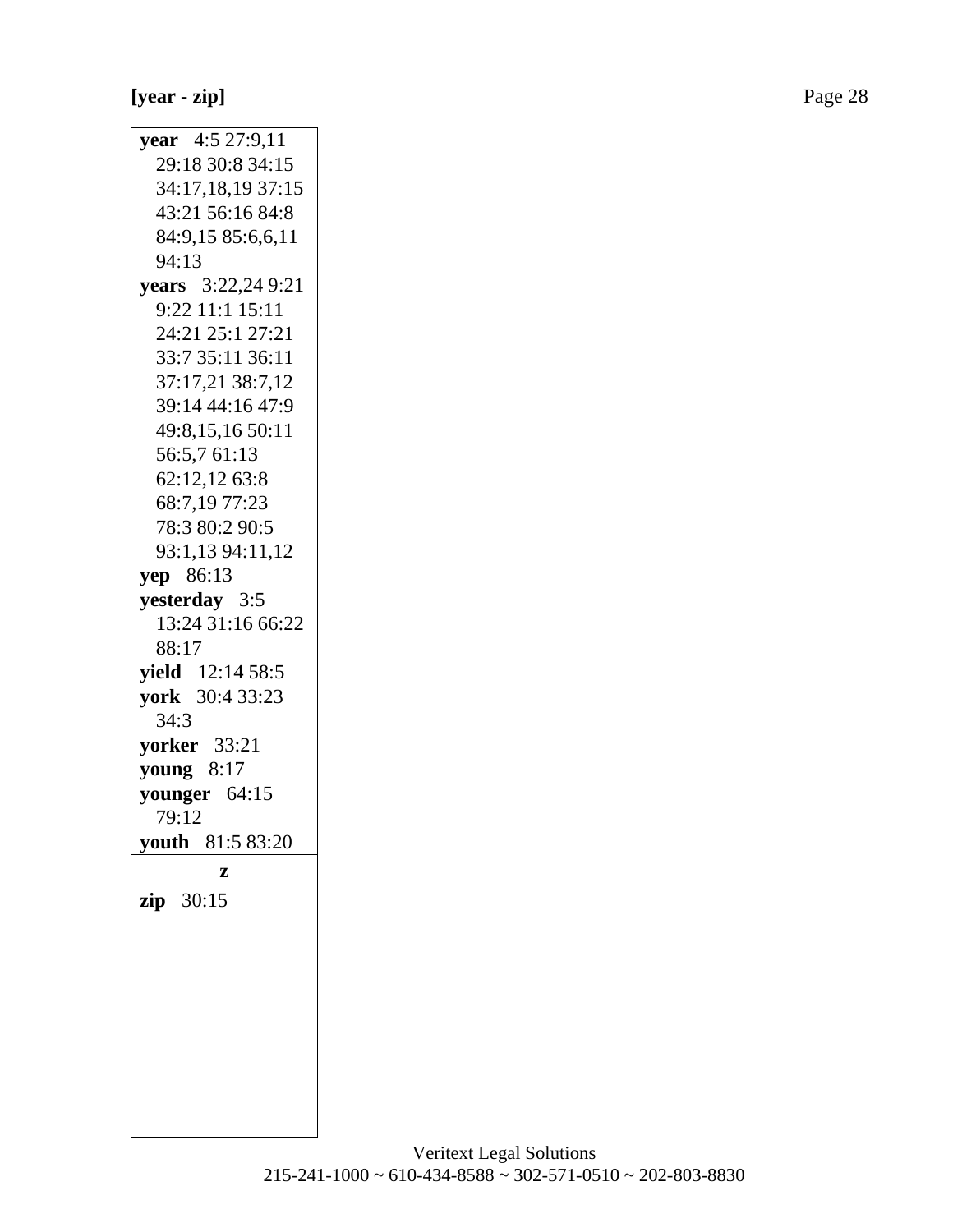**year** 4:5 27:9,11 29:18 30:8 34:15 34:17,18,19 37:15 43:21 56:16 84:8 84:9,15 85:6,6,11 94:13

**years** 3:22,24 9:21 9:22 11:1 15:11 24:21 25:1 27:21 33:7 35:11 36:11 37:17,21 38:7,12 39:14 44:16 47:9 49:8,15,16 50:11 56:5,7 61:13 62:12,12 63:8 68:7,19 77:23 78:3 80:2 90:5 93:1,13 94:11,12

**yep** 86:13

**yesterday** 3:5 13:24 31:16 66:22 88:17

**yield** 12:14 58:5

**york** 30:4 33:23 34:3

**yorker** 33:21

**young** 8:17

**younger** 64:15 79:12

**youth** 81:5 83:20

**z**

**zip** 30:15